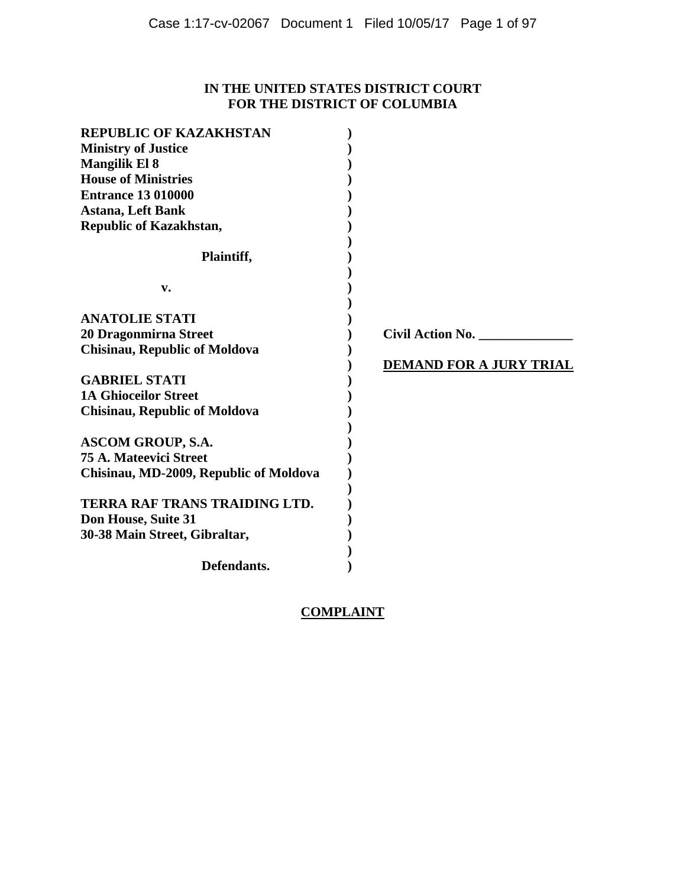**IN THE UNITED STATES DISTRICT COURT**
**FOR THE DISTRICT OF COLUMBIA**

| | | |
|---|---|---|
| **REPUBLIC OF KAZAKHSTAN**<br>**Ministry of Justice**<br>**Mangilik El 8**<br>**House of Ministries**<br>**Entrance 13 010000**<br>**Astana, Left Bank**<br>**Republic of Kazakhstan,**<br><br>**Plaintiff,**<br><br>**v.**<br><br>**ANATOLIE STATI**<br>**20 Dragonmirna Street**<br>**Chisinau, Republic of Moldova**<br><br>**GABRIEL STATI**<br>**1A Ghioceilor Street**<br>**Chisinau, Republic of Moldova**<br><br>**ASCOM GROUP, S.A.**<br>**75 A. Mateevici Street**<br>**Chisinau, MD-2009, Republic of Moldova**<br><br>**TERRA RAF TRANS TRAIDING LTD.**<br>**Don House, Suite 31**<br>**30-38 Main Street, Gibraltar,**<br><br>**Defendants.** | ) | **Civil Action No. ______________**<br><br>**DEMAND FOR A JURY TRIAL** |

**COMPLAINT**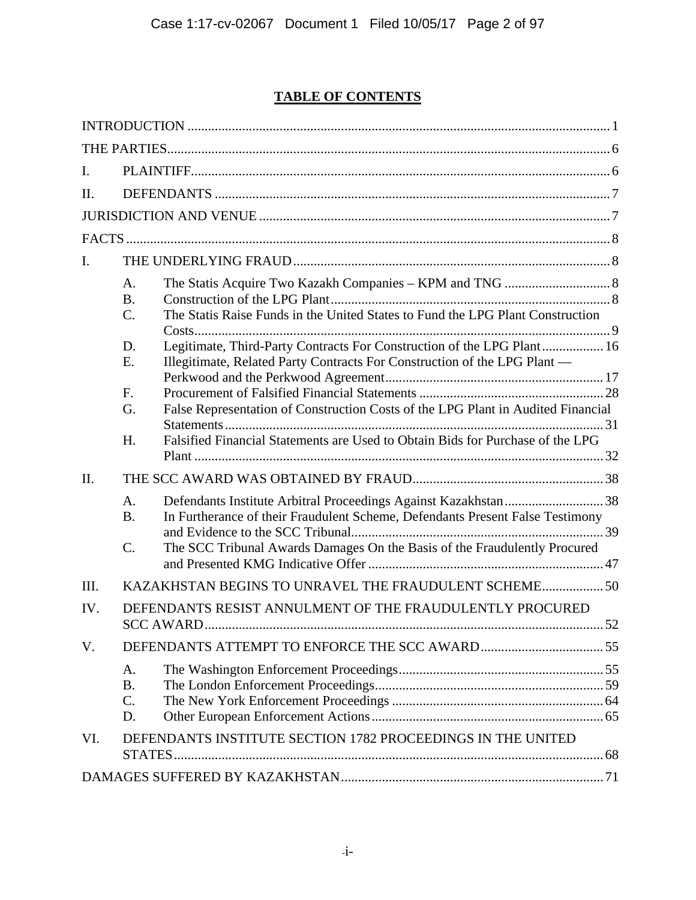## TABLE OF CONTENTS

INTRODUCTION ........................................................................................................................ 1

THE PARTIES............................................................................................................................. 6

I. PLAINTIFF.............................................................................................................................. 6

II. DEFENDANTS ........................................................................................................................ 7

JURISDICTION AND VENUE ................................................................................................... 7

FACTS .......................................................................................................................................... 8

I. THE UNDERLYING FRAUD ................................................................................................. 8

- A. The Statis Acquire Two Kazakh Companies – KPM and TNG ..................................... 8
- B. Construction of the LPG Plant.......................................................................................... 8
- C. The Statis Raise Funds in the United States to Fund the LPG Plant Construction Costs.............................................................................................................................. 9
- D. Legitimate, Third-Party Contracts For Construction of the LPG Plant.................. 16
- E. Illegitimate, Related Party Contracts For Construction of the LPG Plant — Perkwood and the Perkwood Agreement............................................................... 17
- F. Procurement of Falsified Financial Statements ............................................................ 28
- G. False Representation of Construction Costs of the LPG Plant in Audited Financial Statements................................................................................................................... 31
- H. Falsified Financial Statements are Used to Obtain Bids for Purchase of the LPG Plant ........................................................................................................................... 32

II. THE SCC AWARD WAS OBTAINED BY FRAUD........................................................ 38

- A. Defendants Institute Arbitral Proceedings Against Kazakhstan................................. 38
- B. In Furtherance of their Fraudulent Scheme, Defendants Present False Testimony and Evidence to the SCC Tribunal............................................................................ 39
- C. The SCC Tribunal Awards Damages On the Basis of the Fraudulently Procured and Presented KMG Indicative Offer ....................................................................... 47

III. KAZAKHSTAN BEGINS TO UNRAVEL THE FRAUDULENT SCHEME.................. 50

IV. DEFENDANTS RESIST ANNULMENT OF THE FRAUDULENTLY PROCURED SCC AWARD................................................................................................................. 52

V. DEFENDANTS ATTEMPT TO ENFORCE THE SCC AWARD.................................... 55

- A. The Washington Enforcement Proceedings................................................................. 55
- B. The London Enforcement Proceedings....................................................................... 59
- C. The New York Enforcement Proceedings .................................................................. 64
- D. Other European Enforcement Actions........................................................................ 65

VI. DEFENDANTS INSTITUTE SECTION 1782 PROCEEDINGS IN THE UNITED STATES.................................................................................................................................. 68

DAMAGES SUFFERED BY KAZAKHSTAN............................................................................ 71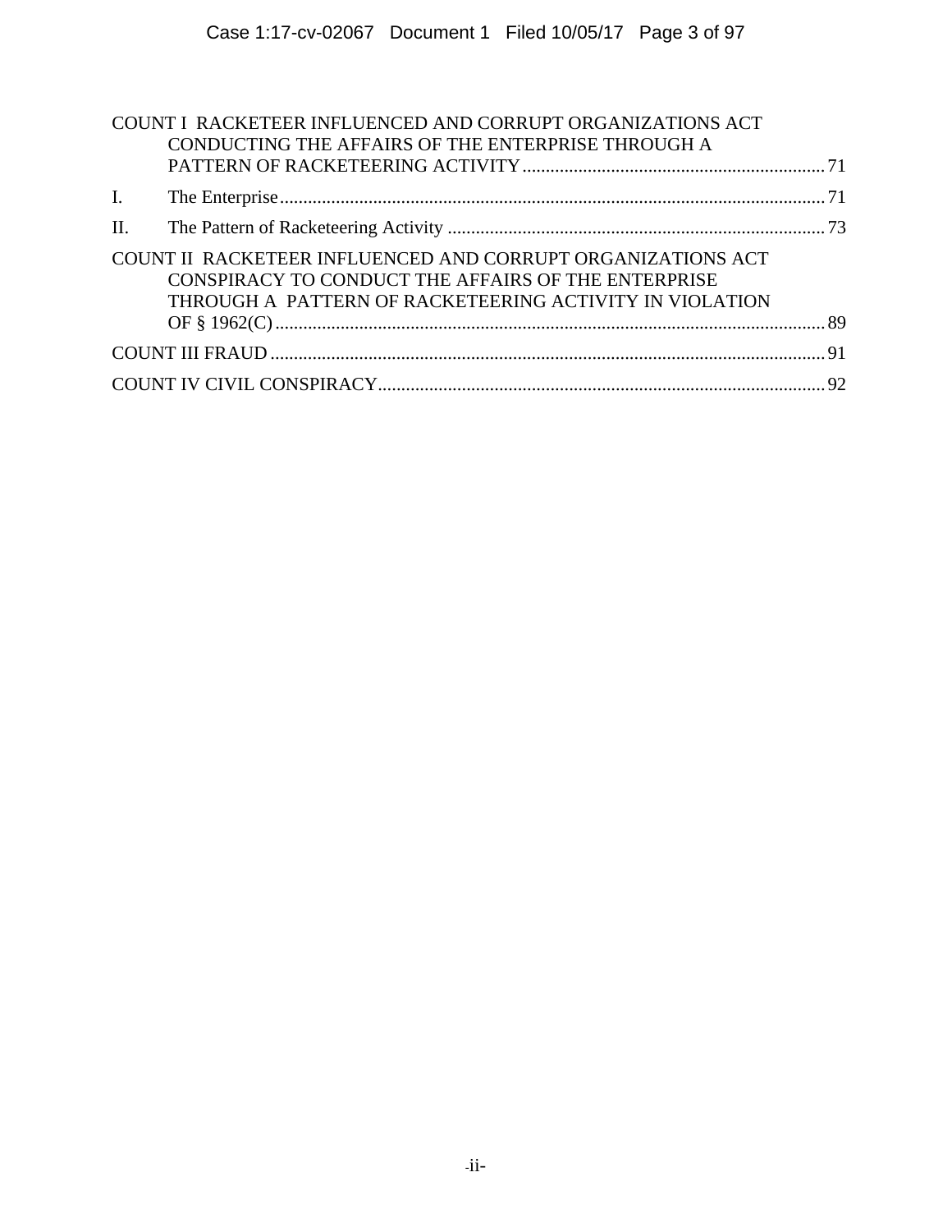COUNT I RACKETEER INFLUENCED AND CORRUPT ORGANIZATIONS ACT CONDUCTING THE AFFAIRS OF THE ENTERPRISE THROUGH A PATTERN OF RACKETEERING ACTIVITY ..... 71

I. The Enterprise ..... 71

II. The Pattern of Racketeering Activity ..... 73

COUNT II RACKETEER INFLUENCED AND CORRUPT ORGANIZATIONS ACT CONSPIRACY TO CONDUCT THE AFFAIRS OF THE ENTERPRISE THROUGH A PATTERN OF RACKETEERING ACTIVITY IN VIOLATION OF § 1962(C) ..... 89

COUNT III FRAUD ..... 91

COUNT IV CIVIL CONSPIRACY ..... 92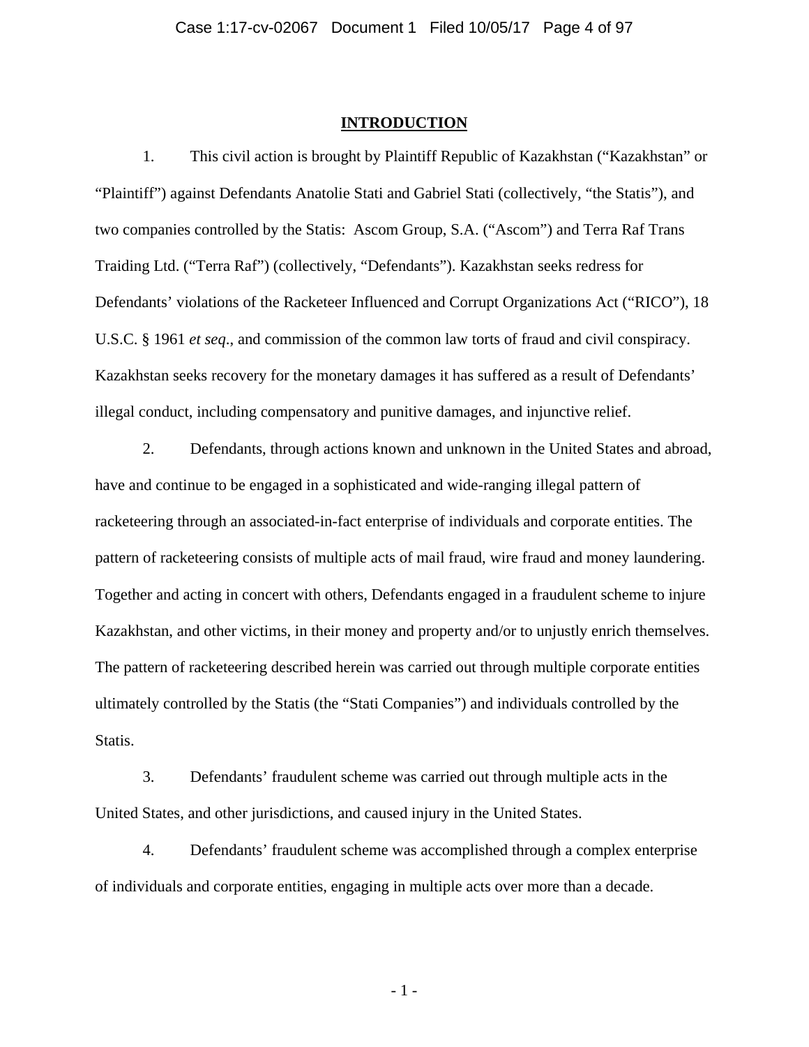## INTRODUCTION

1. This civil action is brought by Plaintiff Republic of Kazakhstan ("Kazakhstan" or "Plaintiff") against Defendants Anatolie Stati and Gabriel Stati (collectively, "the Statis"), and two companies controlled by the Statis: Ascom Group, S.A. ("Ascom") and Terra Raf Trans Traiding Ltd. ("Terra Raf") (collectively, "Defendants"). Kazakhstan seeks redress for Defendants' violations of the Racketeer Influenced and Corrupt Organizations Act ("RICO"), 18 U.S.C. § 1961 *et seq*., and commission of the common law torts of fraud and civil conspiracy. Kazakhstan seeks recovery for the monetary damages it has suffered as a result of Defendants' illegal conduct, including compensatory and punitive damages, and injunctive relief.

2. Defendants, through actions known and unknown in the United States and abroad, have and continue to be engaged in a sophisticated and wide-ranging illegal pattern of racketeering through an associated-in-fact enterprise of individuals and corporate entities. The pattern of racketeering consists of multiple acts of mail fraud, wire fraud and money laundering. Together and acting in concert with others, Defendants engaged in a fraudulent scheme to injure Kazakhstan, and other victims, in their money and property and/or to unjustly enrich themselves. The pattern of racketeering described herein was carried out through multiple corporate entities ultimately controlled by the Statis (the "Stati Companies") and individuals controlled by the Statis.

3. Defendants' fraudulent scheme was carried out through multiple acts in the United States, and other jurisdictions, and caused injury in the United States.

4. Defendants' fraudulent scheme was accomplished through a complex enterprise of individuals and corporate entities, engaging in multiple acts over more than a decade.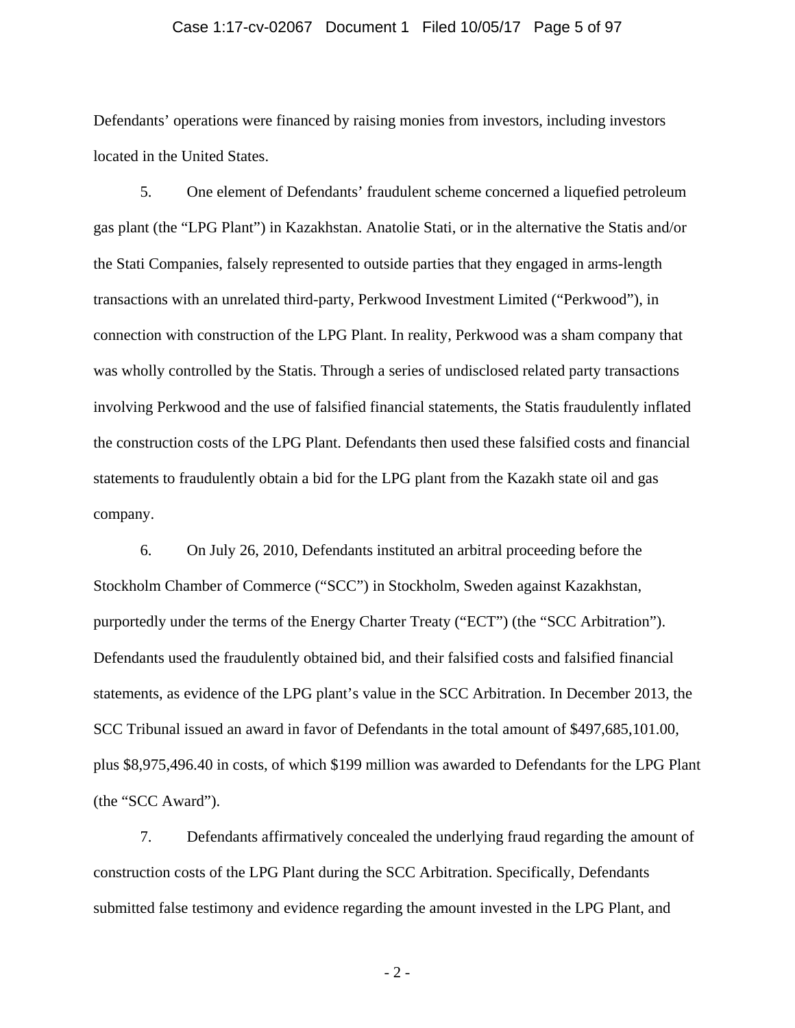Defendants' operations were financed by raising monies from investors, including investors located in the United States.

5. One element of Defendants' fraudulent scheme concerned a liquefied petroleum gas plant (the "LPG Plant") in Kazakhstan. Anatolie Stati, or in the alternative the Statis and/or the Stati Companies, falsely represented to outside parties that they engaged in arms-length transactions with an unrelated third-party, Perkwood Investment Limited ("Perkwood"), in connection with construction of the LPG Plant. In reality, Perkwood was a sham company that was wholly controlled by the Statis. Through a series of undisclosed related party transactions involving Perkwood and the use of falsified financial statements, the Statis fraudulently inflated the construction costs of the LPG Plant. Defendants then used these falsified costs and financial statements to fraudulently obtain a bid for the LPG plant from the Kazakh state oil and gas company.

6. On July 26, 2010, Defendants instituted an arbitral proceeding before the Stockholm Chamber of Commerce ("SCC") in Stockholm, Sweden against Kazakhstan, purportedly under the terms of the Energy Charter Treaty ("ECT") (the "SCC Arbitration"). Defendants used the fraudulently obtained bid, and their falsified costs and falsified financial statements, as evidence of the LPG plant's value in the SCC Arbitration. In December 2013, the SCC Tribunal issued an award in favor of Defendants in the total amount of $497,685,101.00, plus $8,975,496.40 in costs, of which $199 million was awarded to Defendants for the LPG Plant (the "SCC Award").

7. Defendants affirmatively concealed the underlying fraud regarding the amount of construction costs of the LPG Plant during the SCC Arbitration. Specifically, Defendants submitted false testimony and evidence regarding the amount invested in the LPG Plant, and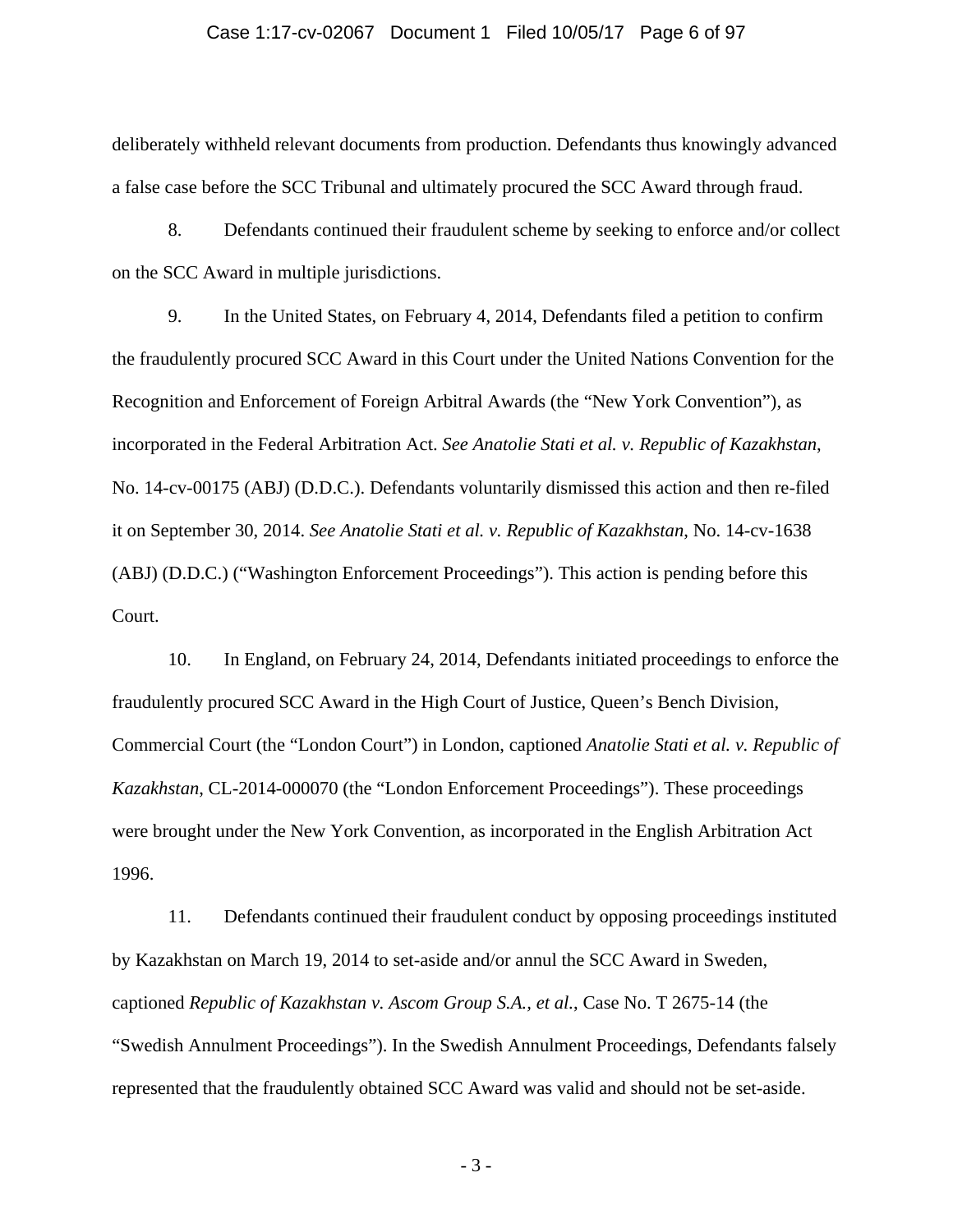deliberately withheld relevant documents from production. Defendants thus knowingly advanced a false case before the SCC Tribunal and ultimately procured the SCC Award through fraud.

8. Defendants continued their fraudulent scheme by seeking to enforce and/or collect on the SCC Award in multiple jurisdictions.

9. In the United States, on February 4, 2014, Defendants filed a petition to confirm the fraudulently procured SCC Award in this Court under the United Nations Convention for the Recognition and Enforcement of Foreign Arbitral Awards (the "New York Convention"), as incorporated in the Federal Arbitration Act. *See Anatolie Stati et al. v. Republic of Kazakhstan*, No. 14-cv-00175 (ABJ) (D.D.C.). Defendants voluntarily dismissed this action and then re-filed it on September 30, 2014. *See Anatolie Stati et al. v. Republic of Kazakhstan*, No. 14-cv-1638 (ABJ) (D.D.C.) ("Washington Enforcement Proceedings"). This action is pending before this Court.

10. In England, on February 24, 2014, Defendants initiated proceedings to enforce the fraudulently procured SCC Award in the High Court of Justice, Queen's Bench Division, Commercial Court (the "London Court") in London, captioned *Anatolie Stati et al. v. Republic of Kazakhstan*, CL-2014-000070 (the "London Enforcement Proceedings"). These proceedings were brought under the New York Convention, as incorporated in the English Arbitration Act 1996.

11. Defendants continued their fraudulent conduct by opposing proceedings instituted by Kazakhstan on March 19, 2014 to set-aside and/or annul the SCC Award in Sweden, captioned *Republic of Kazakhstan v. Ascom Group S.A., et al.*, Case No. T 2675-14 (the "Swedish Annulment Proceedings"). In the Swedish Annulment Proceedings, Defendants falsely represented that the fraudulently obtained SCC Award was valid and should not be set-aside.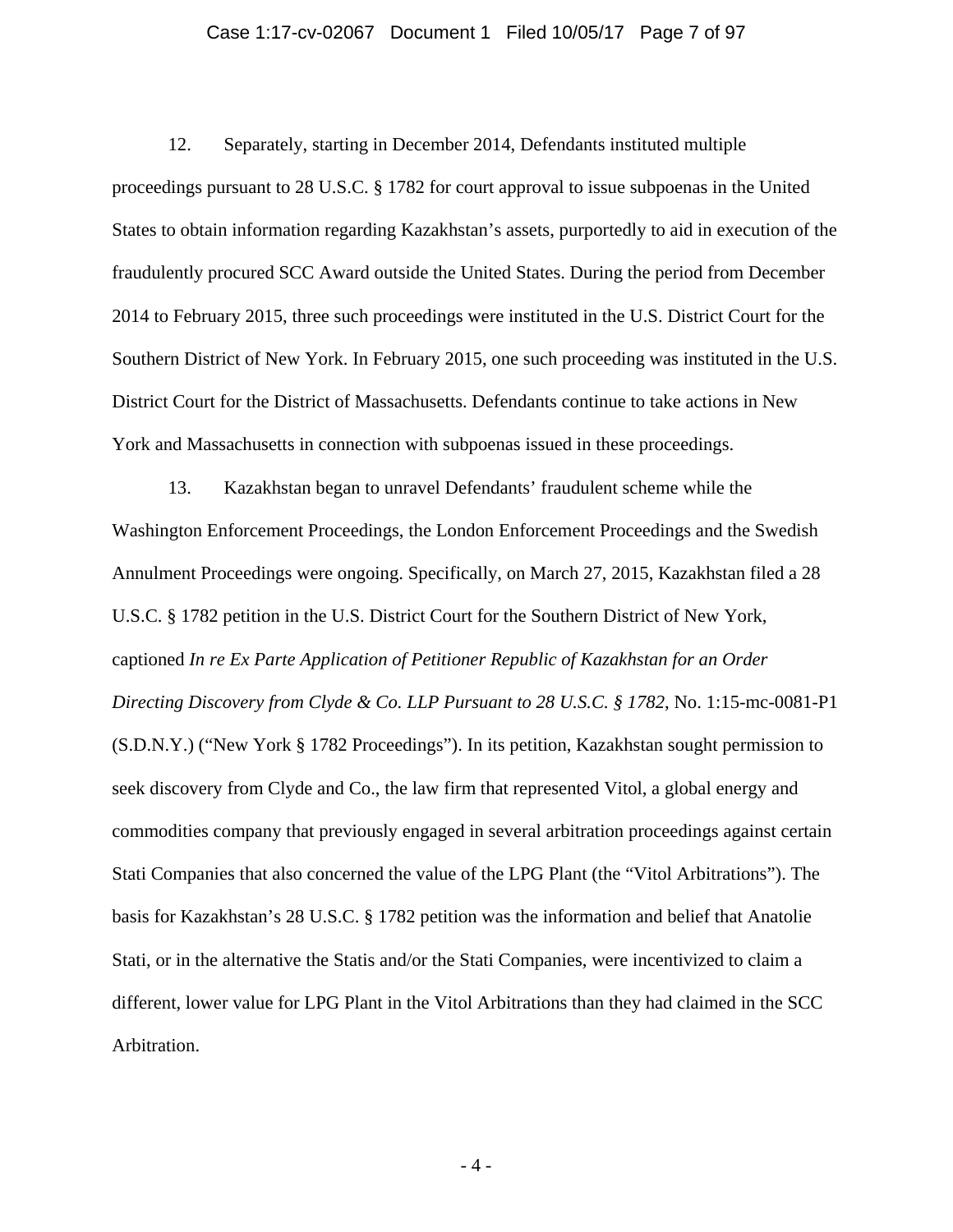12. Separately, starting in December 2014, Defendants instituted multiple proceedings pursuant to 28 U.S.C. § 1782 for court approval to issue subpoenas in the United States to obtain information regarding Kazakhstan's assets, purportedly to aid in execution of the fraudulently procured SCC Award outside the United States. During the period from December 2014 to February 2015, three such proceedings were instituted in the U.S. District Court for the Southern District of New York. In February 2015, one such proceeding was instituted in the U.S. District Court for the District of Massachusetts. Defendants continue to take actions in New York and Massachusetts in connection with subpoenas issued in these proceedings.

13. Kazakhstan began to unravel Defendants' fraudulent scheme while the Washington Enforcement Proceedings, the London Enforcement Proceedings and the Swedish Annulment Proceedings were ongoing. Specifically, on March 27, 2015, Kazakhstan filed a 28 U.S.C. § 1782 petition in the U.S. District Court for the Southern District of New York, captioned *In re Ex Parte Application of Petitioner Republic of Kazakhstan for an Order Directing Discovery from Clyde & Co. LLP Pursuant to 28 U.S.C. § 1782*, No. 1:15-mc-0081-P1 (S.D.N.Y.) ("New York § 1782 Proceedings"). In its petition, Kazakhstan sought permission to seek discovery from Clyde and Co., the law firm that represented Vitol, a global energy and commodities company that previously engaged in several arbitration proceedings against certain Stati Companies that also concerned the value of the LPG Plant (the "Vitol Arbitrations"). The basis for Kazakhstan's 28 U.S.C. § 1782 petition was the information and belief that Anatolie Stati, or in the alternative the Statis and/or the Stati Companies, were incentivized to claim a different, lower value for LPG Plant in the Vitol Arbitrations than they had claimed in the SCC Arbitration.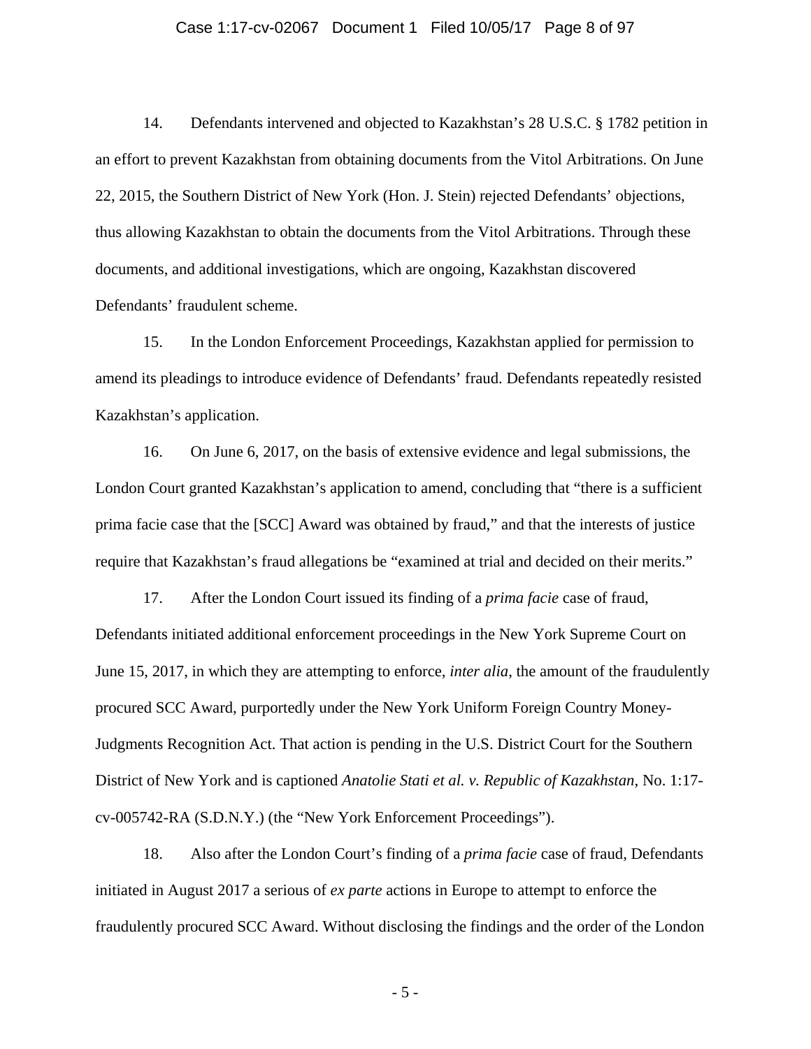14. Defendants intervened and objected to Kazakhstan's 28 U.S.C. § 1782 petition in an effort to prevent Kazakhstan from obtaining documents from the Vitol Arbitrations. On June 22, 2015, the Southern District of New York (Hon. J. Stein) rejected Defendants' objections, thus allowing Kazakhstan to obtain the documents from the Vitol Arbitrations. Through these documents, and additional investigations, which are ongoing, Kazakhstan discovered Defendants' fraudulent scheme.

15. In the London Enforcement Proceedings, Kazakhstan applied for permission to amend its pleadings to introduce evidence of Defendants' fraud. Defendants repeatedly resisted Kazakhstan's application.

16. On June 6, 2017, on the basis of extensive evidence and legal submissions, the London Court granted Kazakhstan's application to amend, concluding that "there is a sufficient prima facie case that the [SCC] Award was obtained by fraud," and that the interests of justice require that Kazakhstan's fraud allegations be "examined at trial and decided on their merits."

17. After the London Court issued its finding of a *prima facie* case of fraud, Defendants initiated additional enforcement proceedings in the New York Supreme Court on June 15, 2017, in which they are attempting to enforce, *inter alia*, the amount of the fraudulently procured SCC Award, purportedly under the New York Uniform Foreign Country Money-Judgments Recognition Act. That action is pending in the U.S. District Court for the Southern District of New York and is captioned *Anatolie Stati et al. v. Republic of Kazakhstan*, No. 1:17-cv-005742-RA (S.D.N.Y.) (the "New York Enforcement Proceedings").

18. Also after the London Court's finding of a *prima facie* case of fraud, Defendants initiated in August 2017 a serious of *ex parte* actions in Europe to attempt to enforce the fraudulently procured SCC Award. Without disclosing the findings and the order of the London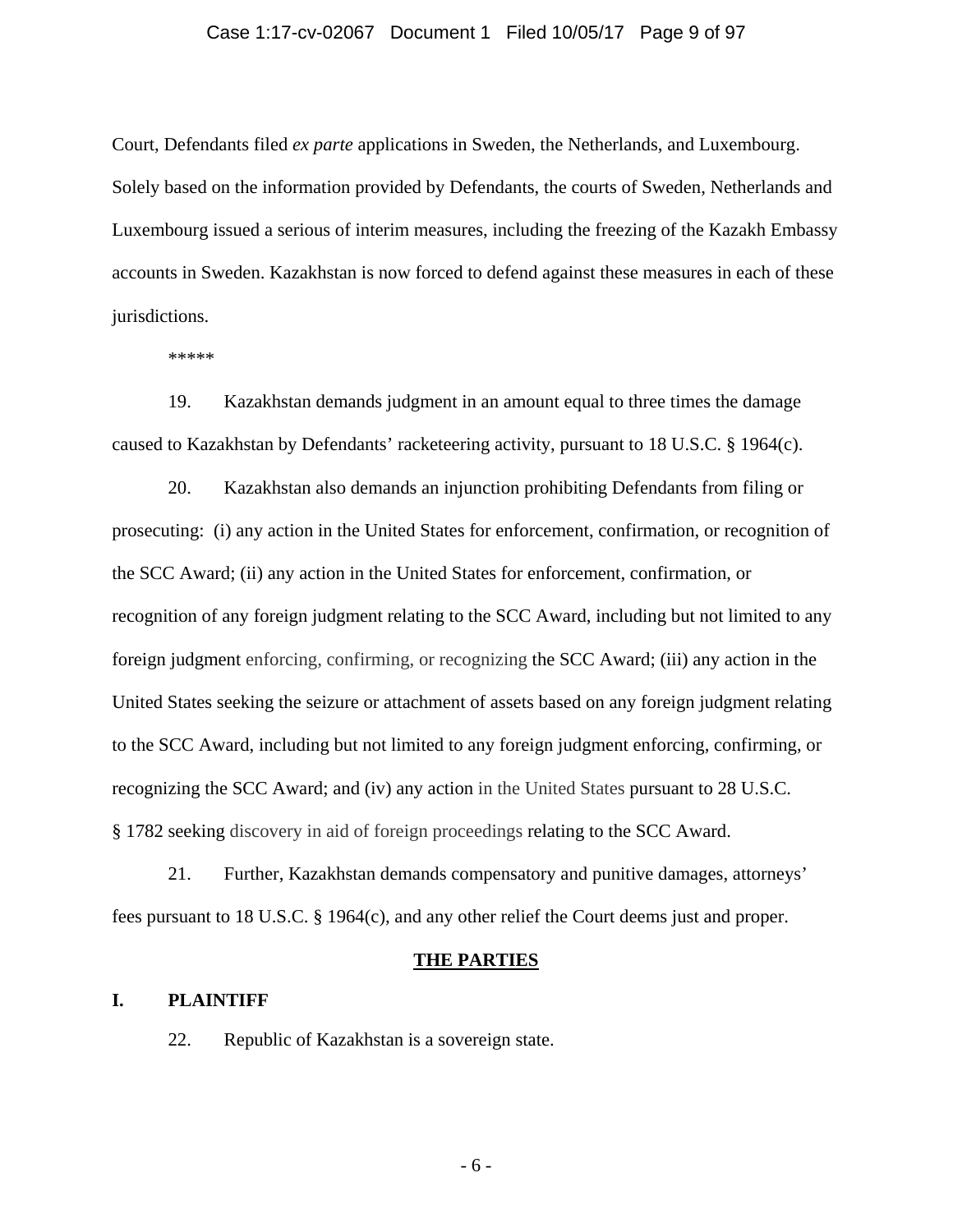Court, Defendants filed *ex parte* applications in Sweden, the Netherlands, and Luxembourg. Solely based on the information provided by Defendants, the courts of Sweden, Netherlands and Luxembourg issued a serious of interim measures, including the freezing of the Kazakh Embassy accounts in Sweden. Kazakhstan is now forced to defend against these measures in each of these jurisdictions.

*****

19. Kazakhstan demands judgment in an amount equal to three times the damage caused to Kazakhstan by Defendants' racketeering activity, pursuant to 18 U.S.C. § 1964(c).

20. Kazakhstan also demands an injunction prohibiting Defendants from filing or prosecuting: (i) any action in the United States for enforcement, confirmation, or recognition of the SCC Award; (ii) any action in the United States for enforcement, confirmation, or recognition of any foreign judgment relating to the SCC Award, including but not limited to any foreign judgment enforcing, confirming, or recognizing the SCC Award; (iii) any action in the United States seeking the seizure or attachment of assets based on any foreign judgment relating to the SCC Award, including but not limited to any foreign judgment enforcing, confirming, or recognizing the SCC Award; and (iv) any action in the United States pursuant to 28 U.S.C. § 1782 seeking discovery in aid of foreign proceedings relating to the SCC Award.

21. Further, Kazakhstan demands compensatory and punitive damages, attorneys' fees pursuant to 18 U.S.C. § 1964(c), and any other relief the Court deems just and proper.

## THE PARTIES

### I. PLAINTIFF

22. Republic of Kazakhstan is a sovereign state.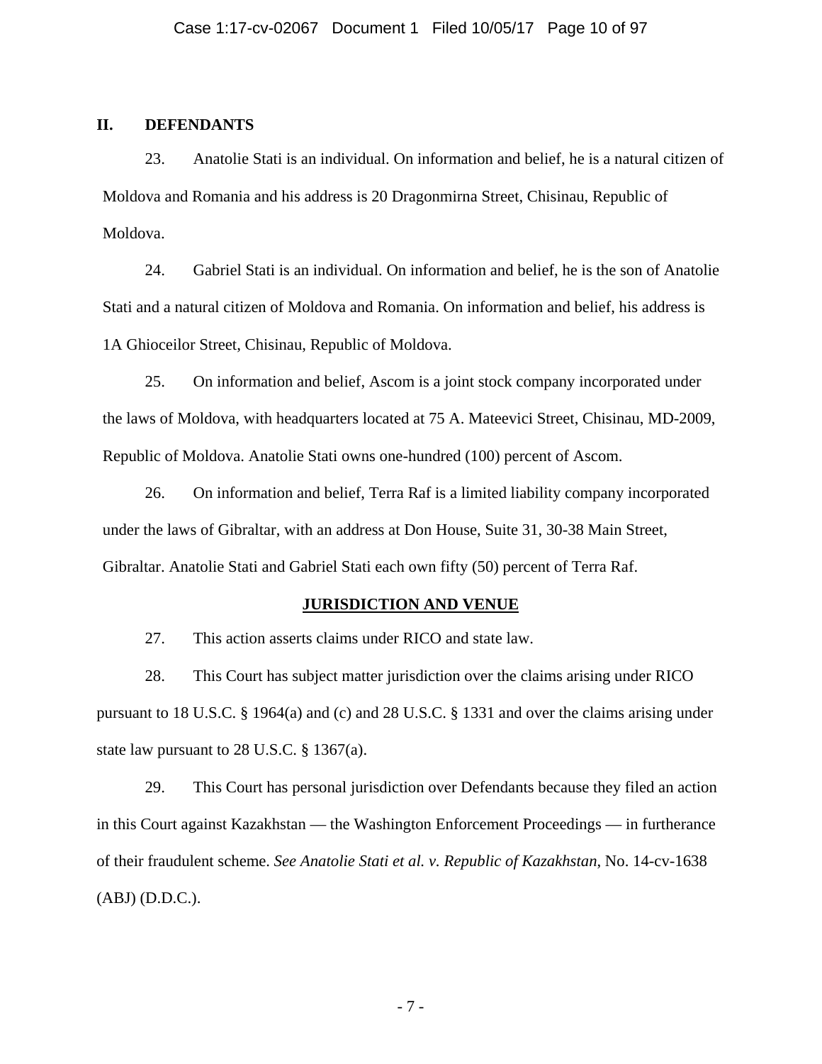## II. DEFENDANTS

23. Anatolie Stati is an individual. On information and belief, he is a natural citizen of Moldova and Romania and his address is 20 Dragonmirna Street, Chisinau, Republic of Moldova.

24. Gabriel Stati is an individual. On information and belief, he is the son of Anatolie Stati and a natural citizen of Moldova and Romania. On information and belief, his address is 1A Ghioceilor Street, Chisinau, Republic of Moldova.

25. On information and belief, Ascom is a joint stock company incorporated under the laws of Moldova, with headquarters located at 75 A. Mateevici Street, Chisinau, MD-2009, Republic of Moldova. Anatolie Stati owns one-hundred (100) percent of Ascom.

26. On information and belief, Terra Raf is a limited liability company incorporated under the laws of Gibraltar, with an address at Don House, Suite 31, 30-38 Main Street, Gibraltar. Anatolie Stati and Gabriel Stati each own fifty (50) percent of Terra Raf.

## JURISDICTION AND VENUE

27. This action asserts claims under RICO and state law.

28. This Court has subject matter jurisdiction over the claims arising under RICO pursuant to 18 U.S.C. § 1964(a) and (c) and 28 U.S.C. § 1331 and over the claims arising under state law pursuant to 28 U.S.C. § 1367(a).

29. This Court has personal jurisdiction over Defendants because they filed an action in this Court against Kazakhstan — the Washington Enforcement Proceedings — in furtherance of their fraudulent scheme. *See Anatolie Stati et al. v. Republic of Kazakhstan*, No. 14-cv-1638 (ABJ) (D.D.C.).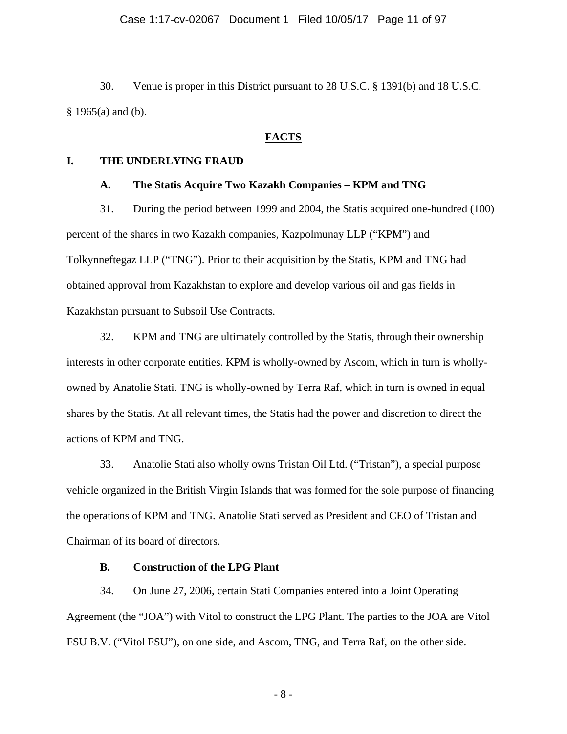30. Venue is proper in this District pursuant to 28 U.S.C. § 1391(b) and 18 U.S.C. § 1965(a) and (b).

## FACTS

### I. THE UNDERLYING FRAUD

#### A. The Statis Acquire Two Kazakh Companies – KPM and TNG

31. During the period between 1999 and 2004, the Statis acquired one-hundred (100) percent of the shares in two Kazakh companies, Kazpolmunay LLP ("KPM") and Tolkynneftegaz LLP ("TNG"). Prior to their acquisition by the Statis, KPM and TNG had obtained approval from Kazakhstan to explore and develop various oil and gas fields in Kazakhstan pursuant to Subsoil Use Contracts.

32. KPM and TNG are ultimately controlled by the Statis, through their ownership interests in other corporate entities. KPM is wholly-owned by Ascom, which in turn is wholly-owned by Anatolie Stati. TNG is wholly-owned by Terra Raf, which in turn is owned in equal shares by the Statis. At all relevant times, the Statis had the power and discretion to direct the actions of KPM and TNG.

33. Anatolie Stati also wholly owns Tristan Oil Ltd. ("Tristan"), a special purpose vehicle organized in the British Virgin Islands that was formed for the sole purpose of financing the operations of KPM and TNG. Anatolie Stati served as President and CEO of Tristan and Chairman of its board of directors.

#### B. Construction of the LPG Plant

34. On June 27, 2006, certain Stati Companies entered into a Joint Operating Agreement (the "JOA") with Vitol to construct the LPG Plant. The parties to the JOA are Vitol FSU B.V. ("Vitol FSU"), on one side, and Ascom, TNG, and Terra Raf, on the other side.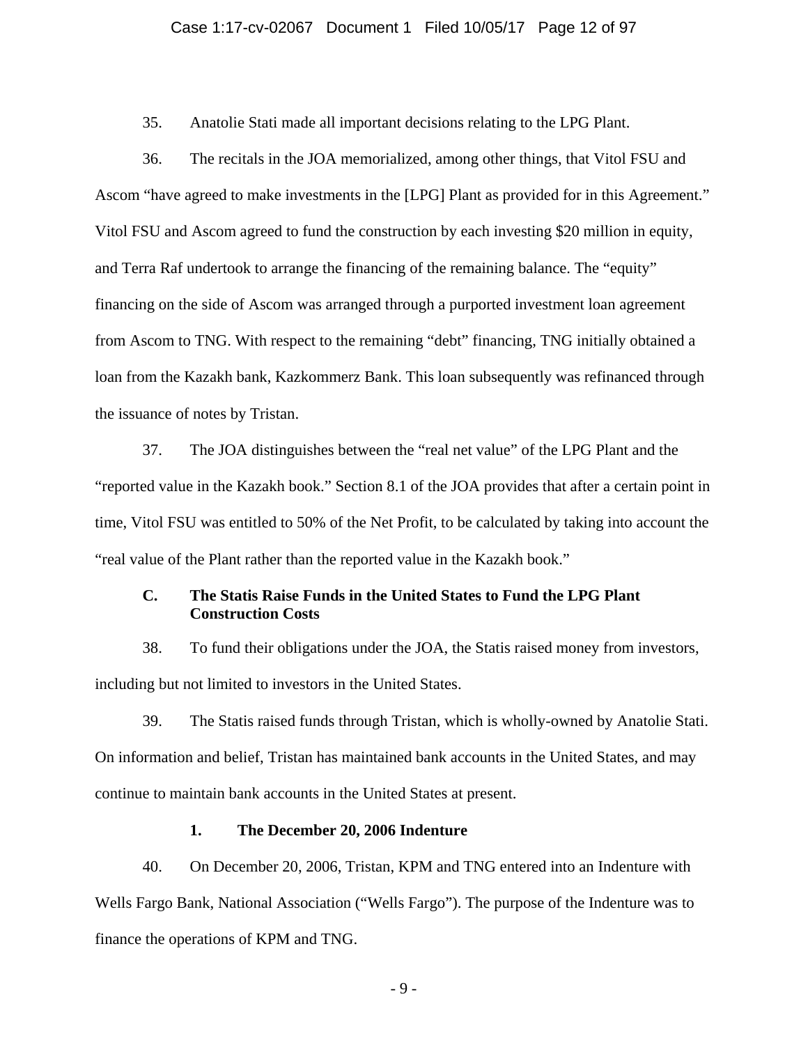35. Anatolie Stati made all important decisions relating to the LPG Plant.

36. The recitals in the JOA memorialized, among other things, that Vitol FSU and Ascom "have agreed to make investments in the [LPG] Plant as provided for in this Agreement." Vitol FSU and Ascom agreed to fund the construction by each investing $20 million in equity, and Terra Raf undertook to arrange the financing of the remaining balance. The "equity" financing on the side of Ascom was arranged through a purported investment loan agreement from Ascom to TNG. With respect to the remaining "debt" financing, TNG initially obtained a loan from the Kazakh bank, Kazkommerz Bank. This loan subsequently was refinanced through the issuance of notes by Tristan.

37. The JOA distinguishes between the "real net value" of the LPG Plant and the "reported value in the Kazakh book." Section 8.1 of the JOA provides that after a certain point in time, Vitol FSU was entitled to 50% of the Net Profit, to be calculated by taking into account the "real value of the Plant rather than the reported value in the Kazakh book."

### C. The Statis Raise Funds in the United States to Fund the LPG Plant Construction Costs

38. To fund their obligations under the JOA, the Statis raised money from investors, including but not limited to investors in the United States.

39. The Statis raised funds through Tristan, which is wholly-owned by Anatolie Stati. On information and belief, Tristan has maintained bank accounts in the United States, and may continue to maintain bank accounts in the United States at present.

#### 1. The December 20, 2006 Indenture

40. On December 20, 2006, Tristan, KPM and TNG entered into an Indenture with Wells Fargo Bank, National Association ("Wells Fargo"). The purpose of the Indenture was to finance the operations of KPM and TNG.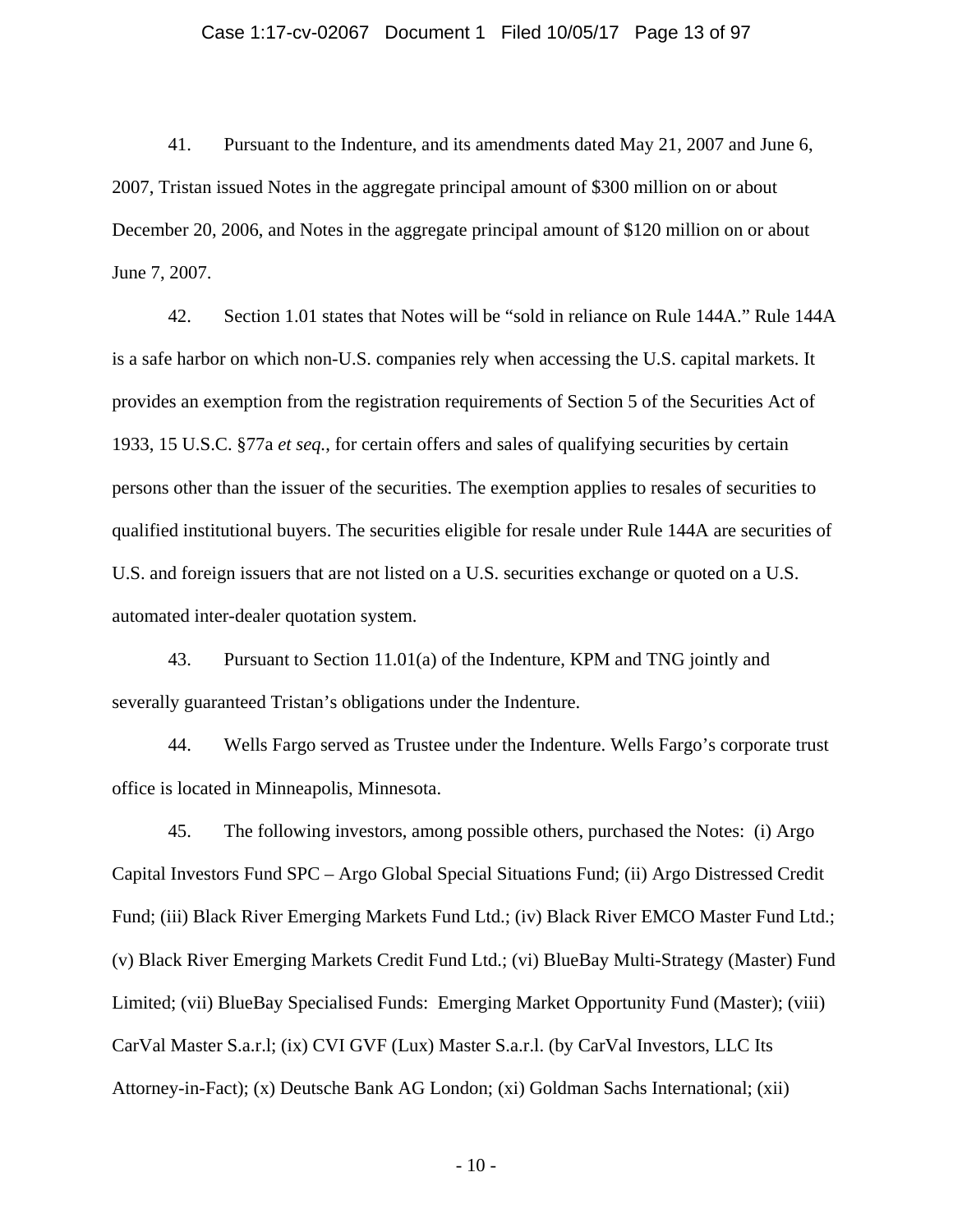41. Pursuant to the Indenture, and its amendments dated May 21, 2007 and June 6, 2007, Tristan issued Notes in the aggregate principal amount of $300 million on or about December 20, 2006, and Notes in the aggregate principal amount of $120 million on or about June 7, 2007.

42. Section 1.01 states that Notes will be "sold in reliance on Rule 144A." Rule 144A is a safe harbor on which non-U.S. companies rely when accessing the U.S. capital markets. It provides an exemption from the registration requirements of Section 5 of the Securities Act of 1933, 15 U.S.C. §77a *et seq.*, for certain offers and sales of qualifying securities by certain persons other than the issuer of the securities. The exemption applies to resales of securities to qualified institutional buyers. The securities eligible for resale under Rule 144A are securities of U.S. and foreign issuers that are not listed on a U.S. securities exchange or quoted on a U.S. automated inter-dealer quotation system.

43. Pursuant to Section 11.01(a) of the Indenture, KPM and TNG jointly and severally guaranteed Tristan's obligations under the Indenture.

44. Wells Fargo served as Trustee under the Indenture. Wells Fargo's corporate trust office is located in Minneapolis, Minnesota.

45. The following investors, among possible others, purchased the Notes: (i) Argo Capital Investors Fund SPC – Argo Global Special Situations Fund; (ii) Argo Distressed Credit Fund; (iii) Black River Emerging Markets Fund Ltd.; (iv) Black River EMCO Master Fund Ltd.; (v) Black River Emerging Markets Credit Fund Ltd.; (vi) BlueBay Multi-Strategy (Master) Fund Limited; (vii) BlueBay Specialised Funds: Emerging Market Opportunity Fund (Master); (viii) CarVal Master S.a.r.l; (ix) CVI GVF (Lux) Master S.a.r.l. (by CarVal Investors, LLC Its Attorney-in-Fact); (x) Deutsche Bank AG London; (xi) Goldman Sachs International; (xii)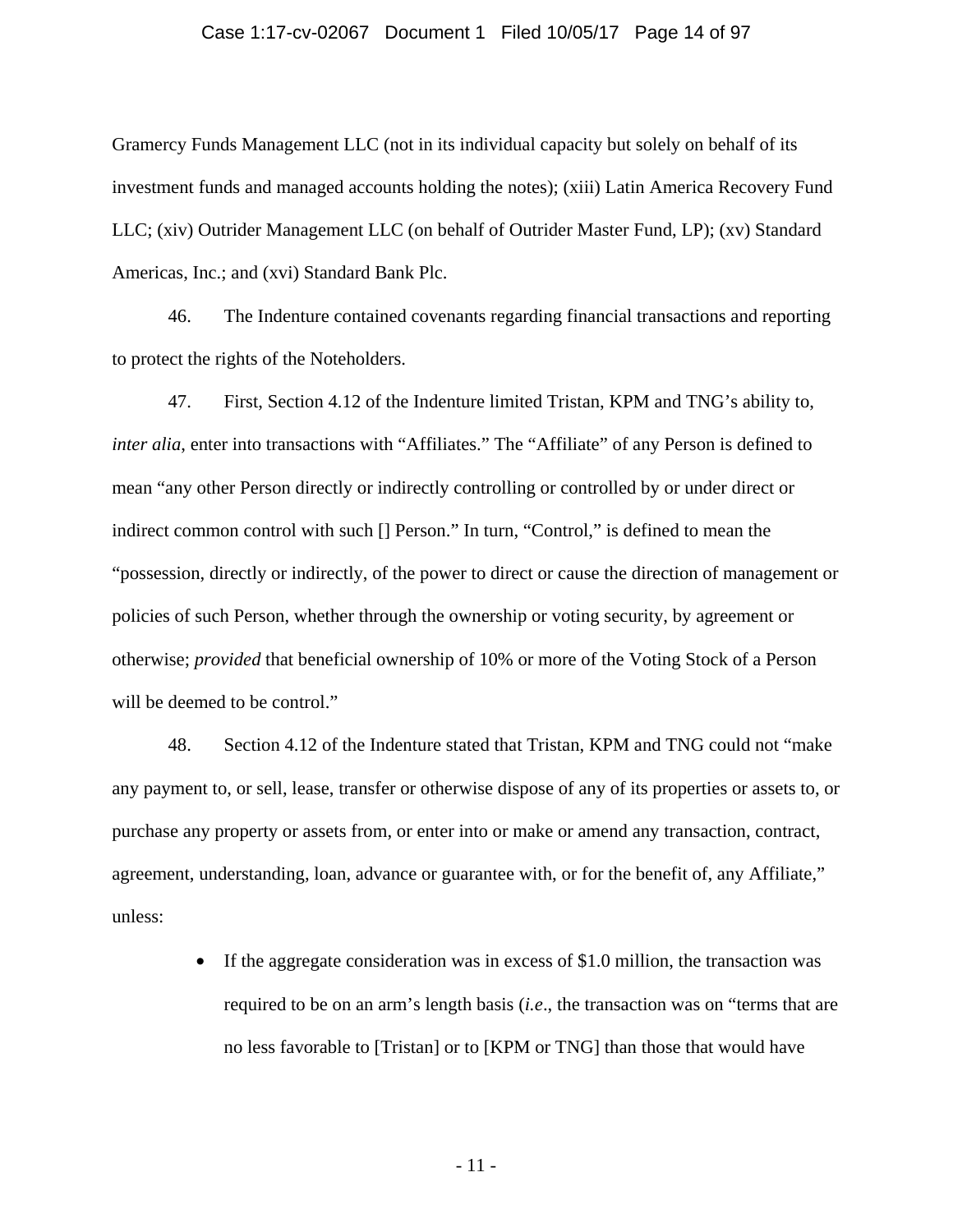Gramercy Funds Management LLC (not in its individual capacity but solely on behalf of its investment funds and managed accounts holding the notes); (xiii) Latin America Recovery Fund LLC; (xiv) Outrider Management LLC (on behalf of Outrider Master Fund, LP); (xv) Standard Americas, Inc.; and (xvi) Standard Bank Plc.

46. The Indenture contained covenants regarding financial transactions and reporting to protect the rights of the Noteholders.

47. First, Section 4.12 of the Indenture limited Tristan, KPM and TNG's ability to, *inter alia*, enter into transactions with "Affiliates." The "Affiliate" of any Person is defined to mean "any other Person directly or indirectly controlling or controlled by or under direct or indirect common control with such [] Person." In turn, "Control," is defined to mean the "possession, directly or indirectly, of the power to direct or cause the direction of management or policies of such Person, whether through the ownership or voting security, by agreement or otherwise; *provided* that beneficial ownership of 10% or more of the Voting Stock of a Person will be deemed to be control."

48. Section 4.12 of the Indenture stated that Tristan, KPM and TNG could not "make any payment to, or sell, lease, transfer or otherwise dispose of any of its properties or assets to, or purchase any property or assets from, or enter into or make or amend any transaction, contract, agreement, understanding, loan, advance or guarantee with, or for the benefit of, any Affiliate," unless:

- If the aggregate consideration was in excess of $1.0 million, the transaction was required to be on an arm's length basis (*i.e*., the transaction was on "terms that are no less favorable to [Tristan] or to [KPM or TNG] than those that would have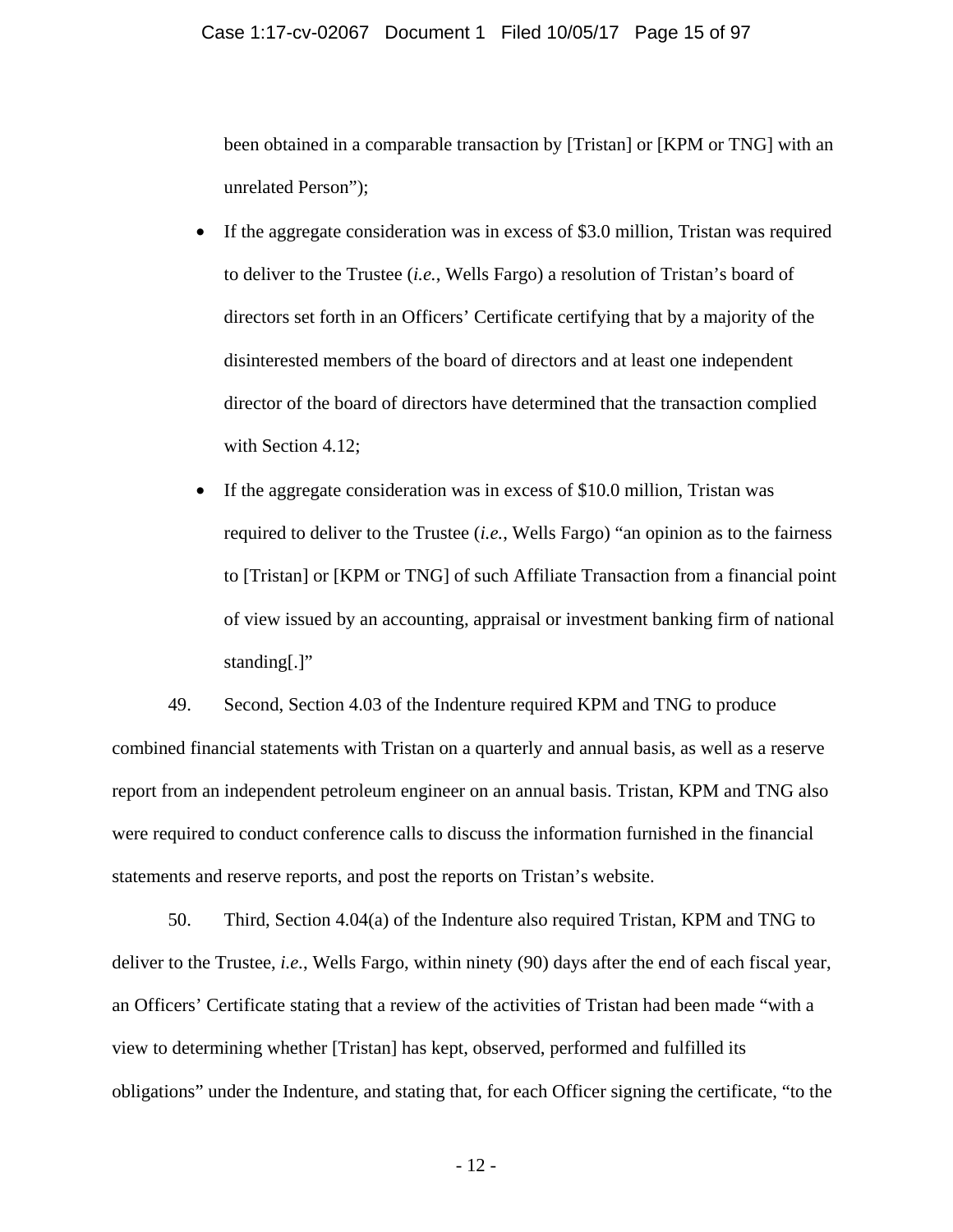been obtained in a comparable transaction by [Tristan] or [KPM or TNG] with an unrelated Person");

- If the aggregate consideration was in excess of $3.0 million, Tristan was required to deliver to the Trustee (*i.e.*, Wells Fargo) a resolution of Tristan's board of directors set forth in an Officers' Certificate certifying that by a majority of the disinterested members of the board of directors and at least one independent director of the board of directors have determined that the transaction complied with Section 4.12;

- If the aggregate consideration was in excess of $10.0 million, Tristan was required to deliver to the Trustee (*i.e.*, Wells Fargo) "an opinion as to the fairness to [Tristan] or [KPM or TNG] of such Affiliate Transaction from a financial point of view issued by an accounting, appraisal or investment banking firm of national standing[.]"

49. Second, Section 4.03 of the Indenture required KPM and TNG to produce combined financial statements with Tristan on a quarterly and annual basis, as well as a reserve report from an independent petroleum engineer on an annual basis. Tristan, KPM and TNG also were required to conduct conference calls to discuss the information furnished in the financial statements and reserve reports, and post the reports on Tristan's website.

50. Third, Section 4.04(a) of the Indenture also required Tristan, KPM and TNG to deliver to the Trustee, *i.e.*, Wells Fargo, within ninety (90) days after the end of each fiscal year, an Officers' Certificate stating that a review of the activities of Tristan had been made "with a view to determining whether [Tristan] has kept, observed, performed and fulfilled its obligations" under the Indenture, and stating that, for each Officer signing the certificate, "to the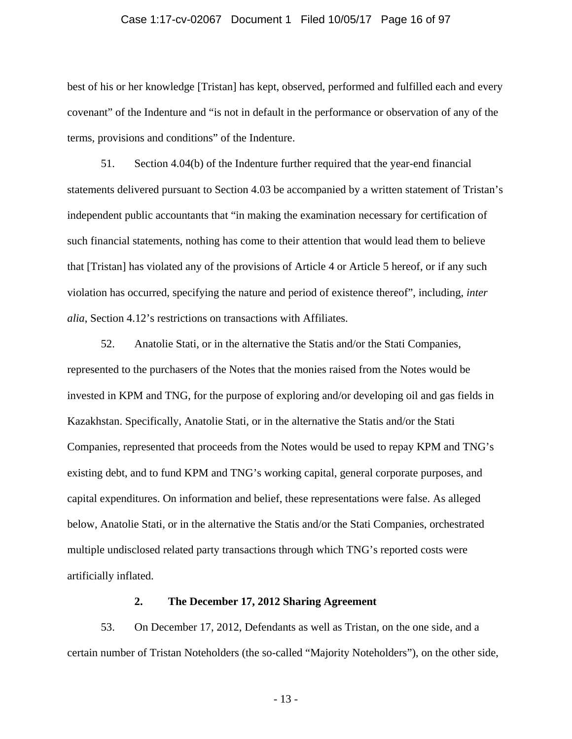best of his or her knowledge [Tristan] has kept, observed, performed and fulfilled each and every covenant" of the Indenture and "is not in default in the performance or observation of any of the terms, provisions and conditions" of the Indenture.

51. Section 4.04(b) of the Indenture further required that the year-end financial statements delivered pursuant to Section 4.03 be accompanied by a written statement of Tristan's independent public accountants that "in making the examination necessary for certification of such financial statements, nothing has come to their attention that would lead them to believe that [Tristan] has violated any of the provisions of Article 4 or Article 5 hereof, or if any such violation has occurred, specifying the nature and period of existence thereof", including, *inter alia*, Section 4.12's restrictions on transactions with Affiliates.

52. Anatolie Stati, or in the alternative the Statis and/or the Stati Companies, represented to the purchasers of the Notes that the monies raised from the Notes would be invested in KPM and TNG, for the purpose of exploring and/or developing oil and gas fields in Kazakhstan. Specifically, Anatolie Stati, or in the alternative the Statis and/or the Stati Companies, represented that proceeds from the Notes would be used to repay KPM and TNG's existing debt, and to fund KPM and TNG's working capital, general corporate purposes, and capital expenditures. On information and belief, these representations were false. As alleged below, Anatolie Stati, or in the alternative the Statis and/or the Stati Companies, orchestrated multiple undisclosed related party transactions through which TNG's reported costs were artificially inflated.

**2. The December 17, 2012 Sharing Agreement**

53. On December 17, 2012, Defendants as well as Tristan, on the one side, and a certain number of Tristan Noteholders (the so-called "Majority Noteholders"), on the other side,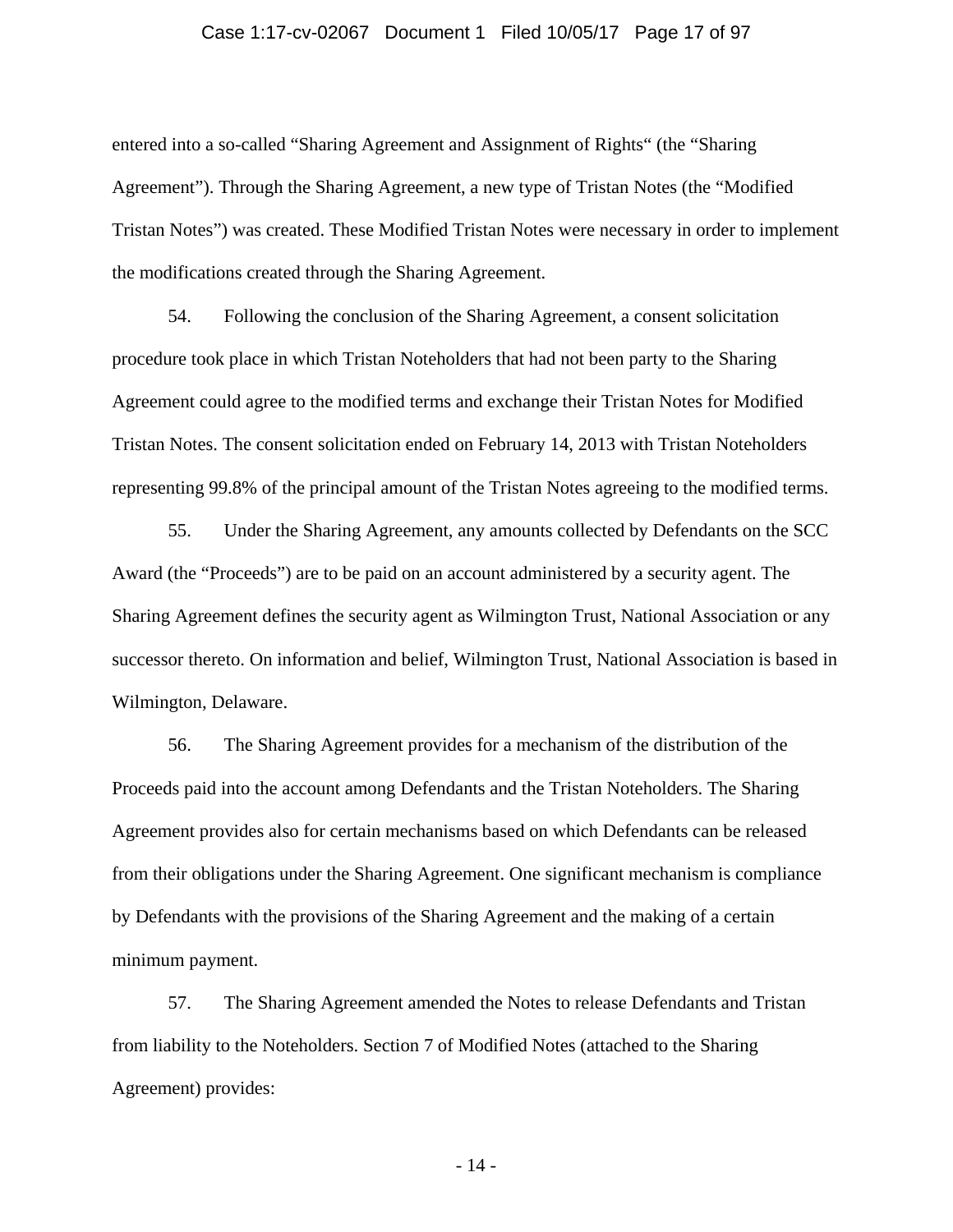entered into a so-called “Sharing Agreement and Assignment of Rights“ (the “Sharing Agreement”). Through the Sharing Agreement, a new type of Tristan Notes (the “Modified Tristan Notes”) was created. These Modified Tristan Notes were necessary in order to implement the modifications created through the Sharing Agreement.

54. Following the conclusion of the Sharing Agreement, a consent solicitation procedure took place in which Tristan Noteholders that had not been party to the Sharing Agreement could agree to the modified terms and exchange their Tristan Notes for Modified Tristan Notes. The consent solicitation ended on February 14, 2013 with Tristan Noteholders representing 99.8% of the principal amount of the Tristan Notes agreeing to the modified terms.

55. Under the Sharing Agreement, any amounts collected by Defendants on the SCC Award (the “Proceeds”) are to be paid on an account administered by a security agent. The Sharing Agreement defines the security agent as Wilmington Trust, National Association or any successor thereto. On information and belief, Wilmington Trust, National Association is based in Wilmington, Delaware.

56. The Sharing Agreement provides for a mechanism of the distribution of the Proceeds paid into the account among Defendants and the Tristan Noteholders. The Sharing Agreement provides also for certain mechanisms based on which Defendants can be released from their obligations under the Sharing Agreement. One significant mechanism is compliance by Defendants with the provisions of the Sharing Agreement and the making of a certain minimum payment.

57. The Sharing Agreement amended the Notes to release Defendants and Tristan from liability to the Noteholders. Section 7 of Modified Notes (attached to the Sharing Agreement) provides: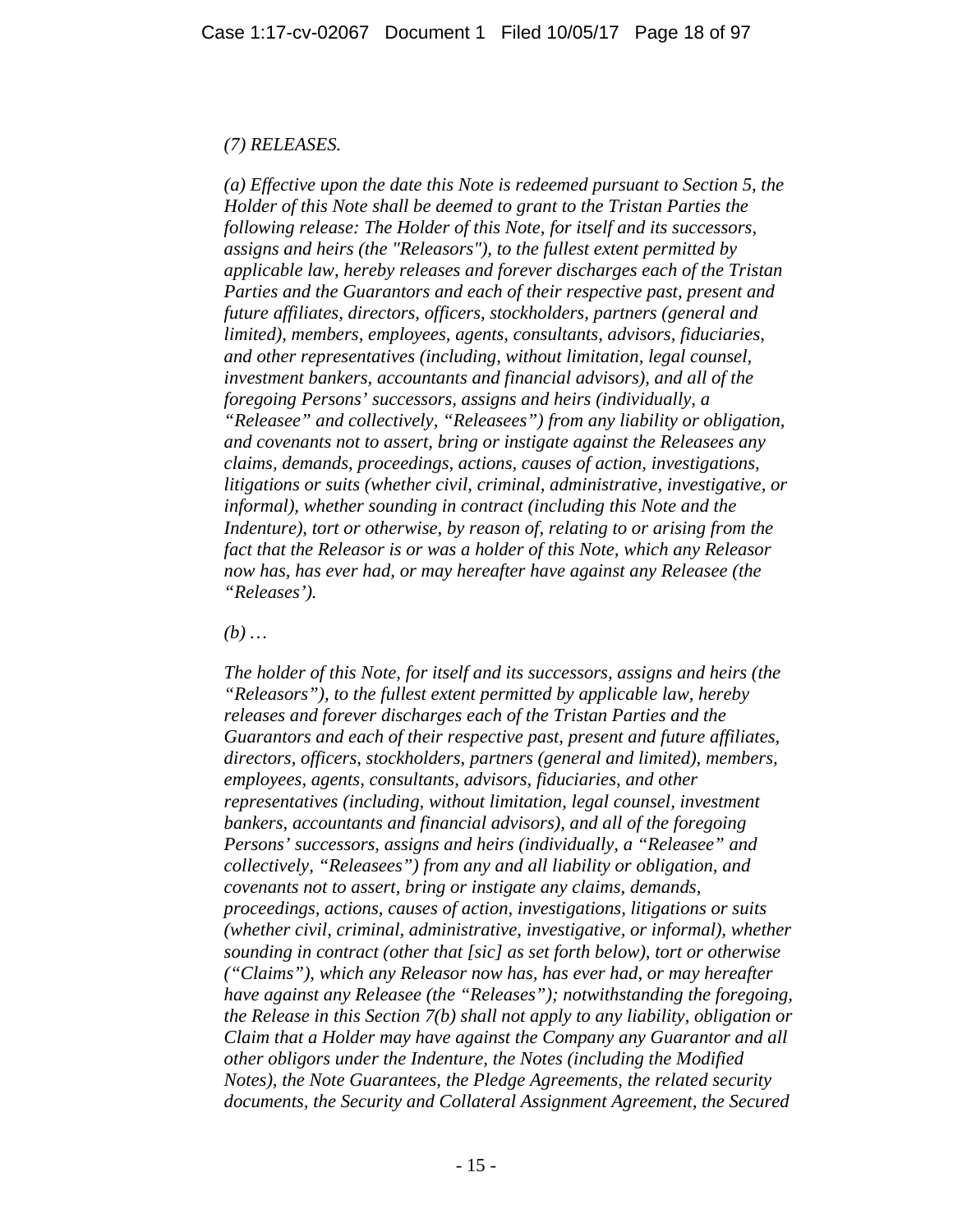*(7) RELEASES.*

*(a) Effective upon the date this Note is redeemed pursuant to Section 5, the Holder of this Note shall be deemed to grant to the Tristan Parties the following release: The Holder of this Note, for itself and its successors, assigns and heirs (the "Releasors"), to the fullest extent permitted by applicable law, hereby releases and forever discharges each of the Tristan Parties and the Guarantors and each of their respective past, present and future affiliates, directors, officers, stockholders, partners (general and limited), members, employees, agents, consultants, advisors, fiduciaries, and other representatives (including, without limitation, legal counsel, investment bankers, accountants and financial advisors), and all of the foregoing Persons' successors, assigns and heirs (individually, a "Releasee" and collectively, "Releasees") from any liability or obligation, and covenants not to assert, bring or instigate against the Releasees any claims, demands, proceedings, actions, causes of action, investigations, litigations or suits (whether civil, criminal, administrative, investigative, or informal), whether sounding in contract (including this Note and the Indenture), tort or otherwise, by reason of, relating to or arising from the fact that the Releasor is or was a holder of this Note, which any Releasor now has, has ever had, or may hereafter have against any Releasee (the "Releases').*

*(b) …*

*The holder of this Note, for itself and its successors, assigns and heirs (the "Releasors"), to the fullest extent permitted by applicable law, hereby releases and forever discharges each of the Tristan Parties and the Guarantors and each of their respective past, present and future affiliates, directors, officers, stockholders, partners (general and limited), members, employees, agents, consultants, advisors, fiduciaries, and other representatives (including, without limitation, legal counsel, investment bankers, accountants and financial advisors), and all of the foregoing Persons' successors, assigns and heirs (individually, a "Releasee" and collectively, "Releasees") from any and all liability or obligation, and covenants not to assert, bring or instigate any claims, demands, proceedings, actions, causes of action, investigations, litigations or suits (whether civil, criminal, administrative, investigative, or informal), whether sounding in contract (other that [sic] as set forth below), tort or otherwise ("Claims"), which any Releasor now has, has ever had, or may hereafter have against any Releasee (the "Releases"); notwithstanding the foregoing, the Release in this Section 7(b) shall not apply to any liability, obligation or Claim that a Holder may have against the Company any Guarantor and all other obligors under the Indenture, the Notes (including the Modified Notes), the Note Guarantees, the Pledge Agreements, the related security documents, the Security and Collateral Assignment Agreement, the Secured*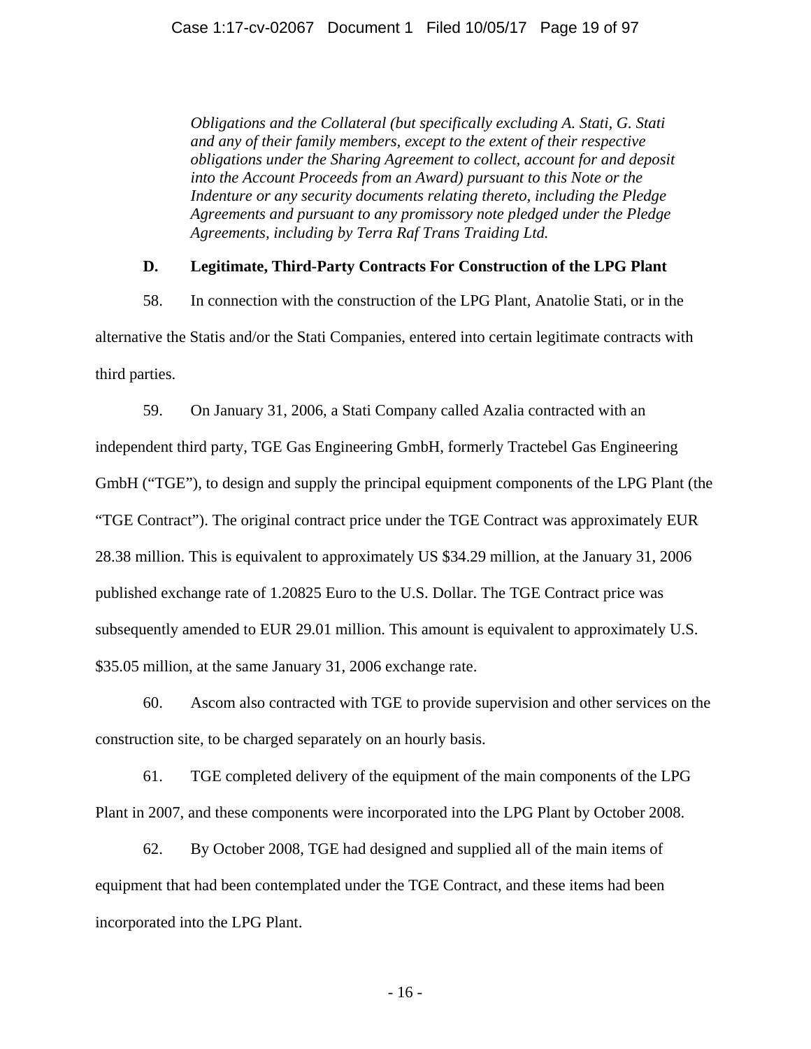*Obligations and the Collateral (but specifically excluding A. Stati, G. Stati and any of their family members, except to the extent of their respective obligations under the Sharing Agreement to collect, account for and deposit into the Account Proceeds from an Award) pursuant to this Note or the Indenture or any security documents relating thereto, including the Pledge Agreements and pursuant to any promissory note pledged under the Pledge Agreements, including by Terra Raf Trans Traiding Ltd.*

### D. Legitimate, Third-Party Contracts For Construction of the LPG Plant

58. In connection with the construction of the LPG Plant, Anatolie Stati, or in the alternative the Statis and/or the Stati Companies, entered into certain legitimate contracts with third parties.

59. On January 31, 2006, a Stati Company called Azalia contracted with an independent third party, TGE Gas Engineering GmbH, formerly Tractebel Gas Engineering GmbH ("TGE"), to design and supply the principal equipment components of the LPG Plant (the "TGE Contract"). The original contract price under the TGE Contract was approximately EUR 28.38 million. This is equivalent to approximately US $34.29 million, at the January 31, 2006 published exchange rate of 1.20825 Euro to the U.S. Dollar. The TGE Contract price was subsequently amended to EUR 29.01 million. This amount is equivalent to approximately U.S. $35.05 million, at the same January 31, 2006 exchange rate.

60. Ascom also contracted with TGE to provide supervision and other services on the construction site, to be charged separately on an hourly basis.

61. TGE completed delivery of the equipment of the main components of the LPG Plant in 2007, and these components were incorporated into the LPG Plant by October 2008.

62. By October 2008, TGE had designed and supplied all of the main items of equipment that had been contemplated under the TGE Contract, and these items had been incorporated into the LPG Plant.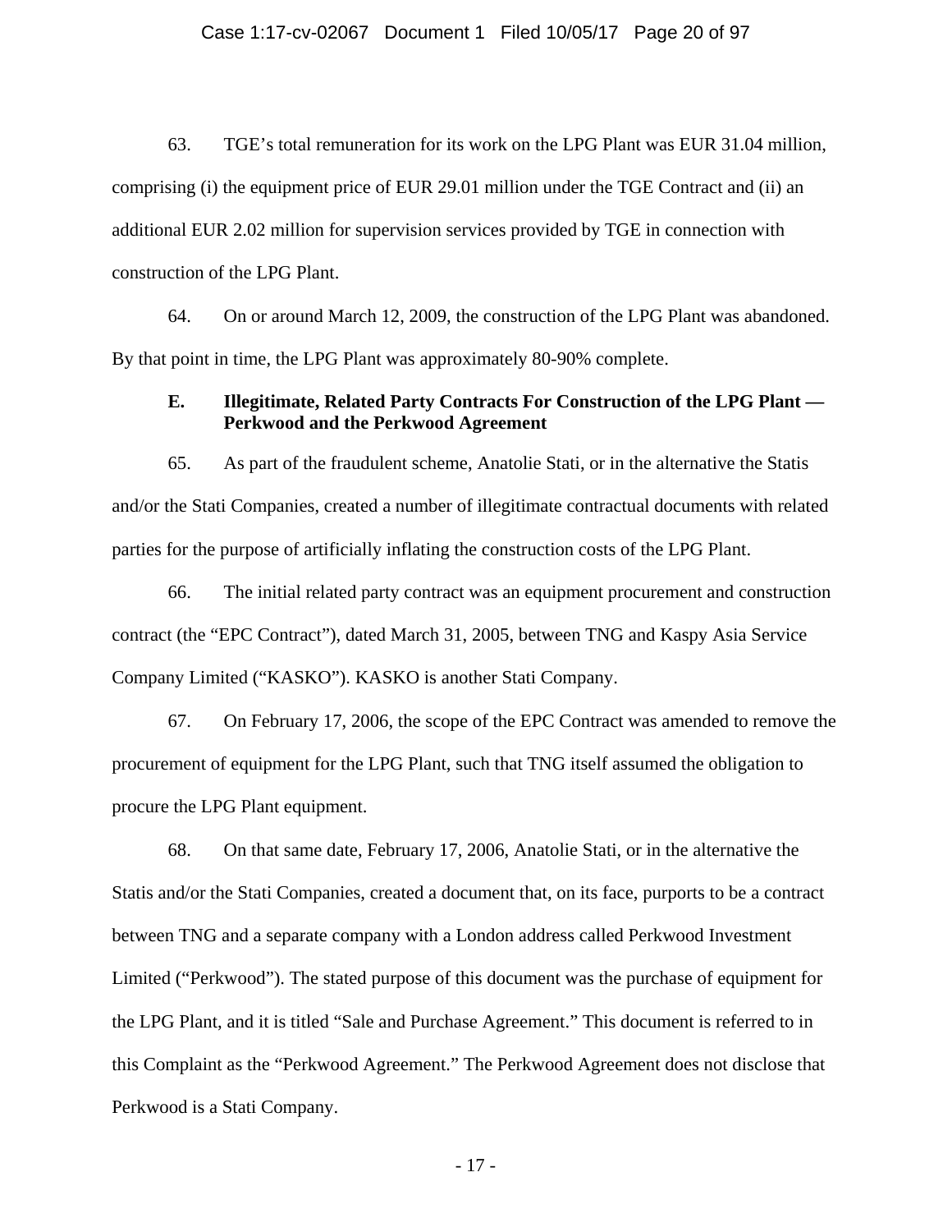63. TGE's total remuneration for its work on the LPG Plant was EUR 31.04 million, comprising (i) the equipment price of EUR 29.01 million under the TGE Contract and (ii) an additional EUR 2.02 million for supervision services provided by TGE in connection with construction of the LPG Plant.

64. On or around March 12, 2009, the construction of the LPG Plant was abandoned. By that point in time, the LPG Plant was approximately 80-90% complete.

### E. Illegitimate, Related Party Contracts For Construction of the LPG Plant — Perkwood and the Perkwood Agreement

65. As part of the fraudulent scheme, Anatolie Stati, or in the alternative the Statis and/or the Stati Companies, created a number of illegitimate contractual documents with related parties for the purpose of artificially inflating the construction costs of the LPG Plant.

66. The initial related party contract was an equipment procurement and construction contract (the "EPC Contract"), dated March 31, 2005, between TNG and Kaspy Asia Service Company Limited ("KASKO"). KASKO is another Stati Company.

67. On February 17, 2006, the scope of the EPC Contract was amended to remove the procurement of equipment for the LPG Plant, such that TNG itself assumed the obligation to procure the LPG Plant equipment.

68. On that same date, February 17, 2006, Anatolie Stati, or in the alternative the Statis and/or the Stati Companies, created a document that, on its face, purports to be a contract between TNG and a separate company with a London address called Perkwood Investment Limited ("Perkwood"). The stated purpose of this document was the purchase of equipment for the LPG Plant, and it is titled "Sale and Purchase Agreement." This document is referred to in this Complaint as the "Perkwood Agreement." The Perkwood Agreement does not disclose that Perkwood is a Stati Company.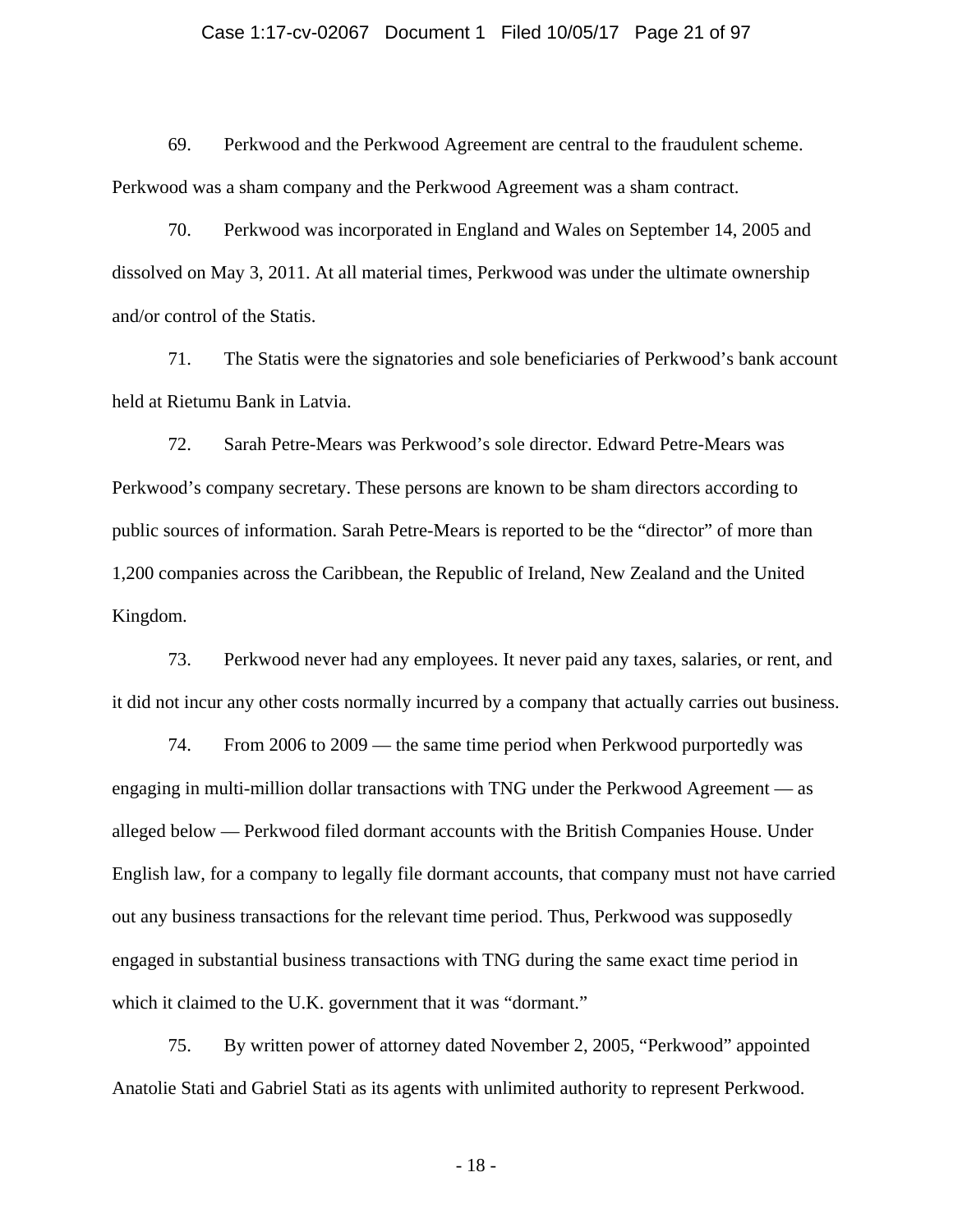69. Perkwood and the Perkwood Agreement are central to the fraudulent scheme. Perkwood was a sham company and the Perkwood Agreement was a sham contract.

70. Perkwood was incorporated in England and Wales on September 14, 2005 and dissolved on May 3, 2011. At all material times, Perkwood was under the ultimate ownership and/or control of the Statis.

71. The Statis were the signatories and sole beneficiaries of Perkwood's bank account held at Rietumu Bank in Latvia.

72. Sarah Petre-Mears was Perkwood's sole director. Edward Petre-Mears was Perkwood's company secretary. These persons are known to be sham directors according to public sources of information. Sarah Petre-Mears is reported to be the "director" of more than 1,200 companies across the Caribbean, the Republic of Ireland, New Zealand and the United Kingdom.

73. Perkwood never had any employees. It never paid any taxes, salaries, or rent, and it did not incur any other costs normally incurred by a company that actually carries out business.

74. From 2006 to 2009 — the same time period when Perkwood purportedly was engaging in multi-million dollar transactions with TNG under the Perkwood Agreement — as alleged below — Perkwood filed dormant accounts with the British Companies House. Under English law, for a company to legally file dormant accounts, that company must not have carried out any business transactions for the relevant time period. Thus, Perkwood was supposedly engaged in substantial business transactions with TNG during the same exact time period in which it claimed to the U.K. government that it was "dormant."

75. By written power of attorney dated November 2, 2005, "Perkwood" appointed Anatolie Stati and Gabriel Stati as its agents with unlimited authority to represent Perkwood.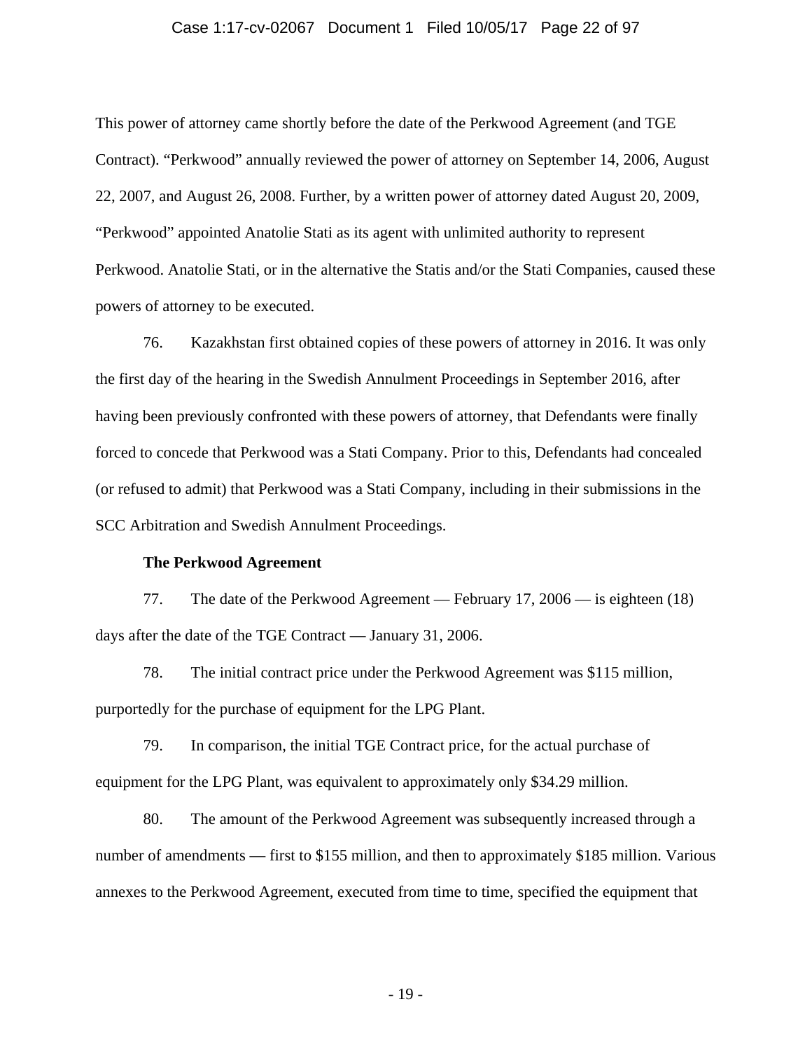This power of attorney came shortly before the date of the Perkwood Agreement (and TGE Contract). "Perkwood" annually reviewed the power of attorney on September 14, 2006, August 22, 2007, and August 26, 2008. Further, by a written power of attorney dated August 20, 2009, "Perkwood" appointed Anatolie Stati as its agent with unlimited authority to represent Perkwood. Anatolie Stati, or in the alternative the Statis and/or the Stati Companies, caused these powers of attorney to be executed.

76. Kazakhstan first obtained copies of these powers of attorney in 2016. It was only the first day of the hearing in the Swedish Annulment Proceedings in September 2016, after having been previously confronted with these powers of attorney, that Defendants were finally forced to concede that Perkwood was a Stati Company. Prior to this, Defendants had concealed (or refused to admit) that Perkwood was a Stati Company, including in their submissions in the SCC Arbitration and Swedish Annulment Proceedings.

**The Perkwood Agreement**

77. The date of the Perkwood Agreement — February 17, 2006 — is eighteen (18) days after the date of the TGE Contract — January 31, 2006.

78. The initial contract price under the Perkwood Agreement was $115 million, purportedly for the purchase of equipment for the LPG Plant.

79. In comparison, the initial TGE Contract price, for the actual purchase of equipment for the LPG Plant, was equivalent to approximately only $34.29 million.

80. The amount of the Perkwood Agreement was subsequently increased through a number of amendments — first to $155 million, and then to approximately $185 million. Various annexes to the Perkwood Agreement, executed from time to time, specified the equipment that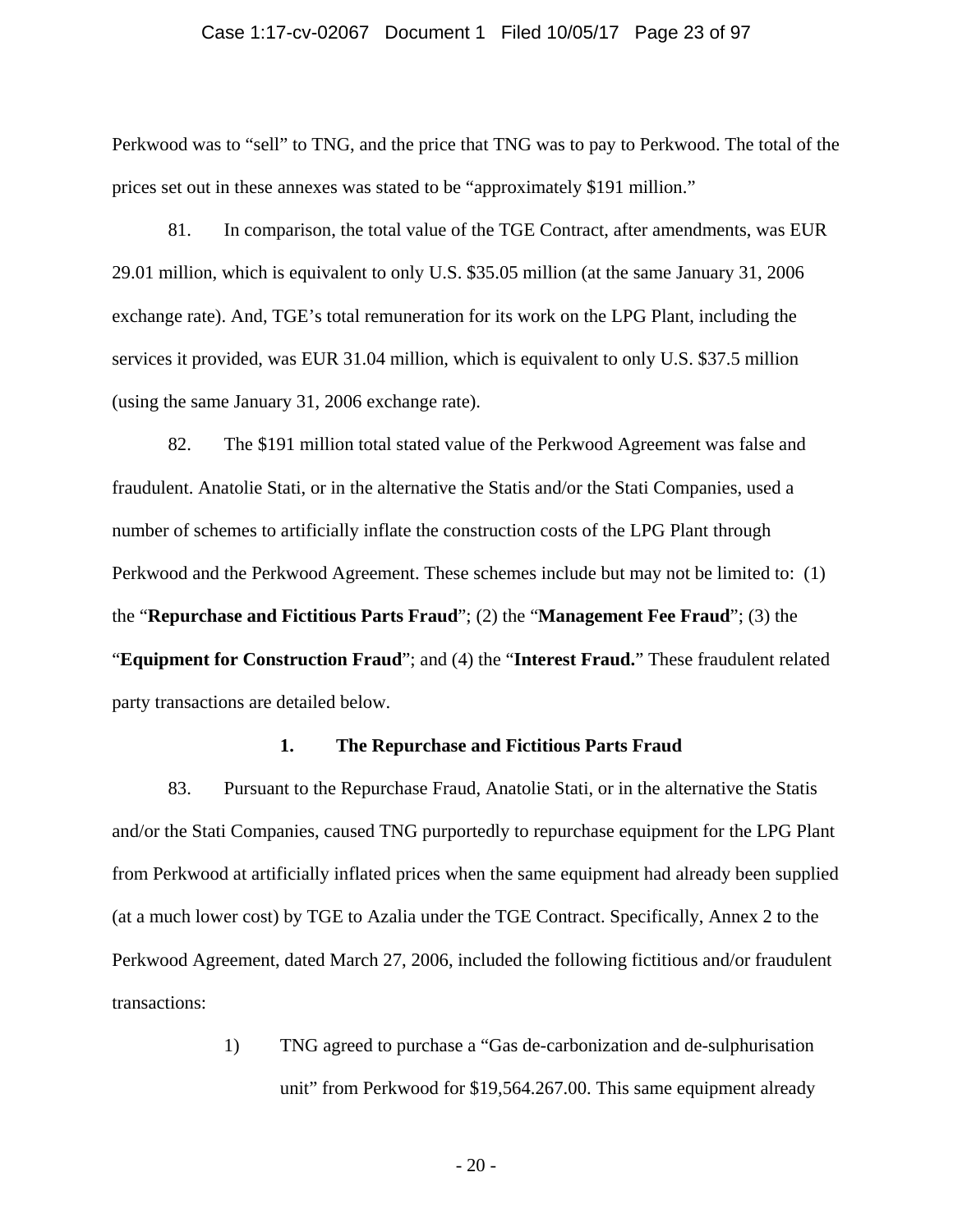Perkwood was to "sell" to TNG, and the price that TNG was to pay to Perkwood. The total of the prices set out in these annexes was stated to be "approximately $191 million."

81. In comparison, the total value of the TGE Contract, after amendments, was EUR 29.01 million, which is equivalent to only U.S. $35.05 million (at the same January 31, 2006 exchange rate). And, TGE's total remuneration for its work on the LPG Plant, including the services it provided, was EUR 31.04 million, which is equivalent to only U.S. $37.5 million (using the same January 31, 2006 exchange rate).

82. The $191 million total stated value of the Perkwood Agreement was false and fraudulent. Anatolie Stati, or in the alternative the Statis and/or the Stati Companies, used a number of schemes to artificially inflate the construction costs of the LPG Plant through Perkwood and the Perkwood Agreement. These schemes include but may not be limited to: (1) the "**Repurchase and Fictitious Parts Fraud**"; (2) the "**Management Fee Fraud**"; (3) the "**Equipment for Construction Fraud**"; and (4) the "**Interest Fraud.**" These fraudulent related party transactions are detailed below.

### 1. The Repurchase and Fictitious Parts Fraud

83. Pursuant to the Repurchase Fraud, Anatolie Stati, or in the alternative the Statis and/or the Stati Companies, caused TNG purportedly to repurchase equipment for the LPG Plant from Perkwood at artificially inflated prices when the same equipment had already been supplied (at a much lower cost) by TGE to Azalia under the TGE Contract. Specifically, Annex 2 to the Perkwood Agreement, dated March 27, 2006, included the following fictitious and/or fraudulent transactions:

1) TNG agreed to purchase a "Gas de-carbonization and de-sulphurisation unit" from Perkwood for $19,564,267.00. This same equipment already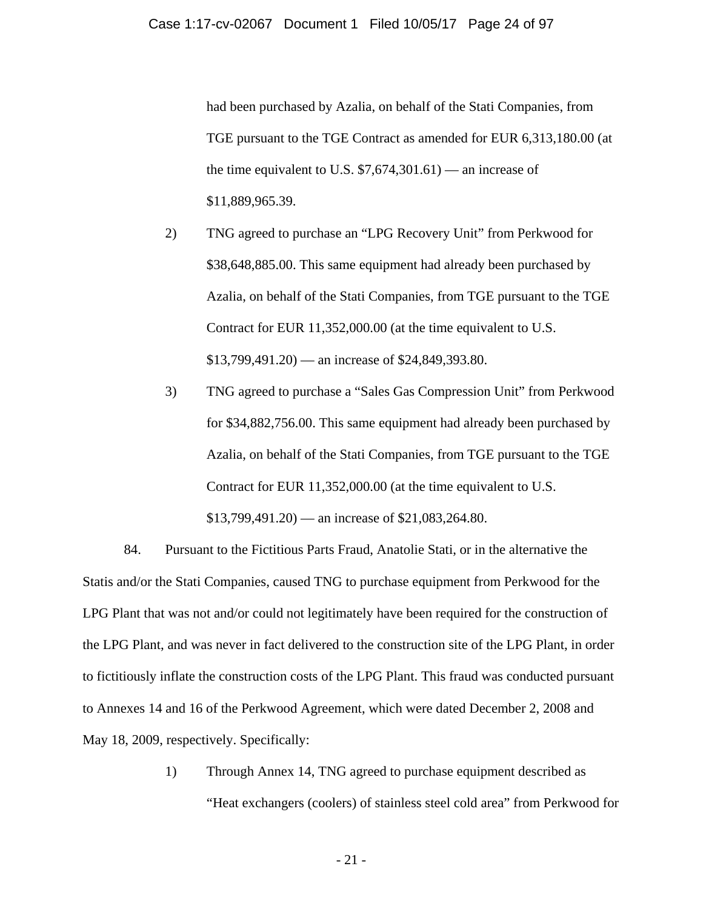had been purchased by Azalia, on behalf of the Stati Companies, from TGE pursuant to the TGE Contract as amended for EUR 6,313,180.00 (at the time equivalent to U.S. $7,674,301.61) — an increase of $11,889,965.39.

2) TNG agreed to purchase an "LPG Recovery Unit" from Perkwood for $38,648,885.00. This same equipment had already been purchased by Azalia, on behalf of the Stati Companies, from TGE pursuant to the TGE Contract for EUR 11,352,000.00 (at the time equivalent to U.S. $13,799,491.20) — an increase of $24,849,393.80.

3) TNG agreed to purchase a "Sales Gas Compression Unit" from Perkwood for $34,882,756.00. This same equipment had already been purchased by Azalia, on behalf of the Stati Companies, from TGE pursuant to the TGE Contract for EUR 11,352,000.00 (at the time equivalent to U.S. $13,799,491.20) — an increase of $21,083,264.80.

84. Pursuant to the Fictitious Parts Fraud, Anatolie Stati, or in the alternative the Statis and/or the Stati Companies, caused TNG to purchase equipment from Perkwood for the LPG Plant that was not and/or could not legitimately have been required for the construction of the LPG Plant, and was never in fact delivered to the construction site of the LPG Plant, in order to fictitiously inflate the construction costs of the LPG Plant. This fraud was conducted pursuant to Annexes 14 and 16 of the Perkwood Agreement, which were dated December 2, 2008 and May 18, 2009, respectively. Specifically:

1) Through Annex 14, TNG agreed to purchase equipment described as "Heat exchangers (coolers) of stainless steel cold area" from Perkwood for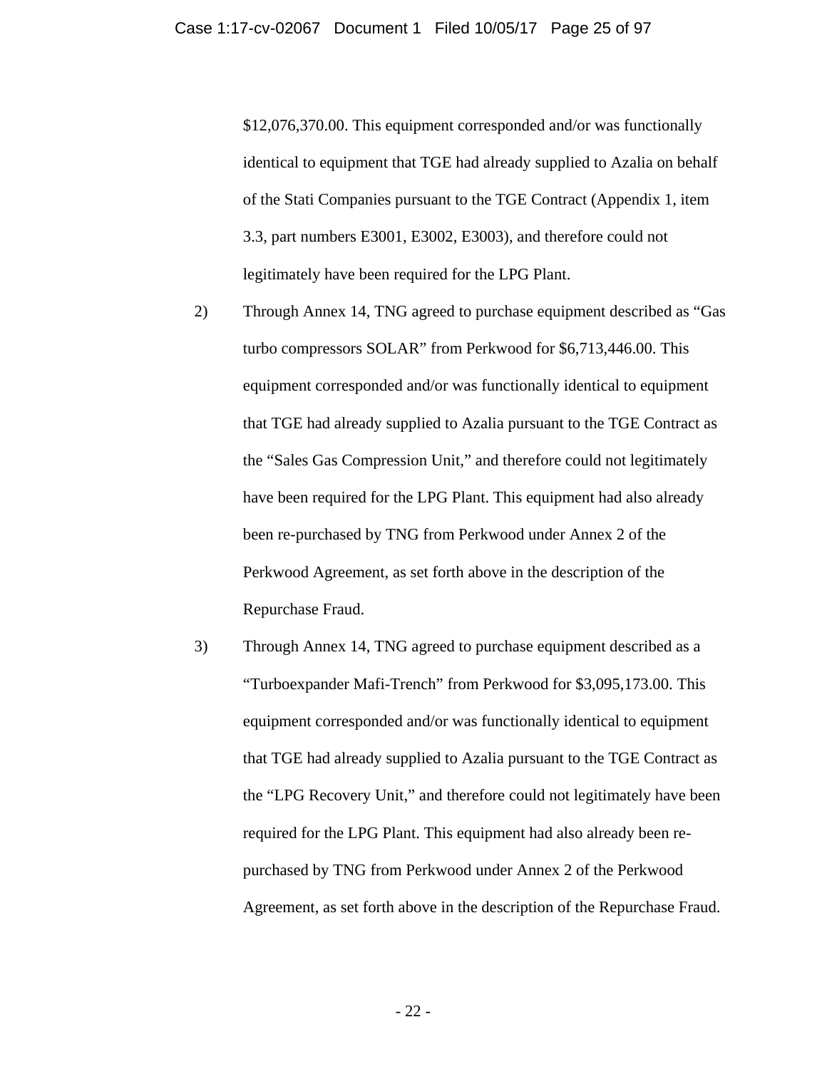$12,076,370.00. This equipment corresponded and/or was functionally identical to equipment that TGE had already supplied to Azalia on behalf of the Stati Companies pursuant to the TGE Contract (Appendix 1, item 3.3, part numbers E3001, E3002, E3003), and therefore could not legitimately have been required for the LPG Plant.

2) Through Annex 14, TNG agreed to purchase equipment described as "Gas turbo compressors SOLAR" from Perkwood for $6,713,446.00. This equipment corresponded and/or was functionally identical to equipment that TGE had already supplied to Azalia pursuant to the TGE Contract as the "Sales Gas Compression Unit," and therefore could not legitimately have been required for the LPG Plant. This equipment had also already been re-purchased by TNG from Perkwood under Annex 2 of the Perkwood Agreement, as set forth above in the description of the Repurchase Fraud.

3) Through Annex 14, TNG agreed to purchase equipment described as a "Turboexpander Mafi-Trench" from Perkwood for $3,095,173.00. This equipment corresponded and/or was functionally identical to equipment that TGE had already supplied to Azalia pursuant to the TGE Contract as the "LPG Recovery Unit," and therefore could not legitimately have been required for the LPG Plant. This equipment had also already been re-purchased by TNG from Perkwood under Annex 2 of the Perkwood Agreement, as set forth above in the description of the Repurchase Fraud.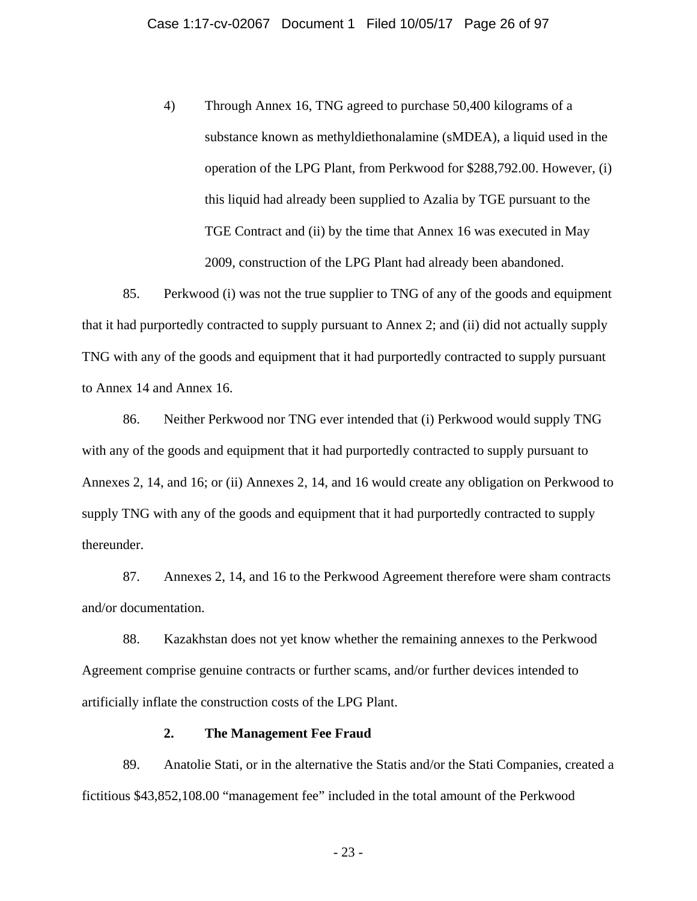4) Through Annex 16, TNG agreed to purchase 50,400 kilograms of a substance known as methyldiethonalamine (sMDEA), a liquid used in the operation of the LPG Plant, from Perkwood for $288,792.00. However, (i) this liquid had already been supplied to Azalia by TGE pursuant to the TGE Contract and (ii) by the time that Annex 16 was executed in May 2009, construction of the LPG Plant had already been abandoned.

85. Perkwood (i) was not the true supplier to TNG of any of the goods and equipment that it had purportedly contracted to supply pursuant to Annex 2; and (ii) did not actually supply TNG with any of the goods and equipment that it had purportedly contracted to supply pursuant to Annex 14 and Annex 16.

86. Neither Perkwood nor TNG ever intended that (i) Perkwood would supply TNG with any of the goods and equipment that it had purportedly contracted to supply pursuant to Annexes 2, 14, and 16; or (ii) Annexes 2, 14, and 16 would create any obligation on Perkwood to supply TNG with any of the goods and equipment that it had purportedly contracted to supply thereunder.

87. Annexes 2, 14, and 16 to the Perkwood Agreement therefore were sham contracts and/or documentation.

88. Kazakhstan does not yet know whether the remaining annexes to the Perkwood Agreement comprise genuine contracts or further scams, and/or further devices intended to artificially inflate the construction costs of the LPG Plant.

### 2. The Management Fee Fraud

89. Anatolie Stati, or in the alternative the Statis and/or the Stati Companies, created a fictitious $43,852,108.00 "management fee" included in the total amount of the Perkwood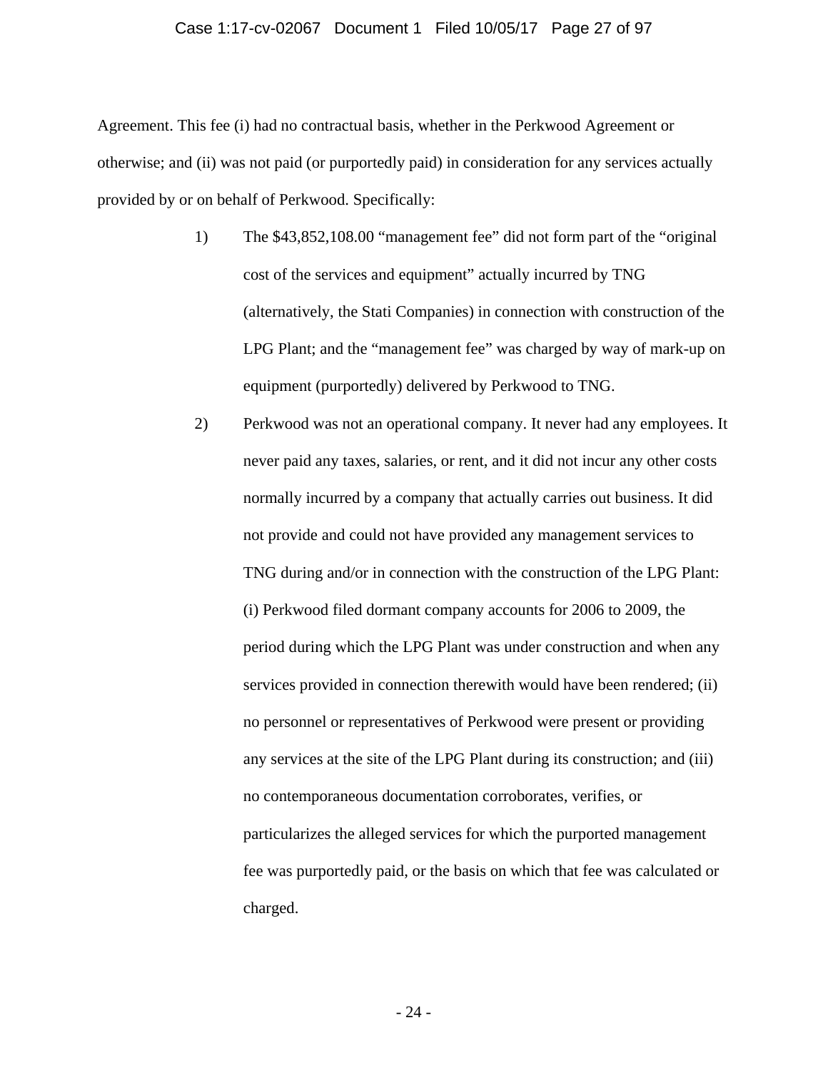Agreement. This fee (i) had no contractual basis, whether in the Perkwood Agreement or otherwise; and (ii) was not paid (or purportedly paid) in consideration for any services actually provided by or on behalf of Perkwood. Specifically:

1) The $43,852,108.00 "management fee" did not form part of the "original cost of the services and equipment" actually incurred by TNG (alternatively, the Stati Companies) in connection with construction of the LPG Plant; and the "management fee" was charged by way of mark-up on equipment (purportedly) delivered by Perkwood to TNG.

2) Perkwood was not an operational company. It never had any employees. It never paid any taxes, salaries, or rent, and it did not incur any other costs normally incurred by a company that actually carries out business. It did not provide and could not have provided any management services to TNG during and/or in connection with the construction of the LPG Plant: (i) Perkwood filed dormant company accounts for 2006 to 2009, the period during which the LPG Plant was under construction and when any services provided in connection therewith would have been rendered; (ii) no personnel or representatives of Perkwood were present or providing any services at the site of the LPG Plant during its construction; and (iii) no contemporaneous documentation corroborates, verifies, or particularizes the alleged services for which the purported management fee was purportedly paid, or the basis on which that fee was calculated or charged.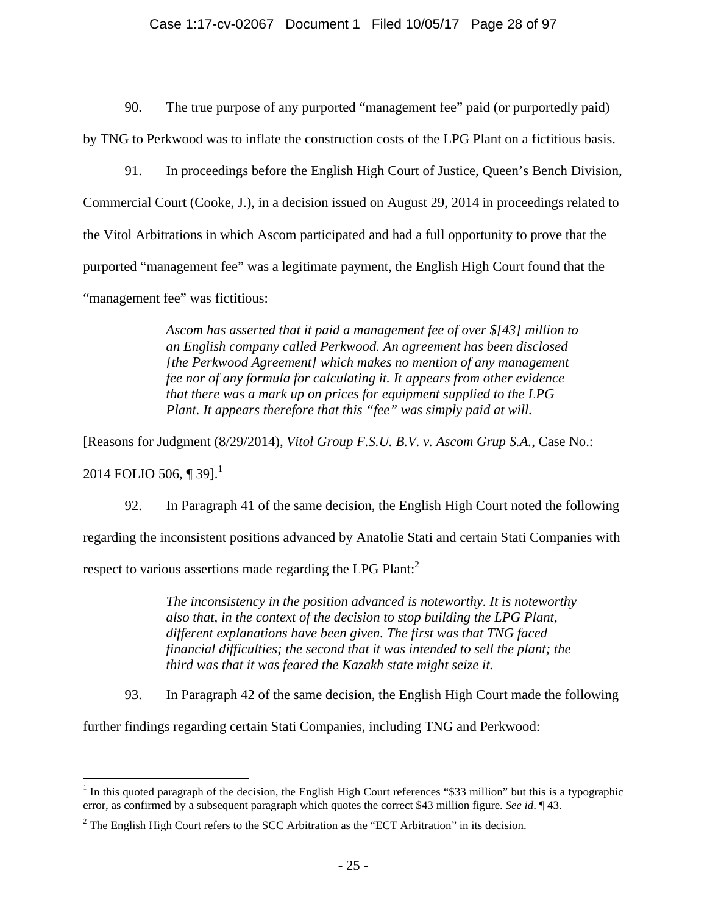90. The true purpose of any purported "management fee" paid (or purportedly paid) by TNG to Perkwood was to inflate the construction costs of the LPG Plant on a fictitious basis.

91. In proceedings before the English High Court of Justice, Queen's Bench Division, Commercial Court (Cooke, J.), in a decision issued on August 29, 2014 in proceedings related to the Vitol Arbitrations in which Ascom participated and had a full opportunity to prove that the purported "management fee" was a legitimate payment, the English High Court found that the "management fee" was fictitious:

> *Ascom has asserted that it paid a management fee of over $[43] million to an English company called Perkwood. An agreement has been disclosed [the Perkwood Agreement] which makes no mention of any management fee nor of any formula for calculating it. It appears from other evidence that there was a mark up on prices for equipment supplied to the LPG Plant. It appears therefore that this "fee" was simply paid at will.*

[Reasons for Judgment (8/29/2014), *Vitol Group F.S.U. B.V. v. Ascom Grup S.A.*, Case No.: 2014 FOLIO 506, ¶ 39].[1]

92. In Paragraph 41 of the same decision, the English High Court noted the following regarding the inconsistent positions advanced by Anatolie Stati and certain Stati Companies with respect to various assertions made regarding the LPG Plant:[2]

> *The inconsistency in the position advanced is noteworthy. It is noteworthy also that, in the context of the decision to stop building the LPG Plant, different explanations have been given. The first was that TNG faced financial difficulties; the second that it was intended to sell the plant; the third was that it was feared the Kazakh state might seize it.*

93. In Paragraph 42 of the same decision, the English High Court made the following further findings regarding certain Stati Companies, including TNG and Perkwood:

---

[1] In this quoted paragraph of the decision, the English High Court references "$33 million" but this is a typographic error, as confirmed by a subsequent paragraph which quotes the correct $43 million figure. *See id*. ¶ 43.

[2] The English High Court refers to the SCC Arbitration as the "ECT Arbitration" in its decision.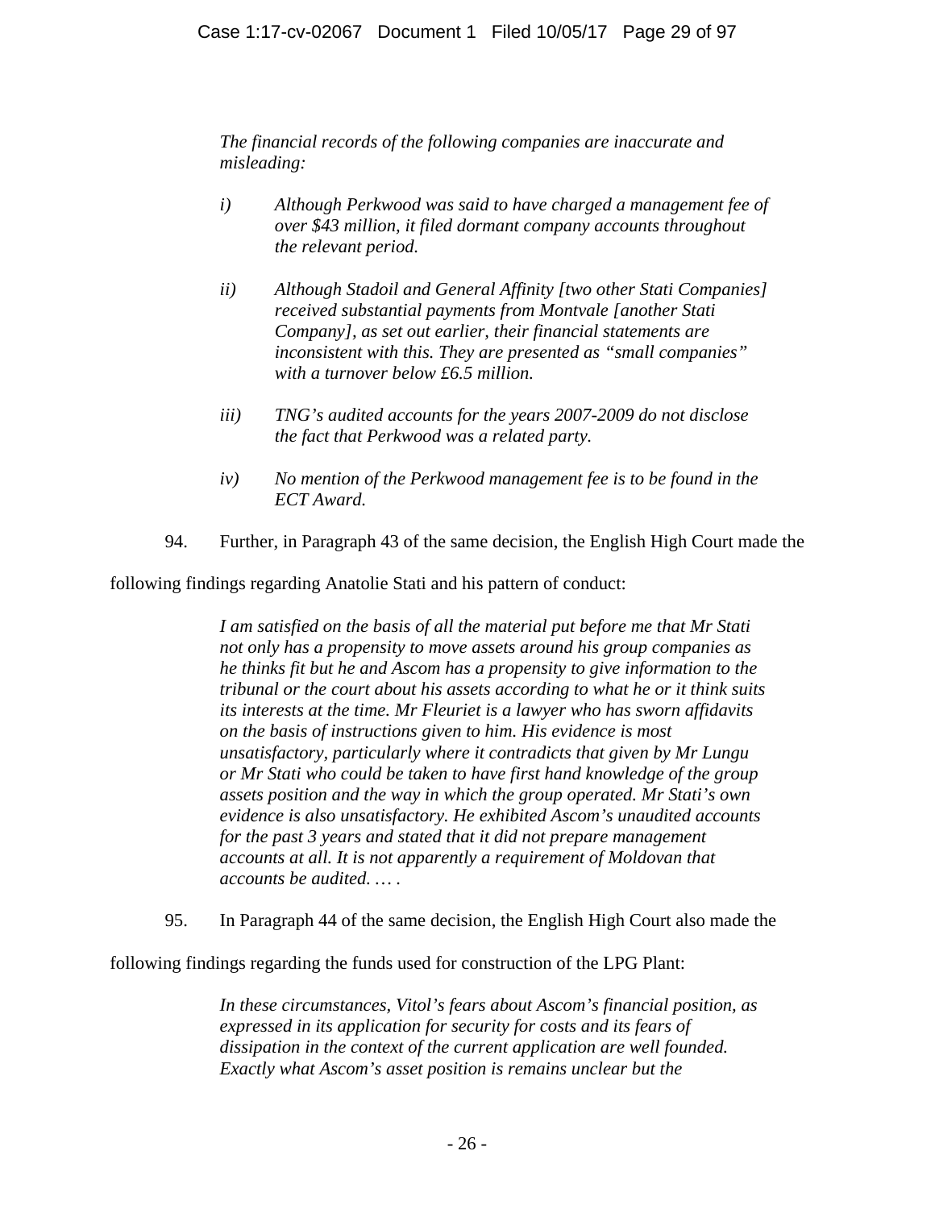> *The financial records of the following companies are inaccurate and misleading:*
>
> *i) Although Perkwood was said to have charged a management fee of over $43 million, it filed dormant company accounts throughout the relevant period.*
>
> *ii) Although Stadoil and General Affinity [two other Stati Companies] received substantial payments from Montvale [another Stati Company], as set out earlier, their financial statements are inconsistent with this. They are presented as "small companies" with a turnover below £6.5 million.*
>
> *iii) TNG's audited accounts for the years 2007-2009 do not disclose the fact that Perkwood was a related party.*
>
> *iv) No mention of the Perkwood management fee is to be found in the ECT Award.*

94. Further, in Paragraph 43 of the same decision, the English High Court made the following findings regarding Anatolie Stati and his pattern of conduct:

> *I am satisfied on the basis of all the material put before me that Mr Stati not only has a propensity to move assets around his group companies as he thinks fit but he and Ascom has a propensity to give information to the tribunal or the court about his assets according to what he or it think suits its interests at the time. Mr Fleuriet is a lawyer who has sworn affidavits on the basis of instructions given to him. His evidence is most unsatisfactory, particularly where it contradicts that given by Mr Lungu or Mr Stati who could be taken to have first hand knowledge of the group assets position and the way in which the group operated. Mr Stati's own evidence is also unsatisfactory. He exhibited Ascom's unaudited accounts for the past 3 years and stated that it did not prepare management accounts at all. It is not apparently a requirement of Moldovan that accounts be audited. … .*

95. In Paragraph 44 of the same decision, the English High Court also made the following findings regarding the funds used for construction of the LPG Plant:

> *In these circumstances, Vitol's fears about Ascom's financial position, as expressed in its application for security for costs and its fears of dissipation in the context of the current application are well founded. Exactly what Ascom's asset position is remains unclear but the*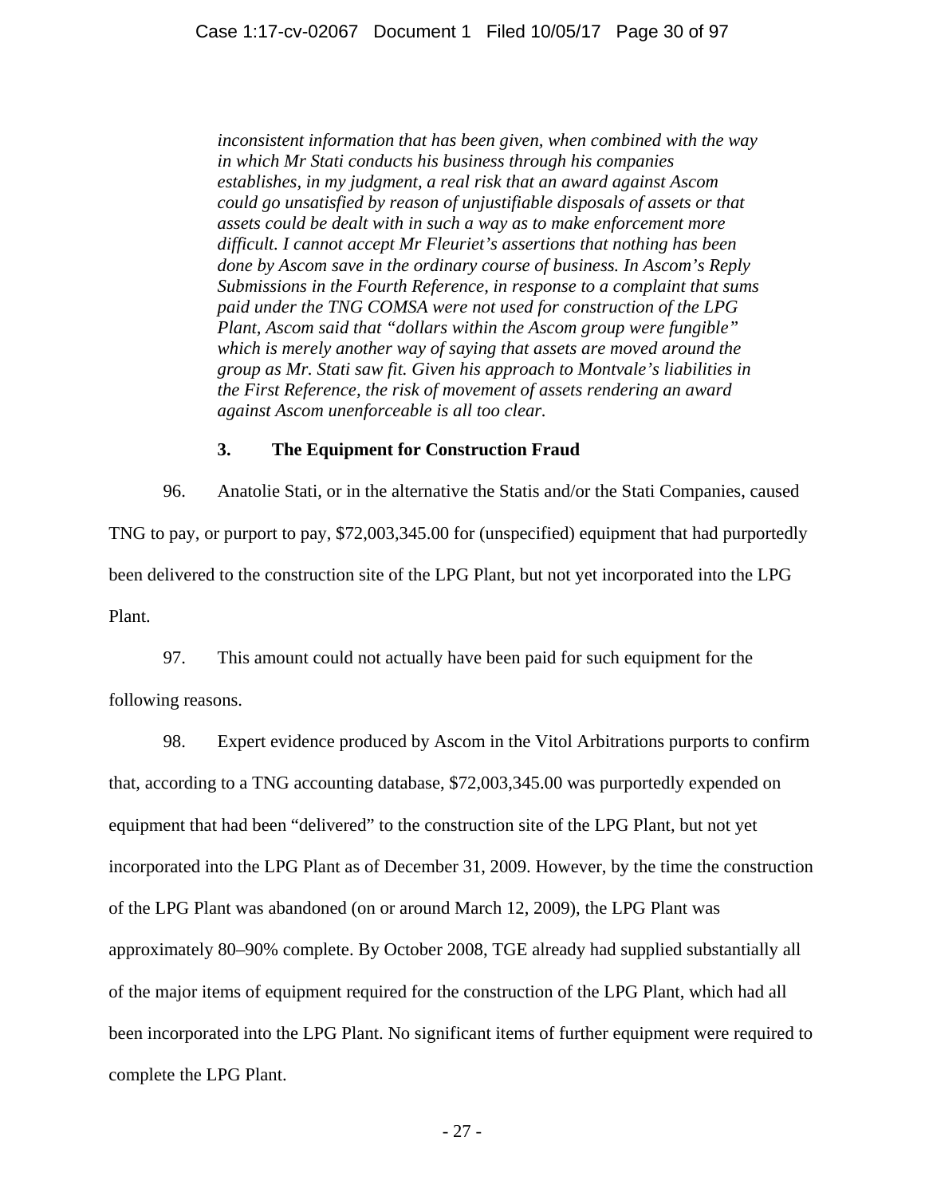> *inconsistent information that has been given, when combined with the way in which Mr Stati conducts his business through his companies establishes, in my judgment, a real risk that an award against Ascom could go unsatisfied by reason of unjustifiable disposals of assets or that assets could be dealt with in such a way as to make enforcement more difficult. I cannot accept Mr Fleuriet's assertions that nothing has been done by Ascom save in the ordinary course of business. In Ascom's Reply Submissions in the Fourth Reference, in response to a complaint that sums paid under the TNG COMSA were not used for construction of the LPG Plant, Ascom said that "dollars within the Ascom group were fungible" which is merely another way of saying that assets are moved around the group as Mr. Stati saw fit. Given his approach to Montvale's liabilities in the First Reference, the risk of movement of assets rendering an award against Ascom unenforceable is all too clear.*

### 3. The Equipment for Construction Fraud

96. Anatolie Stati, or in the alternative the Statis and/or the Stati Companies, caused TNG to pay, or purport to pay, $72,003,345.00 for (unspecified) equipment that had purportedly been delivered to the construction site of the LPG Plant, but not yet incorporated into the LPG Plant.

97. This amount could not actually have been paid for such equipment for the following reasons.

98. Expert evidence produced by Ascom in the Vitol Arbitrations purports to confirm that, according to a TNG accounting database, $72,003,345.00 was purportedly expended on equipment that had been "delivered" to the construction site of the LPG Plant, but not yet incorporated into the LPG Plant as of December 31, 2009. However, by the time the construction of the LPG Plant was abandoned (on or around March 12, 2009), the LPG Plant was approximately 80–90% complete. By October 2008, TGE already had supplied substantially all of the major items of equipment required for the construction of the LPG Plant, which had all been incorporated into the LPG Plant. No significant items of further equipment were required to complete the LPG Plant.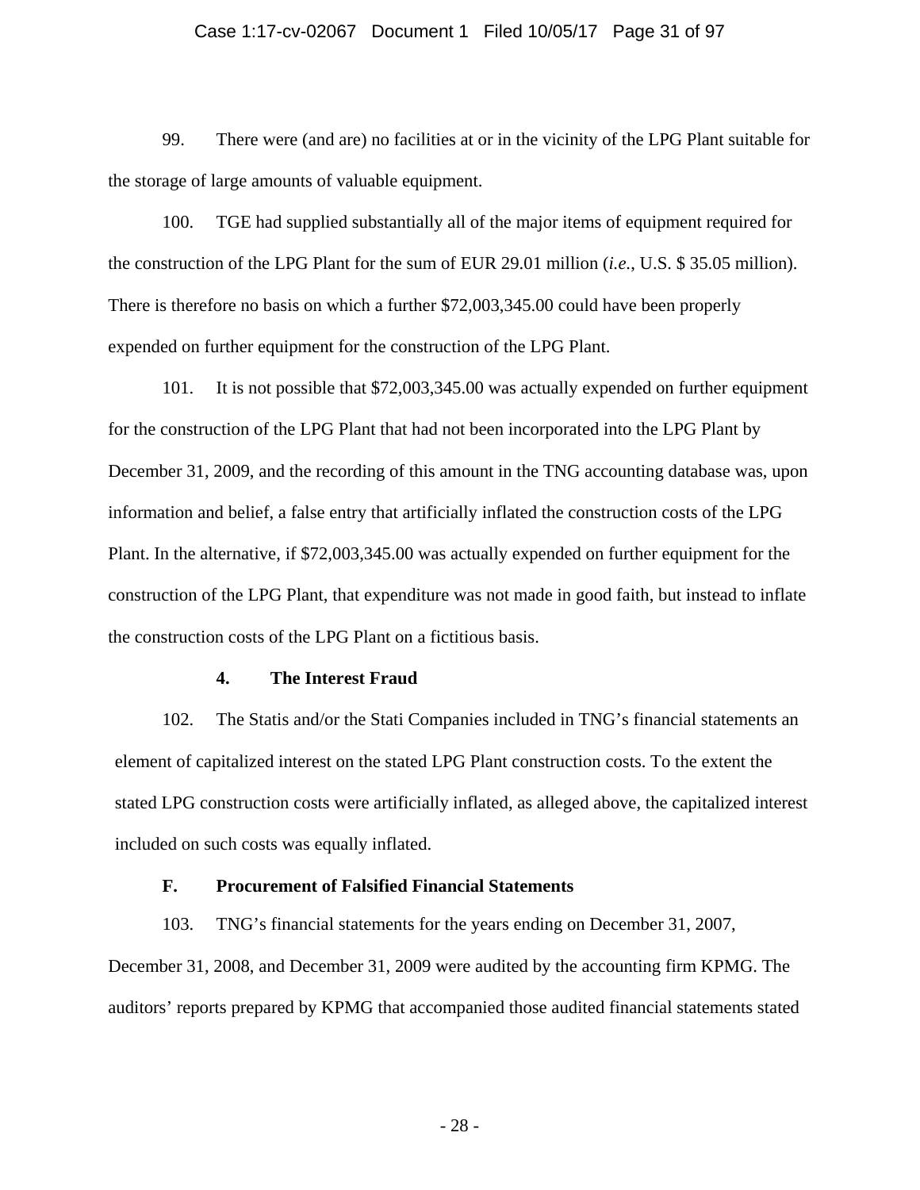99. There were (and are) no facilities at or in the vicinity of the LPG Plant suitable for the storage of large amounts of valuable equipment.

100. TGE had supplied substantially all of the major items of equipment required for the construction of the LPG Plant for the sum of EUR 29.01 million (*i.e.*, U.S. $ 35.05 million). There is therefore no basis on which a further $72,003,345.00 could have been properly expended on further equipment for the construction of the LPG Plant.

101. It is not possible that $72,003,345.00 was actually expended on further equipment for the construction of the LPG Plant that had not been incorporated into the LPG Plant by December 31, 2009, and the recording of this amount in the TNG accounting database was, upon information and belief, a false entry that artificially inflated the construction costs of the LPG Plant. In the alternative, if $72,003,345.00 was actually expended on further equipment for the construction of the LPG Plant, that expenditure was not made in good faith, but instead to inflate the construction costs of the LPG Plant on a fictitious basis.

#### 4. The Interest Fraud

102. The Statis and/or the Stati Companies included in TNG's financial statements an element of capitalized interest on the stated LPG Plant construction costs. To the extent the stated LPG construction costs were artificially inflated, as alleged above, the capitalized interest included on such costs was equally inflated.

### F. Procurement of Falsified Financial Statements

103. TNG's financial statements for the years ending on December 31, 2007, December 31, 2008, and December 31, 2009 were audited by the accounting firm KPMG. The auditors' reports prepared by KPMG that accompanied those audited financial statements stated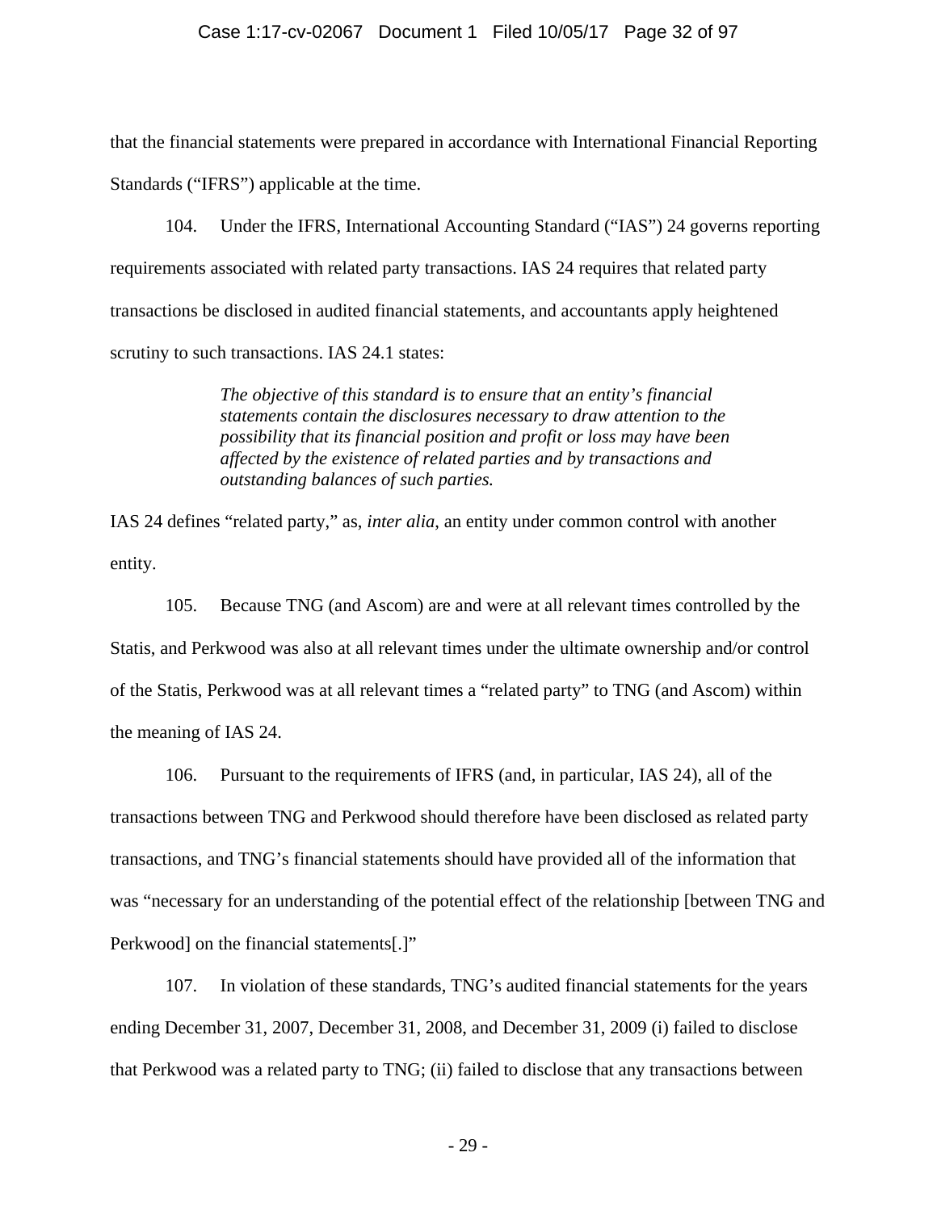that the financial statements were prepared in accordance with International Financial Reporting Standards ("IFRS") applicable at the time.

104. Under the IFRS, International Accounting Standard ("IAS") 24 governs reporting requirements associated with related party transactions. IAS 24 requires that related party transactions be disclosed in audited financial statements, and accountants apply heightened scrutiny to such transactions. IAS 24.1 states:

> *The objective of this standard is to ensure that an entity's financial statements contain the disclosures necessary to draw attention to the possibility that its financial position and profit or loss may have been affected by the existence of related parties and by transactions and outstanding balances of such parties.*

IAS 24 defines "related party," as, *inter alia*, an entity under common control with another entity.

105. Because TNG (and Ascom) are and were at all relevant times controlled by the Statis, and Perkwood was also at all relevant times under the ultimate ownership and/or control of the Statis, Perkwood was at all relevant times a "related party" to TNG (and Ascom) within the meaning of IAS 24.

106. Pursuant to the requirements of IFRS (and, in particular, IAS 24), all of the transactions between TNG and Perkwood should therefore have been disclosed as related party transactions, and TNG's financial statements should have provided all of the information that was "necessary for an understanding of the potential effect of the relationship [between TNG and Perkwood] on the financial statements[.]"

107. In violation of these standards, TNG's audited financial statements for the years ending December 31, 2007, December 31, 2008, and December 31, 2009 (i) failed to disclose that Perkwood was a related party to TNG; (ii) failed to disclose that any transactions between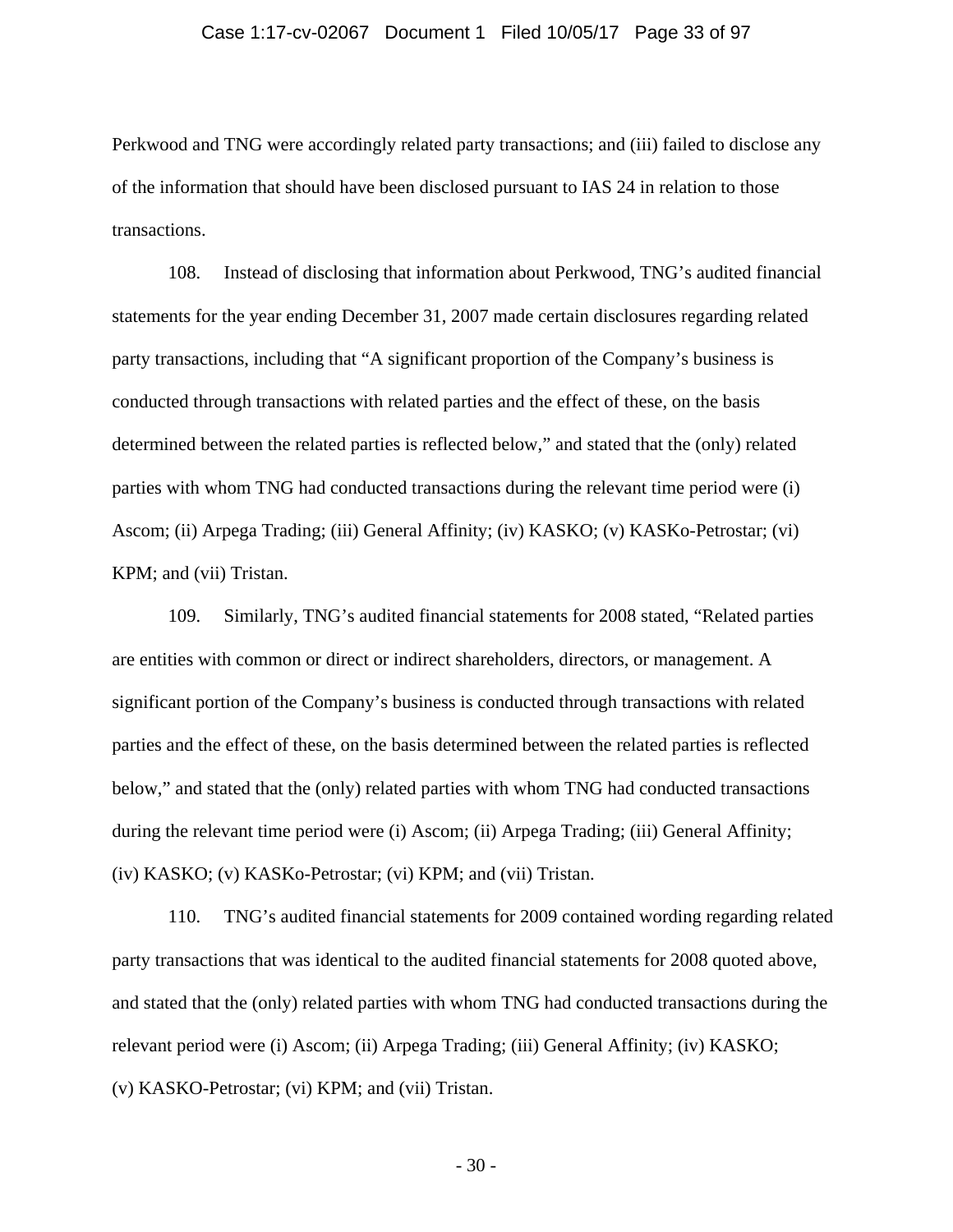Perkwood and TNG were accordingly related party transactions; and (iii) failed to disclose any of the information that should have been disclosed pursuant to IAS 24 in relation to those transactions.

108. Instead of disclosing that information about Perkwood, TNG's audited financial statements for the year ending December 31, 2007 made certain disclosures regarding related party transactions, including that "A significant proportion of the Company's business is conducted through transactions with related parties and the effect of these, on the basis determined between the related parties is reflected below," and stated that the (only) related parties with whom TNG had conducted transactions during the relevant time period were (i) Ascom; (ii) Arpega Trading; (iii) General Affinity; (iv) KASKO; (v) KASKo-Petrostar; (vi) KPM; and (vii) Tristan.

109. Similarly, TNG's audited financial statements for 2008 stated, "Related parties are entities with common or direct or indirect shareholders, directors, or management. A significant portion of the Company's business is conducted through transactions with related parties and the effect of these, on the basis determined between the related parties is reflected below," and stated that the (only) related parties with whom TNG had conducted transactions during the relevant time period were (i) Ascom; (ii) Arpega Trading; (iii) General Affinity; (iv) KASKO; (v) KASKo-Petrostar; (vi) KPM; and (vii) Tristan.

110. TNG's audited financial statements for 2009 contained wording regarding related party transactions that was identical to the audited financial statements for 2008 quoted above, and stated that the (only) related parties with whom TNG had conducted transactions during the relevant period were (i) Ascom; (ii) Arpega Trading; (iii) General Affinity; (iv) KASKO; (v) KASKO-Petrostar; (vi) KPM; and (vii) Tristan.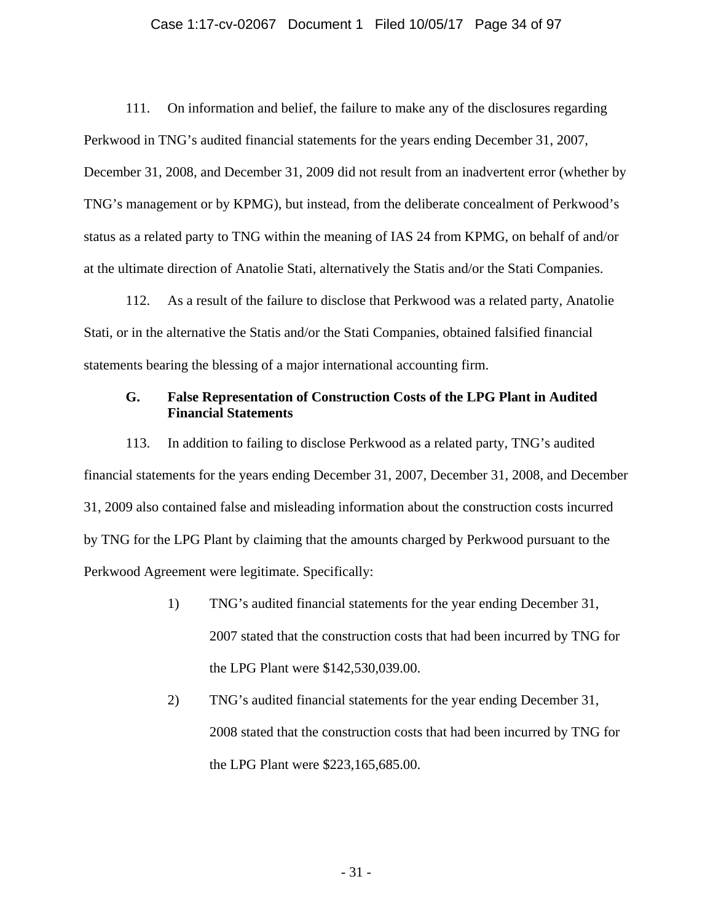111. On information and belief, the failure to make any of the disclosures regarding Perkwood in TNG's audited financial statements for the years ending December 31, 2007, December 31, 2008, and December 31, 2009 did not result from an inadvertent error (whether by TNG's management or by KPMG), but instead, from the deliberate concealment of Perkwood's status as a related party to TNG within the meaning of IAS 24 from KPMG, on behalf of and/or at the ultimate direction of Anatolie Stati, alternatively the Statis and/or the Stati Companies.

112. As a result of the failure to disclose that Perkwood was a related party, Anatolie Stati, or in the alternative the Statis and/or the Stati Companies, obtained falsified financial statements bearing the blessing of a major international accounting firm.

### G. False Representation of Construction Costs of the LPG Plant in Audited Financial Statements

113. In addition to failing to disclose Perkwood as a related party, TNG's audited financial statements for the years ending December 31, 2007, December 31, 2008, and December 31, 2009 also contained false and misleading information about the construction costs incurred by TNG for the LPG Plant by claiming that the amounts charged by Perkwood pursuant to the Perkwood Agreement were legitimate. Specifically:

1) TNG's audited financial statements for the year ending December 31, 2007 stated that the construction costs that had been incurred by TNG for the LPG Plant were $142,530,039.00.

2) TNG's audited financial statements for the year ending December 31, 2008 stated that the construction costs that had been incurred by TNG for the LPG Plant were $223,165,685.00.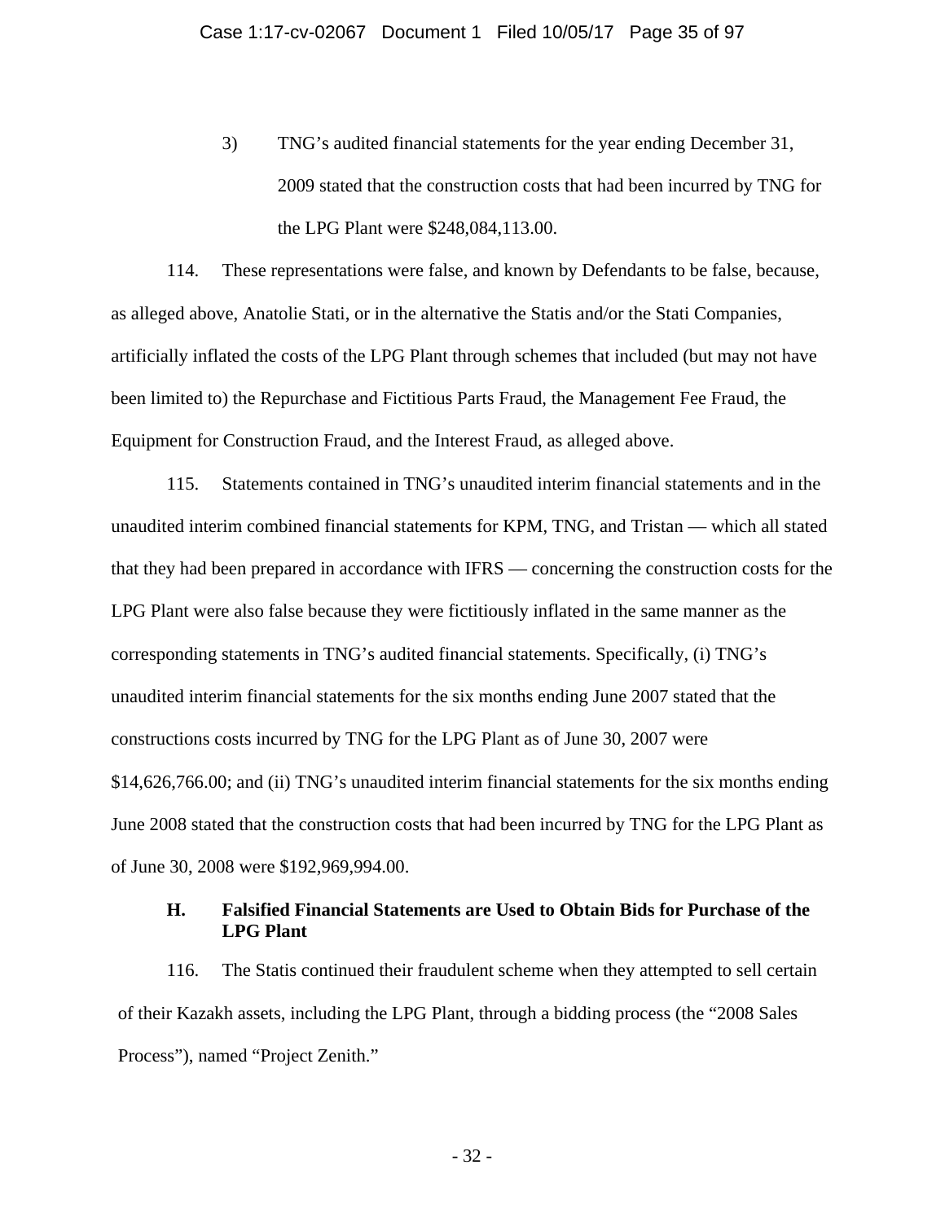3) TNG's audited financial statements for the year ending December 31, 2009 stated that the construction costs that had been incurred by TNG for the LPG Plant were $248,084,113.00.

114. These representations were false, and known by Defendants to be false, because, as alleged above, Anatolie Stati, or in the alternative the Statis and/or the Stati Companies, artificially inflated the costs of the LPG Plant through schemes that included (but may not have been limited to) the Repurchase and Fictitious Parts Fraud, the Management Fee Fraud, the Equipment for Construction Fraud, and the Interest Fraud, as alleged above.

115. Statements contained in TNG's unaudited interim financial statements and in the unaudited interim combined financial statements for KPM, TNG, and Tristan — which all stated that they had been prepared in accordance with IFRS — concerning the construction costs for the LPG Plant were also false because they were fictitiously inflated in the same manner as the corresponding statements in TNG's audited financial statements. Specifically, (i) TNG's unaudited interim financial statements for the six months ending June 2007 stated that the constructions costs incurred by TNG for the LPG Plant as of June 30, 2007 were $14,626,766.00; and (ii) TNG's unaudited interim financial statements for the six months ending June 2008 stated that the construction costs that had been incurred by TNG for the LPG Plant as of June 30, 2008 were $192,969,994.00.

### H. Falsified Financial Statements are Used to Obtain Bids for Purchase of the LPG Plant

116. The Statis continued their fraudulent scheme when they attempted to sell certain of their Kazakh assets, including the LPG Plant, through a bidding process (the "2008 Sales Process"), named "Project Zenith."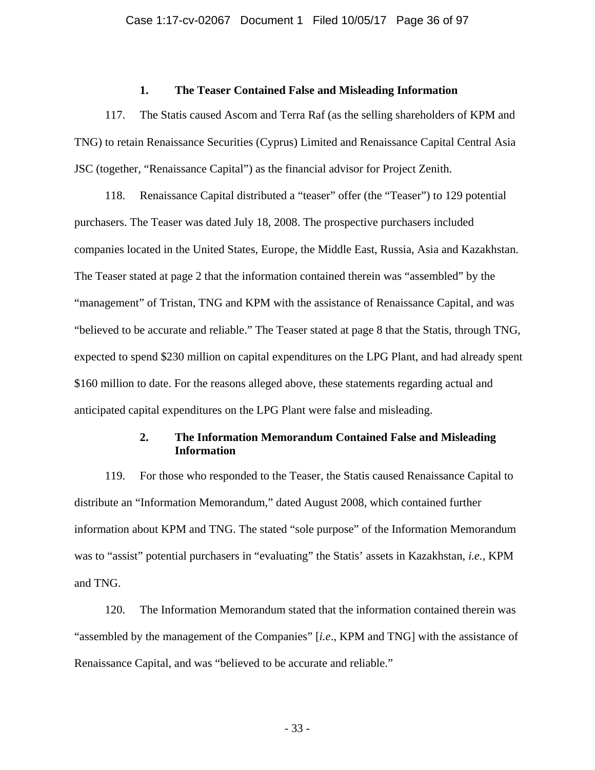### 1. The Teaser Contained False and Misleading Information

117. The Statis caused Ascom and Terra Raf (as the selling shareholders of KPM and TNG) to retain Renaissance Securities (Cyprus) Limited and Renaissance Capital Central Asia JSC (together, "Renaissance Capital") as the financial advisor for Project Zenith.

118. Renaissance Capital distributed a "teaser" offer (the "Teaser") to 129 potential purchasers. The Teaser was dated July 18, 2008. The prospective purchasers included companies located in the United States, Europe, the Middle East, Russia, Asia and Kazakhstan. The Teaser stated at page 2 that the information contained therein was "assembled" by the "management" of Tristan, TNG and KPM with the assistance of Renaissance Capital, and was "believed to be accurate and reliable." The Teaser stated at page 8 that the Statis, through TNG, expected to spend $230 million on capital expenditures on the LPG Plant, and had already spent $160 million to date. For the reasons alleged above, these statements regarding actual and anticipated capital expenditures on the LPG Plant were false and misleading.

### 2. The Information Memorandum Contained False and Misleading Information

119. For those who responded to the Teaser, the Statis caused Renaissance Capital to distribute an "Information Memorandum," dated August 2008, which contained further information about KPM and TNG. The stated "sole purpose" of the Information Memorandum was to "assist" potential purchasers in "evaluating" the Statis' assets in Kazakhstan, *i.e.*, KPM and TNG.

120. The Information Memorandum stated that the information contained therein was "assembled by the management of the Companies" [*i.e*., KPM and TNG] with the assistance of Renaissance Capital, and was "believed to be accurate and reliable."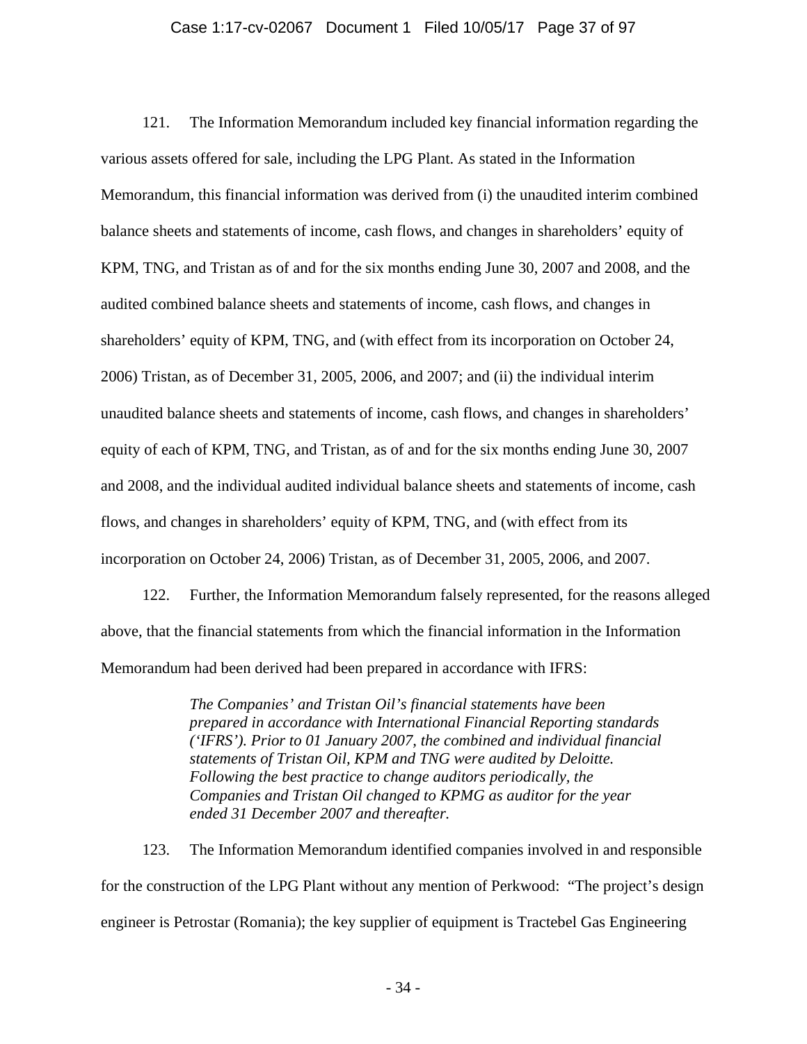121. The Information Memorandum included key financial information regarding the various assets offered for sale, including the LPG Plant. As stated in the Information Memorandum, this financial information was derived from (i) the unaudited interim combined balance sheets and statements of income, cash flows, and changes in shareholders' equity of KPM, TNG, and Tristan as of and for the six months ending June 30, 2007 and 2008, and the audited combined balance sheets and statements of income, cash flows, and changes in shareholders' equity of KPM, TNG, and (with effect from its incorporation on October 24, 2006) Tristan, as of December 31, 2005, 2006, and 2007; and (ii) the individual interim unaudited balance sheets and statements of income, cash flows, and changes in shareholders' equity of each of KPM, TNG, and Tristan, as of and for the six months ending June 30, 2007 and 2008, and the individual audited individual balance sheets and statements of income, cash flows, and changes in shareholders' equity of KPM, TNG, and (with effect from its incorporation on October 24, 2006) Tristan, as of December 31, 2005, 2006, and 2007.

122. Further, the Information Memorandum falsely represented, for the reasons alleged above, that the financial statements from which the financial information in the Information Memorandum had been derived had been prepared in accordance with IFRS:

> *The Companies' and Tristan Oil's financial statements have been prepared in accordance with International Financial Reporting standards ('IFRS'). Prior to 01 January 2007, the combined and individual financial statements of Tristan Oil, KPM and TNG were audited by Deloitte. Following the best practice to change auditors periodically, the Companies and Tristan Oil changed to KPMG as auditor for the year ended 31 December 2007 and thereafter.*

123. The Information Memorandum identified companies involved in and responsible for the construction of the LPG Plant without any mention of Perkwood: "The project's design engineer is Petrostar (Romania); the key supplier of equipment is Tractebel Gas Engineering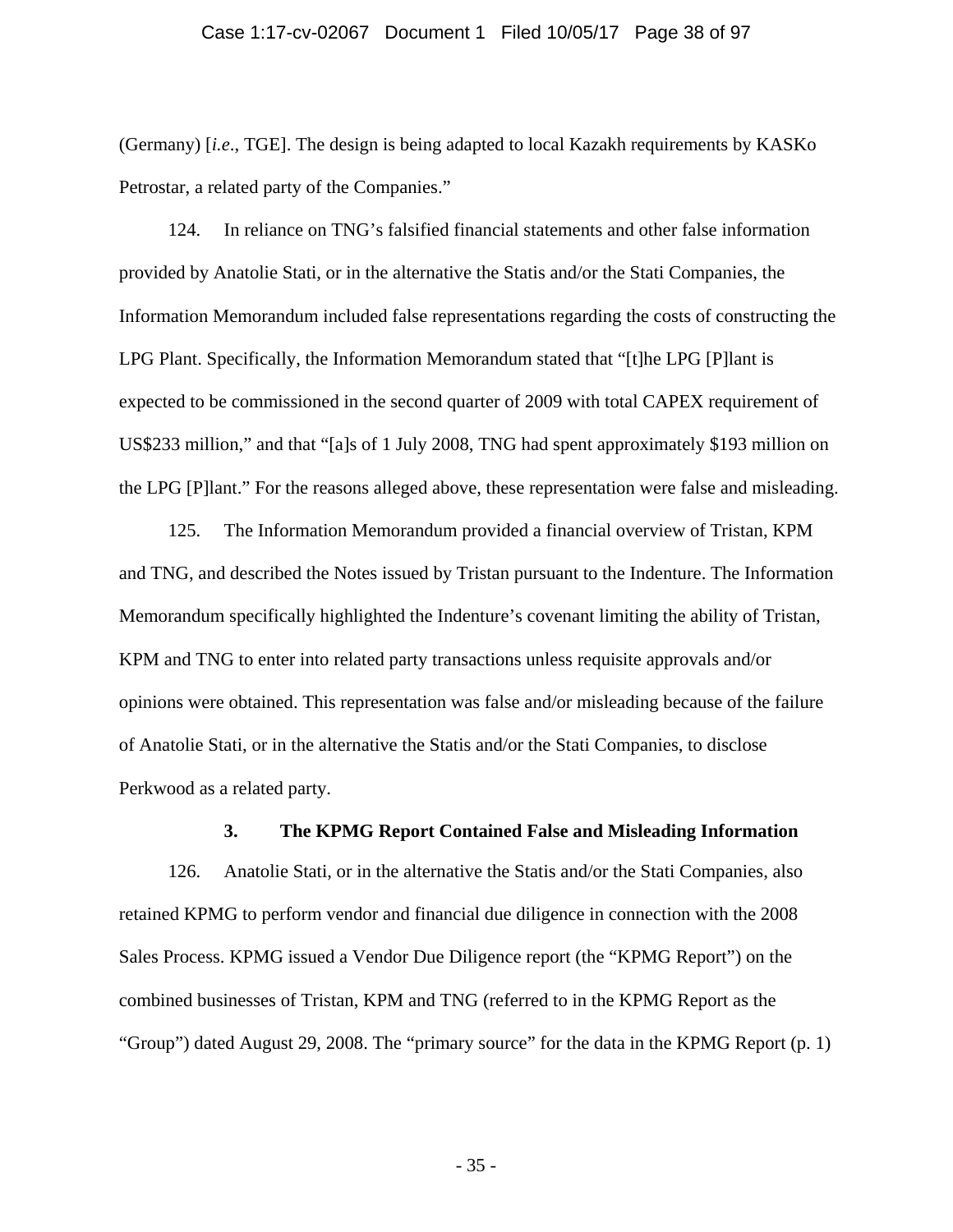(Germany) [*i.e*., TGE]. The design is being adapted to local Kazakh requirements by KASKo Petrostar, a related party of the Companies."

124. In reliance on TNG's falsified financial statements and other false information provided by Anatolie Stati, or in the alternative the Statis and/or the Stati Companies, the Information Memorandum included false representations regarding the costs of constructing the LPG Plant. Specifically, the Information Memorandum stated that "[t]he LPG [P]lant is expected to be commissioned in the second quarter of 2009 with total CAPEX requirement of US$233 million," and that "[a]s of 1 July 2008, TNG had spent approximately $193 million on the LPG [P]lant." For the reasons alleged above, these representation were false and misleading.

125. The Information Memorandum provided a financial overview of Tristan, KPM and TNG, and described the Notes issued by Tristan pursuant to the Indenture. The Information Memorandum specifically highlighted the Indenture's covenant limiting the ability of Tristan, KPM and TNG to enter into related party transactions unless requisite approvals and/or opinions were obtained. This representation was false and/or misleading because of the failure of Anatolie Stati, or in the alternative the Statis and/or the Stati Companies, to disclose Perkwood as a related party.

### 3. The KPMG Report Contained False and Misleading Information

126. Anatolie Stati, or in the alternative the Statis and/or the Stati Companies, also retained KPMG to perform vendor and financial due diligence in connection with the 2008 Sales Process. KPMG issued a Vendor Due Diligence report (the "KPMG Report") on the combined businesses of Tristan, KPM and TNG (referred to in the KPMG Report as the "Group") dated August 29, 2008. The "primary source" for the data in the KPMG Report (p. 1)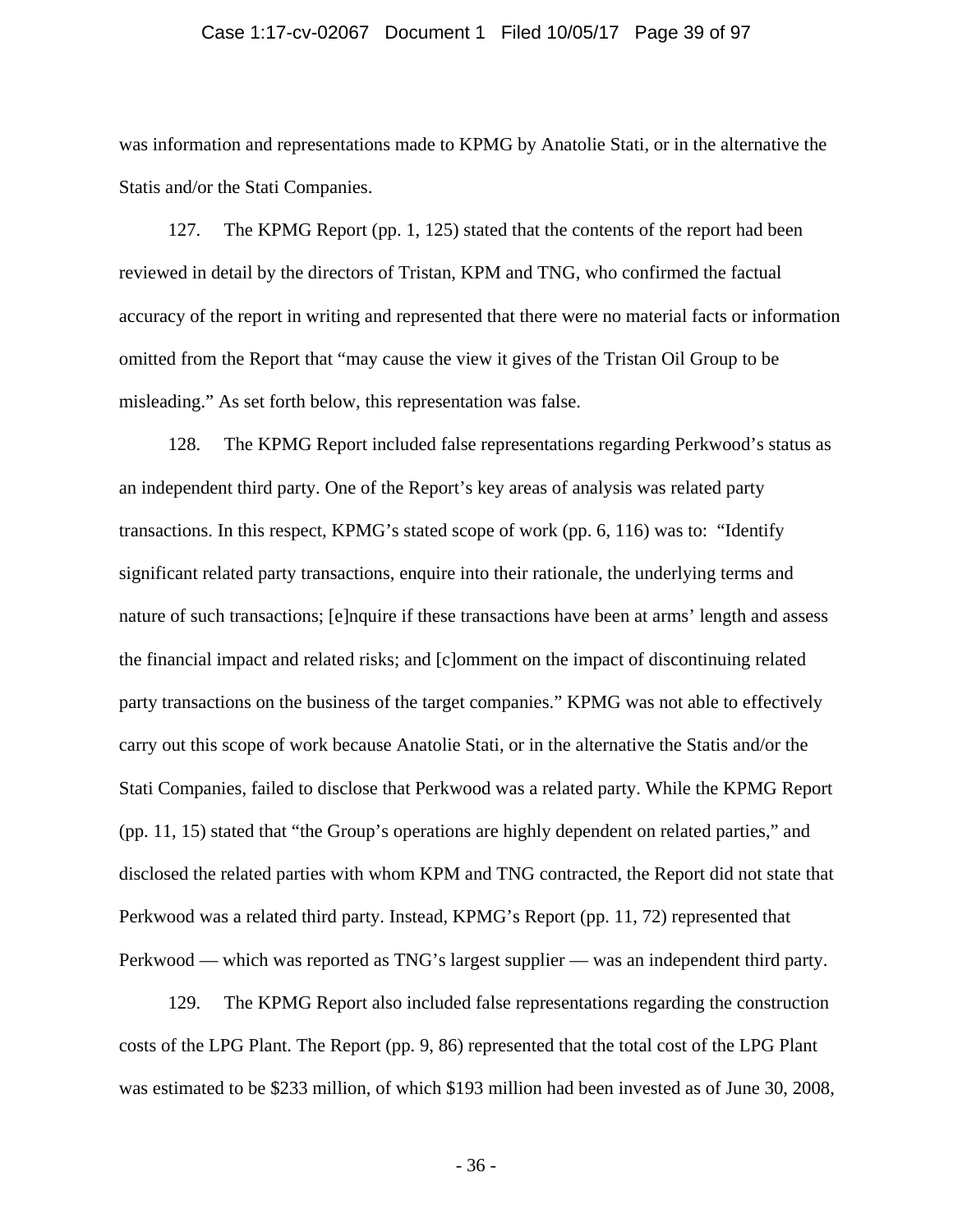was information and representations made to KPMG by Anatolie Stati, or in the alternative the Statis and/or the Stati Companies.

127. The KPMG Report (pp. 1, 125) stated that the contents of the report had been reviewed in detail by the directors of Tristan, KPM and TNG, who confirmed the factual accuracy of the report in writing and represented that there were no material facts or information omitted from the Report that "may cause the view it gives of the Tristan Oil Group to be misleading." As set forth below, this representation was false.

128. The KPMG Report included false representations regarding Perkwood's status as an independent third party. One of the Report's key areas of analysis was related party transactions. In this respect, KPMG's stated scope of work (pp. 6, 116) was to: "Identify significant related party transactions, enquire into their rationale, the underlying terms and nature of such transactions; [e]nquire if these transactions have been at arms' length and assess the financial impact and related risks; and [c]omment on the impact of discontinuing related party transactions on the business of the target companies." KPMG was not able to effectively carry out this scope of work because Anatolie Stati, or in the alternative the Statis and/or the Stati Companies, failed to disclose that Perkwood was a related party. While the KPMG Report (pp. 11, 15) stated that "the Group's operations are highly dependent on related parties," and disclosed the related parties with whom KPM and TNG contracted, the Report did not state that Perkwood was a related third party. Instead, KPMG's Report (pp. 11, 72) represented that Perkwood — which was reported as TNG's largest supplier — was an independent third party.

129. The KPMG Report also included false representations regarding the construction costs of the LPG Plant. The Report (pp. 9, 86) represented that the total cost of the LPG Plant was estimated to be $233 million, of which $193 million had been invested as of June 30, 2008,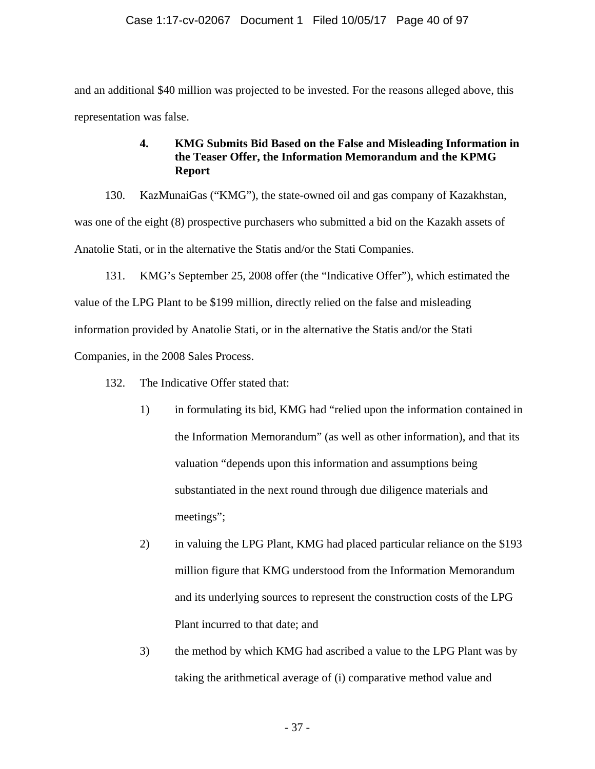and an additional $40 million was projected to be invested. For the reasons alleged above, this representation was false.

### 4. KMG Submits Bid Based on the False and Misleading Information in the Teaser Offer, the Information Memorandum and the KPMG Report

130. KazMunaiGas ("KMG"), the state-owned oil and gas company of Kazakhstan, was one of the eight (8) prospective purchasers who submitted a bid on the Kazakh assets of Anatolie Stati, or in the alternative the Statis and/or the Stati Companies.

131. KMG's September 25, 2008 offer (the "Indicative Offer"), which estimated the value of the LPG Plant to be $199 million, directly relied on the false and misleading information provided by Anatolie Stati, or in the alternative the Statis and/or the Stati Companies, in the 2008 Sales Process.

132. The Indicative Offer stated that:

1) in formulating its bid, KMG had "relied upon the information contained in the Information Memorandum" (as well as other information), and that its valuation "depends upon this information and assumptions being substantiated in the next round through due diligence materials and meetings";

2) in valuing the LPG Plant, KMG had placed particular reliance on the $193 million figure that KMG understood from the Information Memorandum and its underlying sources to represent the construction costs of the LPG Plant incurred to that date; and

3) the method by which KMG had ascribed a value to the LPG Plant was by taking the arithmetical average of (i) comparative method value and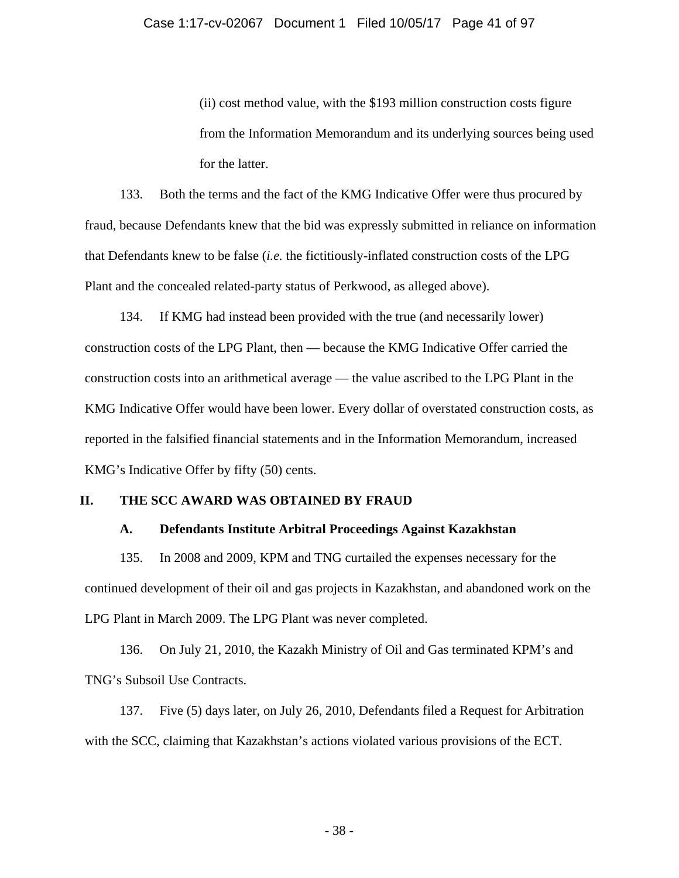(ii) cost method value, with the $193 million construction costs figure from the Information Memorandum and its underlying sources being used for the latter.

133. Both the terms and the fact of the KMG Indicative Offer were thus procured by fraud, because Defendants knew that the bid was expressly submitted in reliance on information that Defendants knew to be false (*i.e.* the fictitiously-inflated construction costs of the LPG Plant and the concealed related-party status of Perkwood, as alleged above).

134. If KMG had instead been provided with the true (and necessarily lower) construction costs of the LPG Plant, then — because the KMG Indicative Offer carried the construction costs into an arithmetical average — the value ascribed to the LPG Plant in the KMG Indicative Offer would have been lower. Every dollar of overstated construction costs, as reported in the falsified financial statements and in the Information Memorandum, increased KMG's Indicative Offer by fifty (50) cents.

## II. THE SCC AWARD WAS OBTAINED BY FRAUD

### A. Defendants Institute Arbitral Proceedings Against Kazakhstan

135. In 2008 and 2009, KPM and TNG curtailed the expenses necessary for the continued development of their oil and gas projects in Kazakhstan, and abandoned work on the LPG Plant in March 2009. The LPG Plant was never completed.

136. On July 21, 2010, the Kazakh Ministry of Oil and Gas terminated KPM's and TNG's Subsoil Use Contracts.

137. Five (5) days later, on July 26, 2010, Defendants filed a Request for Arbitration with the SCC, claiming that Kazakhstan's actions violated various provisions of the ECT.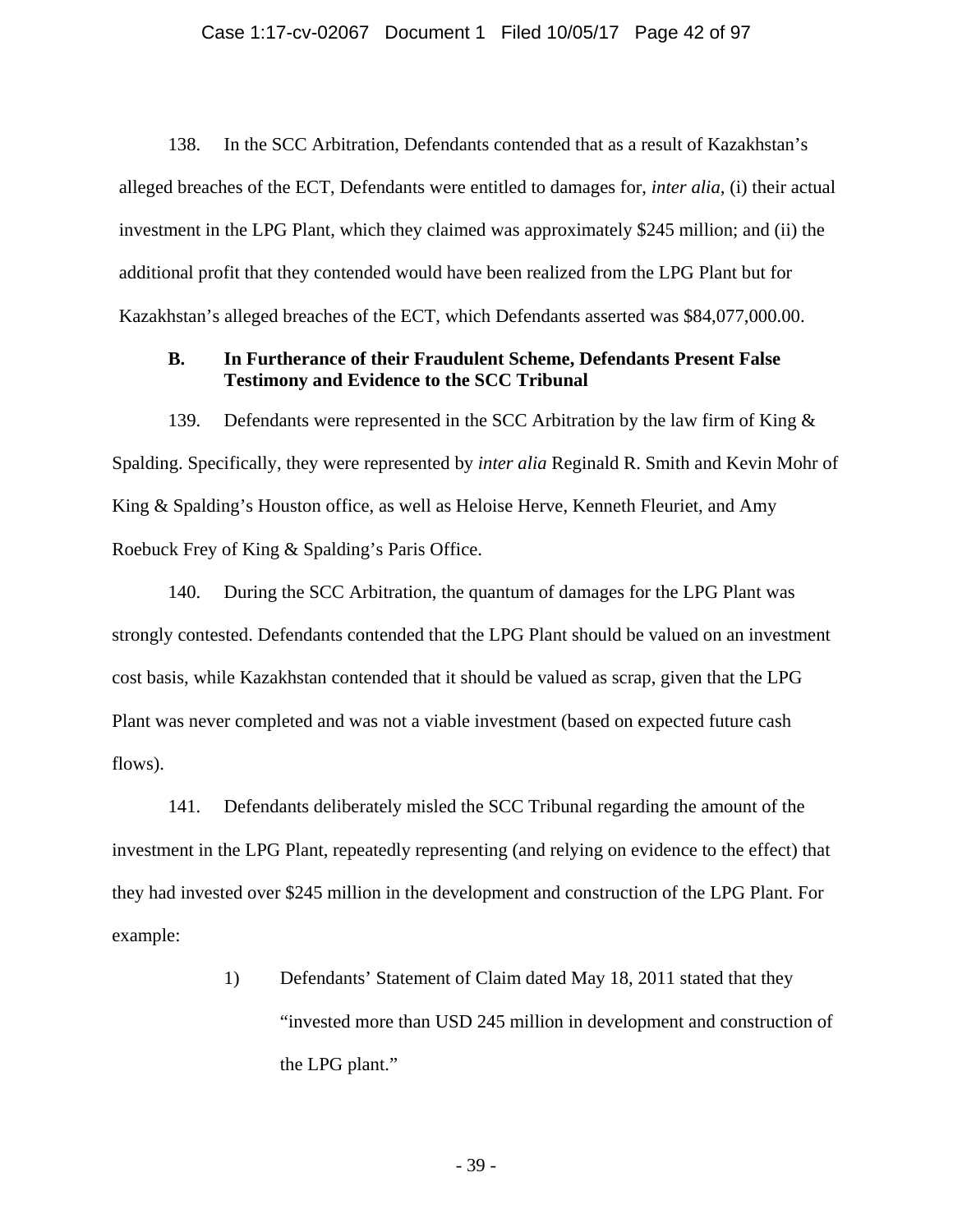138. In the SCC Arbitration, Defendants contended that as a result of Kazakhstan's alleged breaches of the ECT, Defendants were entitled to damages for, *inter alia,* (i) their actual investment in the LPG Plant, which they claimed was approximately $245 million; and (ii) the additional profit that they contended would have been realized from the LPG Plant but for Kazakhstan's alleged breaches of the ECT, which Defendants asserted was $84,077,000.00.

### B. In Furtherance of their Fraudulent Scheme, Defendants Present False Testimony and Evidence to the SCC Tribunal

139. Defendants were represented in the SCC Arbitration by the law firm of King & Spalding. Specifically, they were represented by *inter alia* Reginald R. Smith and Kevin Mohr of King & Spalding's Houston office, as well as Heloise Herve, Kenneth Fleuriet, and Amy Roebuck Frey of King & Spalding's Paris Office.

140. During the SCC Arbitration, the quantum of damages for the LPG Plant was strongly contested. Defendants contended that the LPG Plant should be valued on an investment cost basis, while Kazakhstan contended that it should be valued as scrap, given that the LPG Plant was never completed and was not a viable investment (based on expected future cash flows).

141. Defendants deliberately misled the SCC Tribunal regarding the amount of the investment in the LPG Plant, repeatedly representing (and relying on evidence to the effect) that they had invested over $245 million in the development and construction of the LPG Plant. For example:

1) Defendants' Statement of Claim dated May 18, 2011 stated that they "invested more than USD 245 million in development and construction of the LPG plant."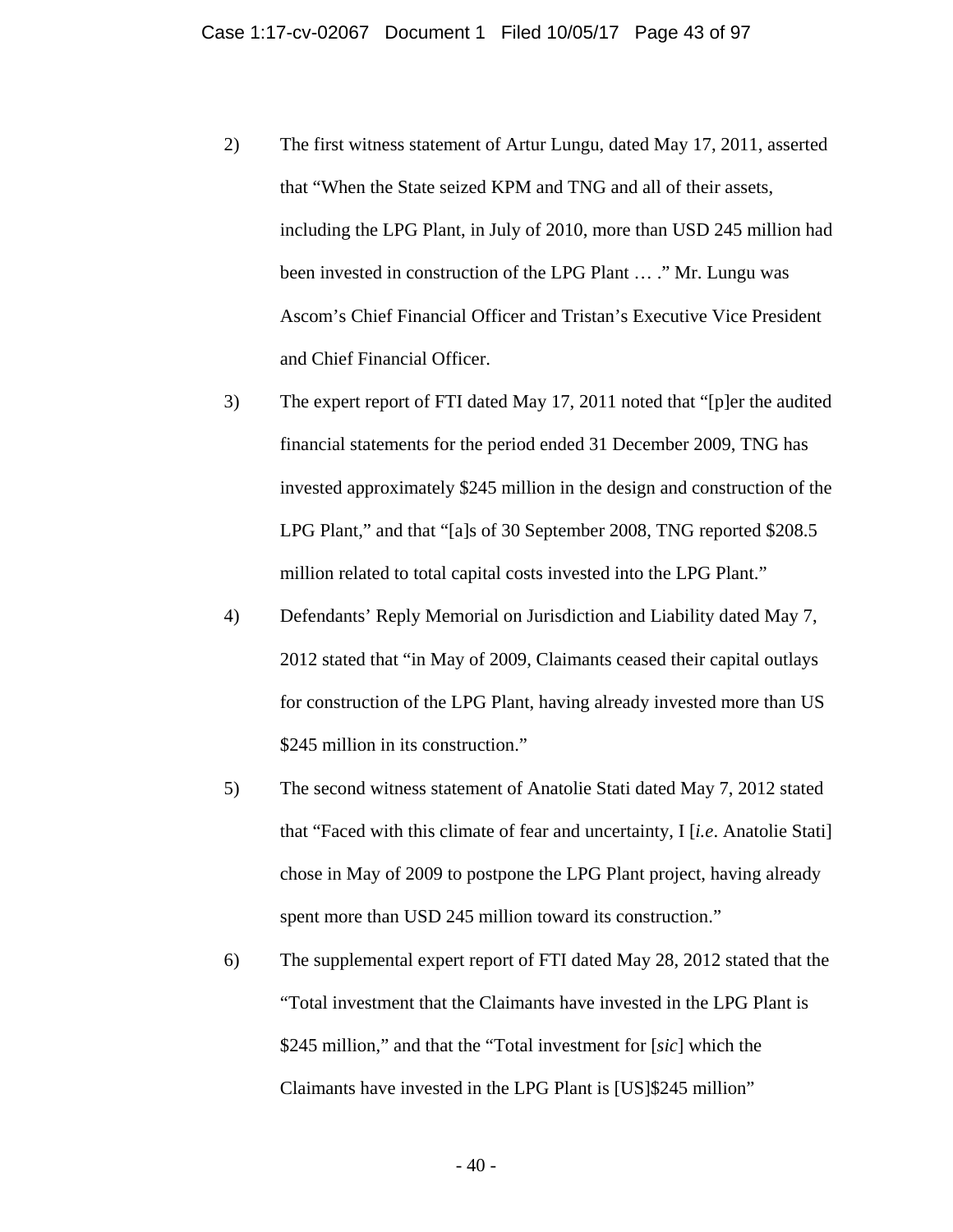2) The first witness statement of Artur Lungu, dated May 17, 2011, asserted that "When the State seized KPM and TNG and all of their assets, including the LPG Plant, in July of 2010, more than USD 245 million had been invested in construction of the LPG Plant … ." Mr. Lungu was Ascom's Chief Financial Officer and Tristan's Executive Vice President and Chief Financial Officer.

3) The expert report of FTI dated May 17, 2011 noted that "[p]er the audited financial statements for the period ended 31 December 2009, TNG has invested approximately $245 million in the design and construction of the LPG Plant," and that "[a]s of 30 September 2008, TNG reported $208.5 million related to total capital costs invested into the LPG Plant."

4) Defendants' Reply Memorial on Jurisdiction and Liability dated May 7, 2012 stated that "in May of 2009, Claimants ceased their capital outlays for construction of the LPG Plant, having already invested more than US $245 million in its construction."

5) The second witness statement of Anatolie Stati dated May 7, 2012 stated that "Faced with this climate of fear and uncertainty, I [*i.e*. Anatolie Stati] chose in May of 2009 to postpone the LPG Plant project, having already spent more than USD 245 million toward its construction."

6) The supplemental expert report of FTI dated May 28, 2012 stated that the "Total investment that the Claimants have invested in the LPG Plant is $245 million," and that the "Total investment for [*sic*] which the Claimants have invested in the LPG Plant is [US]$245 million"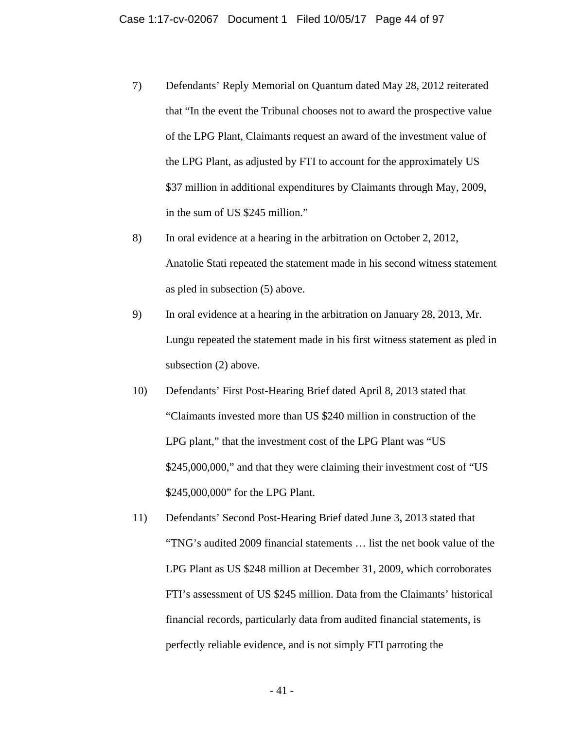7) Defendants' Reply Memorial on Quantum dated May 28, 2012 reiterated that "In the event the Tribunal chooses not to award the prospective value of the LPG Plant, Claimants request an award of the investment value of the LPG Plant, as adjusted by FTI to account for the approximately US $37 million in additional expenditures by Claimants through May, 2009, in the sum of US $245 million."

8) In oral evidence at a hearing in the arbitration on October 2, 2012, Anatolie Stati repeated the statement made in his second witness statement as pled in subsection (5) above.

9) In oral evidence at a hearing in the arbitration on January 28, 2013, Mr. Lungu repeated the statement made in his first witness statement as pled in subsection (2) above.

10) Defendants' First Post-Hearing Brief dated April 8, 2013 stated that "Claimants invested more than US $240 million in construction of the LPG plant," that the investment cost of the LPG Plant was "US $245,000,000," and that they were claiming their investment cost of "US $245,000,000" for the LPG Plant.

11) Defendants' Second Post-Hearing Brief dated June 3, 2013 stated that "TNG's audited 2009 financial statements … list the net book value of the LPG Plant as US $248 million at December 31, 2009, which corroborates FTI's assessment of US $245 million. Data from the Claimants' historical financial records, particularly data from audited financial statements, is perfectly reliable evidence, and is not simply FTI parroting the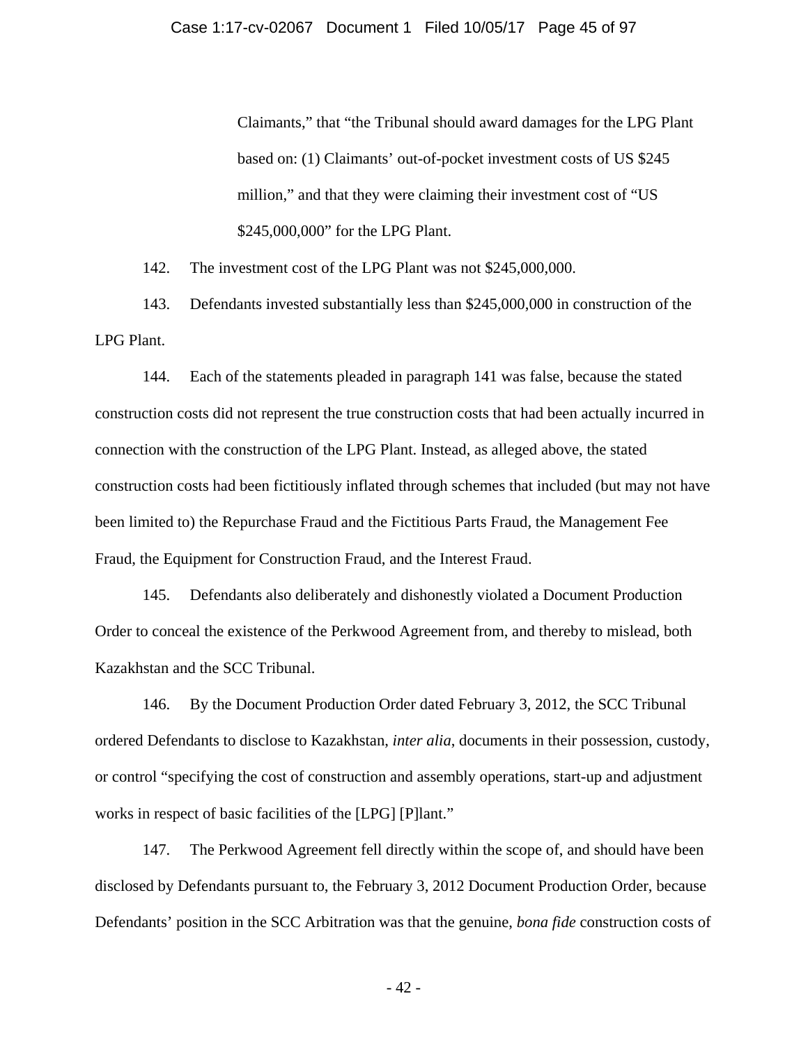Claimants," that "the Tribunal should award damages for the LPG Plant based on: (1) Claimants' out-of-pocket investment costs of US $245 million," and that they were claiming their investment cost of "US $245,000,000" for the LPG Plant.

142. The investment cost of the LPG Plant was not $245,000,000.

143. Defendants invested substantially less than $245,000,000 in construction of the LPG Plant.

144. Each of the statements pleaded in paragraph 141 was false, because the stated construction costs did not represent the true construction costs that had been actually incurred in connection with the construction of the LPG Plant. Instead, as alleged above, the stated construction costs had been fictitiously inflated through schemes that included (but may not have been limited to) the Repurchase Fraud and the Fictitious Parts Fraud, the Management Fee Fraud, the Equipment for Construction Fraud, and the Interest Fraud.

145. Defendants also deliberately and dishonestly violated a Document Production Order to conceal the existence of the Perkwood Agreement from, and thereby to mislead, both Kazakhstan and the SCC Tribunal.

146. By the Document Production Order dated February 3, 2012, the SCC Tribunal ordered Defendants to disclose to Kazakhstan, *inter alia*, documents in their possession, custody, or control "specifying the cost of construction and assembly operations, start-up and adjustment works in respect of basic facilities of the [LPG] [P]lant."

147. The Perkwood Agreement fell directly within the scope of, and should have been disclosed by Defendants pursuant to, the February 3, 2012 Document Production Order, because Defendants' position in the SCC Arbitration was that the genuine, *bona fide* construction costs of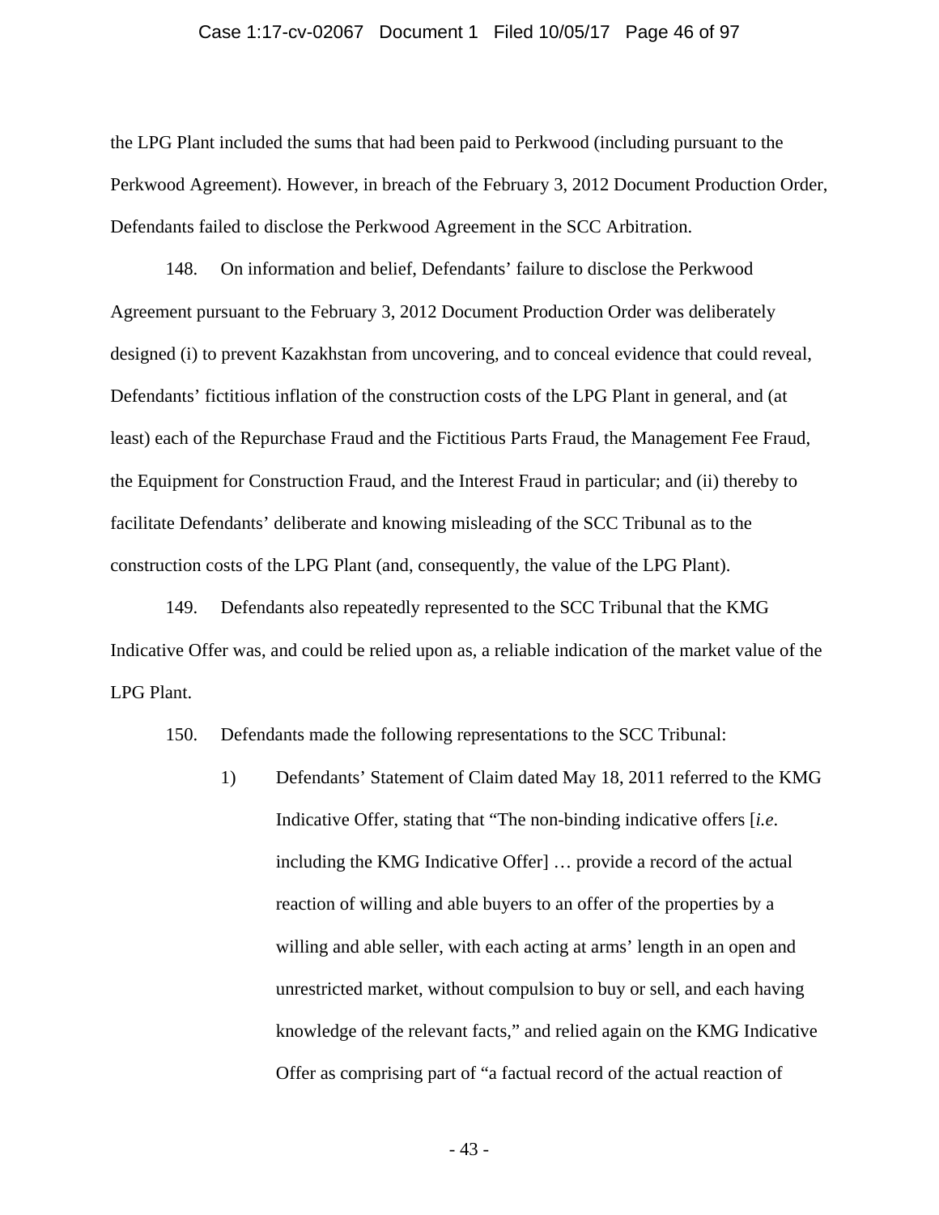the LPG Plant included the sums that had been paid to Perkwood (including pursuant to the Perkwood Agreement). However, in breach of the February 3, 2012 Document Production Order, Defendants failed to disclose the Perkwood Agreement in the SCC Arbitration.

148. On information and belief, Defendants' failure to disclose the Perkwood Agreement pursuant to the February 3, 2012 Document Production Order was deliberately designed (i) to prevent Kazakhstan from uncovering, and to conceal evidence that could reveal, Defendants' fictitious inflation of the construction costs of the LPG Plant in general, and (at least) each of the Repurchase Fraud and the Fictitious Parts Fraud, the Management Fee Fraud, the Equipment for Construction Fraud, and the Interest Fraud in particular; and (ii) thereby to facilitate Defendants' deliberate and knowing misleading of the SCC Tribunal as to the construction costs of the LPG Plant (and, consequently, the value of the LPG Plant).

149. Defendants also repeatedly represented to the SCC Tribunal that the KMG Indicative Offer was, and could be relied upon as, a reliable indication of the market value of the LPG Plant.

150. Defendants made the following representations to the SCC Tribunal:

1) Defendants' Statement of Claim dated May 18, 2011 referred to the KMG Indicative Offer, stating that "The non-binding indicative offers [*i.e.* including the KMG Indicative Offer] … provide a record of the actual reaction of willing and able buyers to an offer of the properties by a willing and able seller, with each acting at arms' length in an open and unrestricted market, without compulsion to buy or sell, and each having knowledge of the relevant facts," and relied again on the KMG Indicative Offer as comprising part of "a factual record of the actual reaction of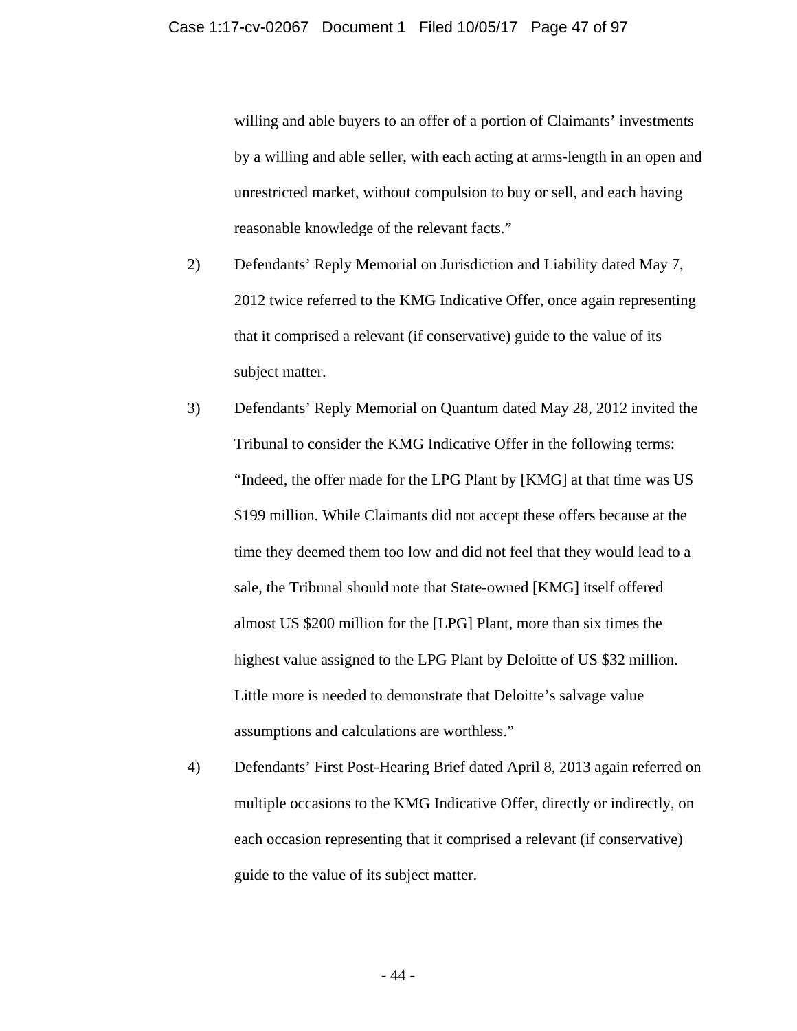willing and able buyers to an offer of a portion of Claimants' investments by a willing and able seller, with each acting at arms-length in an open and unrestricted market, without compulsion to buy or sell, and each having reasonable knowledge of the relevant facts."

2) Defendants' Reply Memorial on Jurisdiction and Liability dated May 7, 2012 twice referred to the KMG Indicative Offer, once again representing that it comprised a relevant (if conservative) guide to the value of its subject matter.

3) Defendants' Reply Memorial on Quantum dated May 28, 2012 invited the Tribunal to consider the KMG Indicative Offer in the following terms: "Indeed, the offer made for the LPG Plant by [KMG] at that time was US $199 million. While Claimants did not accept these offers because at the time they deemed them too low and did not feel that they would lead to a sale, the Tribunal should note that State-owned [KMG] itself offered almost US $200 million for the [LPG] Plant, more than six times the highest value assigned to the LPG Plant by Deloitte of US $32 million. Little more is needed to demonstrate that Deloitte's salvage value assumptions and calculations are worthless."

4) Defendants' First Post-Hearing Brief dated April 8, 2013 again referred on multiple occasions to the KMG Indicative Offer, directly or indirectly, on each occasion representing that it comprised a relevant (if conservative) guide to the value of its subject matter.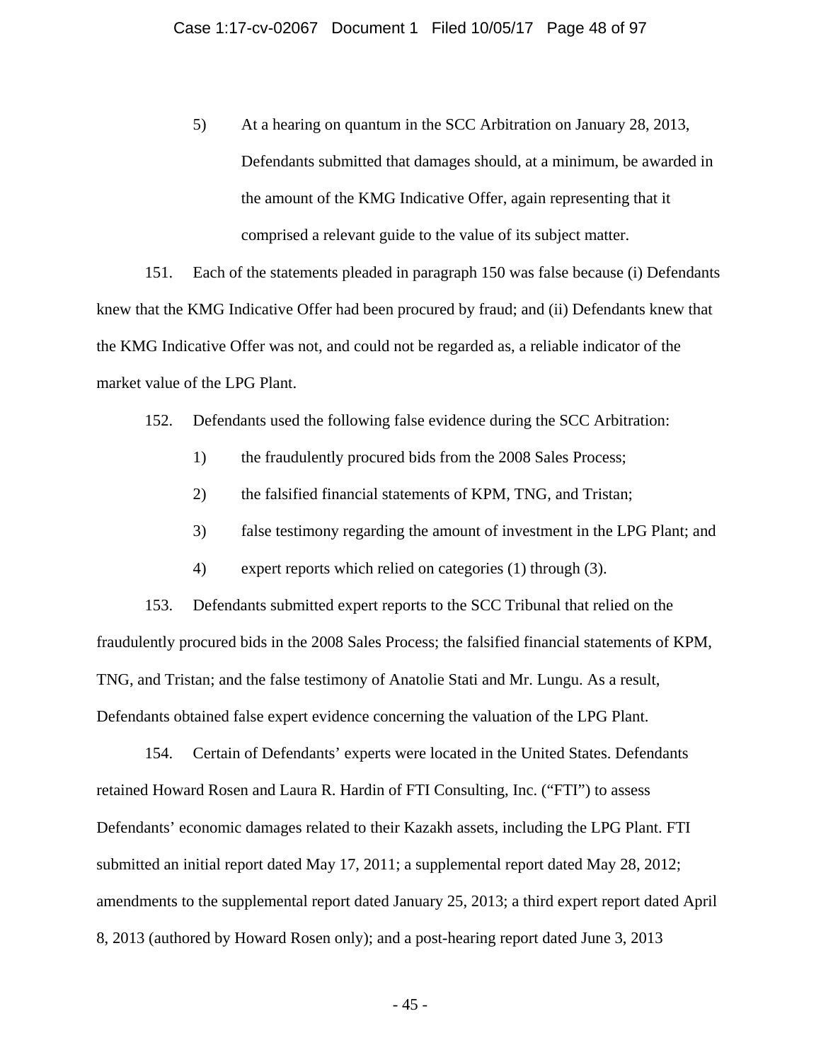5) At a hearing on quantum in the SCC Arbitration on January 28, 2013, Defendants submitted that damages should, at a minimum, be awarded in the amount of the KMG Indicative Offer, again representing that it comprised a relevant guide to the value of its subject matter.

151. Each of the statements pleaded in paragraph 150 was false because (i) Defendants knew that the KMG Indicative Offer had been procured by fraud; and (ii) Defendants knew that the KMG Indicative Offer was not, and could not be regarded as, a reliable indicator of the market value of the LPG Plant.

152. Defendants used the following false evidence during the SCC Arbitration:

1) the fraudulently procured bids from the 2008 Sales Process;
2) the falsified financial statements of KPM, TNG, and Tristan;
3) false testimony regarding the amount of investment in the LPG Plant; and
4) expert reports which relied on categories (1) through (3).

153. Defendants submitted expert reports to the SCC Tribunal that relied on the fraudulently procured bids in the 2008 Sales Process; the falsified financial statements of KPM, TNG, and Tristan; and the false testimony of Anatolie Stati and Mr. Lungu. As a result, Defendants obtained false expert evidence concerning the valuation of the LPG Plant.

154. Certain of Defendants' experts were located in the United States. Defendants retained Howard Rosen and Laura R. Hardin of FTI Consulting, Inc. ("FTI") to assess Defendants' economic damages related to their Kazakh assets, including the LPG Plant. FTI submitted an initial report dated May 17, 2011; a supplemental report dated May 28, 2012; amendments to the supplemental report dated January 25, 2013; a third expert report dated April 8, 2013 (authored by Howard Rosen only); and a post-hearing report dated June 3, 2013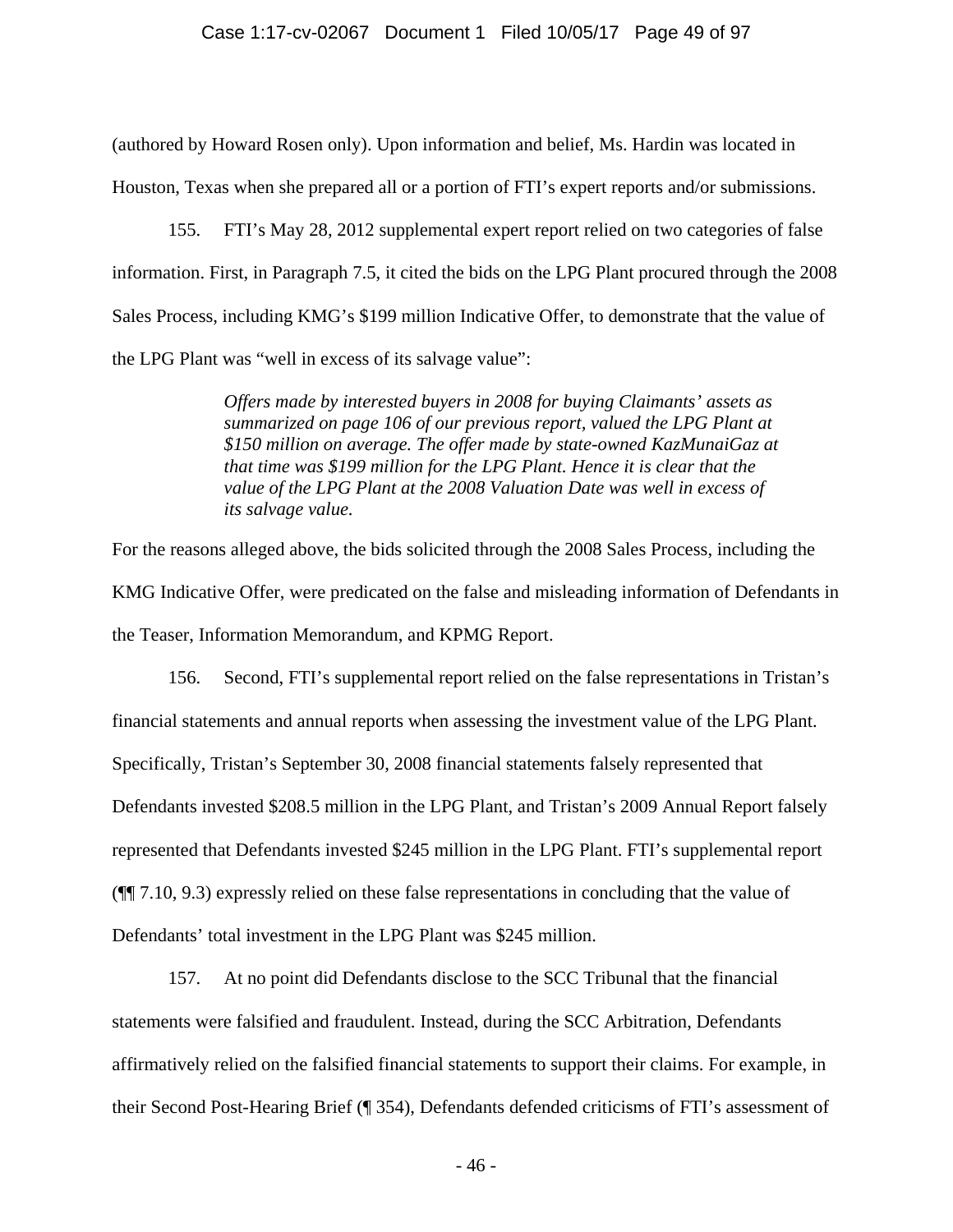(authored by Howard Rosen only). Upon information and belief, Ms. Hardin was located in Houston, Texas when she prepared all or a portion of FTI's expert reports and/or submissions.

155. FTI's May 28, 2012 supplemental expert report relied on two categories of false information. First, in Paragraph 7.5, it cited the bids on the LPG Plant procured through the 2008 Sales Process, including KMG's $199 million Indicative Offer, to demonstrate that the value of the LPG Plant was "well in excess of its salvage value":

> *Offers made by interested buyers in 2008 for buying Claimants' assets as summarized on page 106 of our previous report, valued the LPG Plant at $150 million on average. The offer made by state-owned KazMunaiGaz at that time was $199 million for the LPG Plant. Hence it is clear that the value of the LPG Plant at the 2008 Valuation Date was well in excess of its salvage value.*

For the reasons alleged above, the bids solicited through the 2008 Sales Process, including the KMG Indicative Offer, were predicated on the false and misleading information of Defendants in the Teaser, Information Memorandum, and KPMG Report.

156. Second, FTI's supplemental report relied on the false representations in Tristan's financial statements and annual reports when assessing the investment value of the LPG Plant. Specifically, Tristan's September 30, 2008 financial statements falsely represented that Defendants invested $208.5 million in the LPG Plant, and Tristan's 2009 Annual Report falsely represented that Defendants invested $245 million in the LPG Plant. FTI's supplemental report (¶¶ 7.10, 9.3) expressly relied on these false representations in concluding that the value of Defendants' total investment in the LPG Plant was $245 million.

157. At no point did Defendants disclose to the SCC Tribunal that the financial statements were falsified and fraudulent. Instead, during the SCC Arbitration, Defendants affirmatively relied on the falsified financial statements to support their claims. For example, in their Second Post-Hearing Brief (¶ 354), Defendants defended criticisms of FTI's assessment of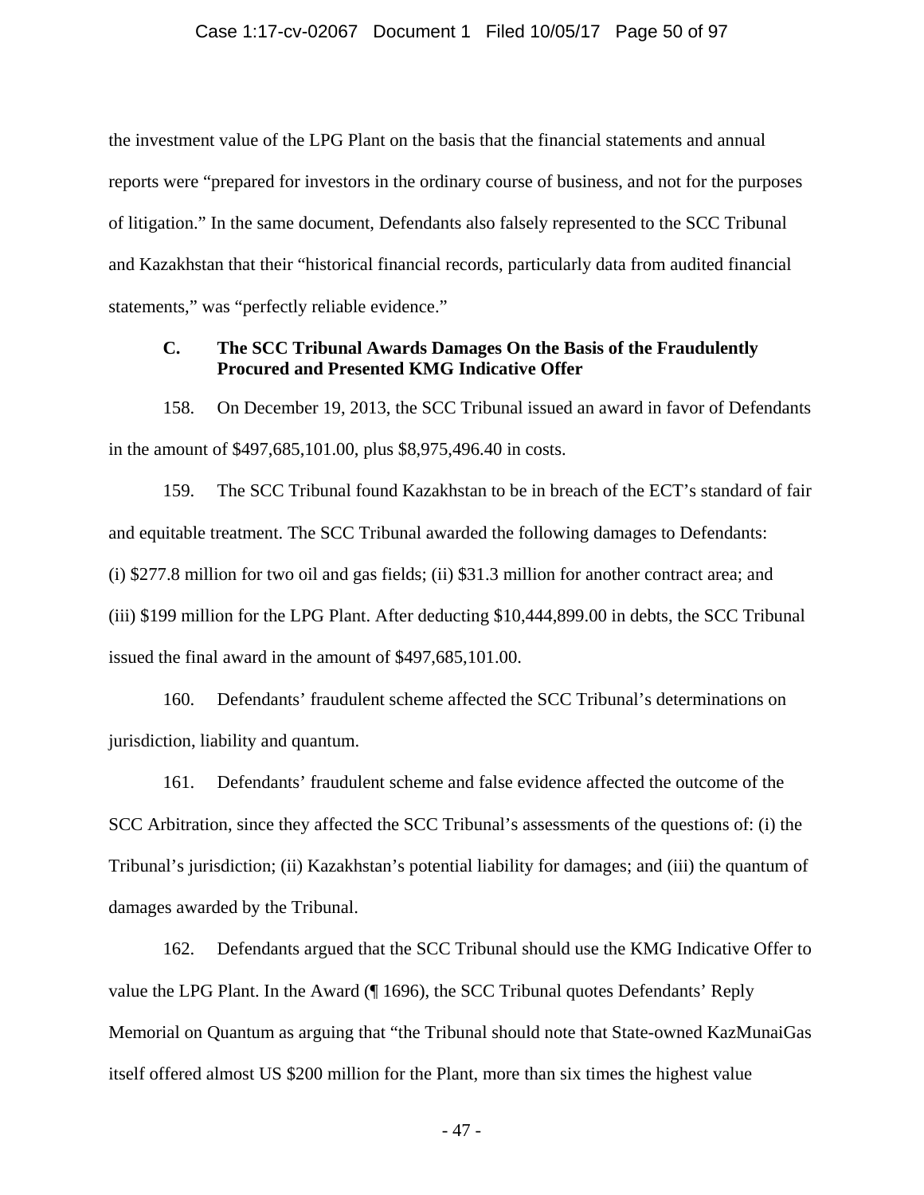the investment value of the LPG Plant on the basis that the financial statements and annual reports were "prepared for investors in the ordinary course of business, and not for the purposes of litigation." In the same document, Defendants also falsely represented to the SCC Tribunal and Kazakhstan that their "historical financial records, particularly data from audited financial statements," was "perfectly reliable evidence."

### C. The SCC Tribunal Awards Damages On the Basis of the Fraudulently Procured and Presented KMG Indicative Offer

158. On December 19, 2013, the SCC Tribunal issued an award in favor of Defendants in the amount of $497,685,101.00, plus $8,975,496.40 in costs.

159. The SCC Tribunal found Kazakhstan to be in breach of the ECT's standard of fair and equitable treatment. The SCC Tribunal awarded the following damages to Defendants: (i) $277.8 million for two oil and gas fields; (ii) $31.3 million for another contract area; and (iii) $199 million for the LPG Plant. After deducting $10,444,899.00 in debts, the SCC Tribunal issued the final award in the amount of $497,685,101.00.

160. Defendants' fraudulent scheme affected the SCC Tribunal's determinations on jurisdiction, liability and quantum.

161. Defendants' fraudulent scheme and false evidence affected the outcome of the SCC Arbitration, since they affected the SCC Tribunal's assessments of the questions of: (i) the Tribunal's jurisdiction; (ii) Kazakhstan's potential liability for damages; and (iii) the quantum of damages awarded by the Tribunal.

162. Defendants argued that the SCC Tribunal should use the KMG Indicative Offer to value the LPG Plant. In the Award (¶ 1696), the SCC Tribunal quotes Defendants' Reply Memorial on Quantum as arguing that "the Tribunal should note that State-owned KazMunaiGas itself offered almost US $200 million for the Plant, more than six times the highest value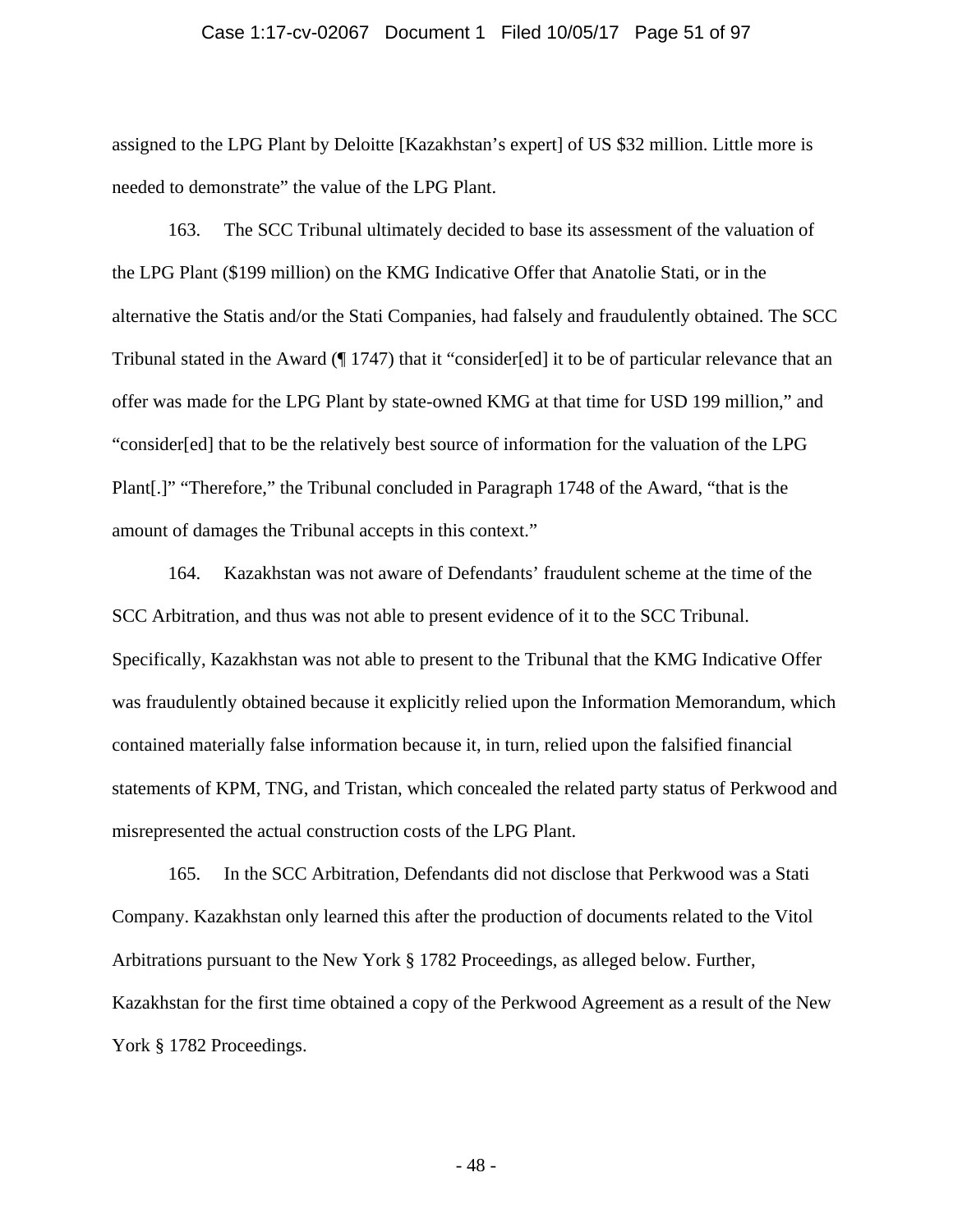assigned to the LPG Plant by Deloitte [Kazakhstan's expert] of US $32 million. Little more is needed to demonstrate" the value of the LPG Plant.

163. The SCC Tribunal ultimately decided to base its assessment of the valuation of the LPG Plant ($199 million) on the KMG Indicative Offer that Anatolie Stati, or in the alternative the Statis and/or the Stati Companies, had falsely and fraudulently obtained. The SCC Tribunal stated in the Award (¶ 1747) that it "consider[ed] it to be of particular relevance that an offer was made for the LPG Plant by state-owned KMG at that time for USD 199 million," and "consider[ed] that to be the relatively best source of information for the valuation of the LPG Plant[.]" "Therefore," the Tribunal concluded in Paragraph 1748 of the Award, "that is the amount of damages the Tribunal accepts in this context."

164. Kazakhstan was not aware of Defendants' fraudulent scheme at the time of the SCC Arbitration, and thus was not able to present evidence of it to the SCC Tribunal. Specifically, Kazakhstan was not able to present to the Tribunal that the KMG Indicative Offer was fraudulently obtained because it explicitly relied upon the Information Memorandum, which contained materially false information because it, in turn, relied upon the falsified financial statements of KPM, TNG, and Tristan, which concealed the related party status of Perkwood and misrepresented the actual construction costs of the LPG Plant.

165. In the SCC Arbitration, Defendants did not disclose that Perkwood was a Stati Company. Kazakhstan only learned this after the production of documents related to the Vitol Arbitrations pursuant to the New York § 1782 Proceedings, as alleged below. Further, Kazakhstan for the first time obtained a copy of the Perkwood Agreement as a result of the New York § 1782 Proceedings.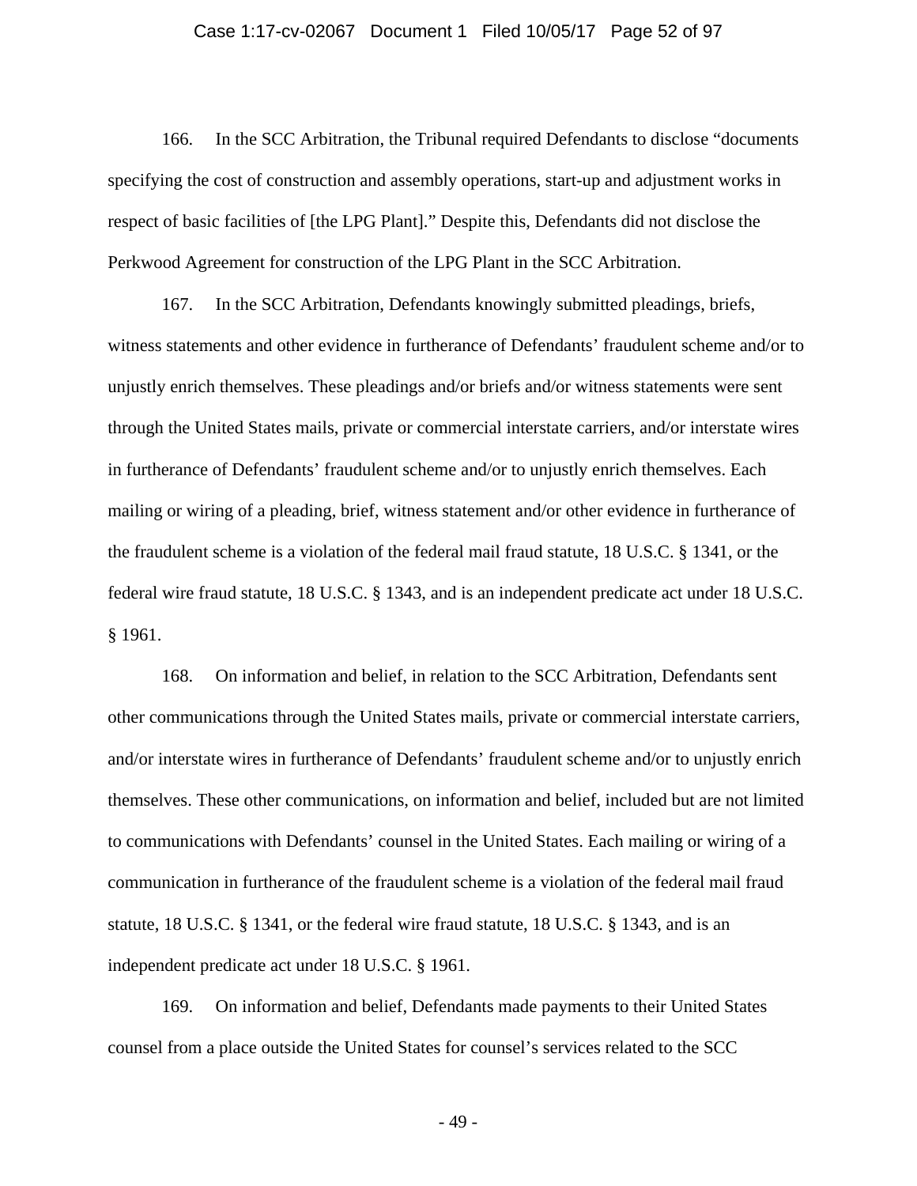166. In the SCC Arbitration, the Tribunal required Defendants to disclose "documents specifying the cost of construction and assembly operations, start-up and adjustment works in respect of basic facilities of [the LPG Plant]." Despite this, Defendants did not disclose the Perkwood Agreement for construction of the LPG Plant in the SCC Arbitration.

167. In the SCC Arbitration, Defendants knowingly submitted pleadings, briefs, witness statements and other evidence in furtherance of Defendants' fraudulent scheme and/or to unjustly enrich themselves. These pleadings and/or briefs and/or witness statements were sent through the United States mails, private or commercial interstate carriers, and/or interstate wires in furtherance of Defendants' fraudulent scheme and/or to unjustly enrich themselves. Each mailing or wiring of a pleading, brief, witness statement and/or other evidence in furtherance of the fraudulent scheme is a violation of the federal mail fraud statute, 18 U.S.C. § 1341, or the federal wire fraud statute, 18 U.S.C. § 1343, and is an independent predicate act under 18 U.S.C. § 1961.

168. On information and belief, in relation to the SCC Arbitration, Defendants sent other communications through the United States mails, private or commercial interstate carriers, and/or interstate wires in furtherance of Defendants' fraudulent scheme and/or to unjustly enrich themselves. These other communications, on information and belief, included but are not limited to communications with Defendants' counsel in the United States. Each mailing or wiring of a communication in furtherance of the fraudulent scheme is a violation of the federal mail fraud statute, 18 U.S.C. § 1341, or the federal wire fraud statute, 18 U.S.C. § 1343, and is an independent predicate act under 18 U.S.C. § 1961.

169. On information and belief, Defendants made payments to their United States counsel from a place outside the United States for counsel's services related to the SCC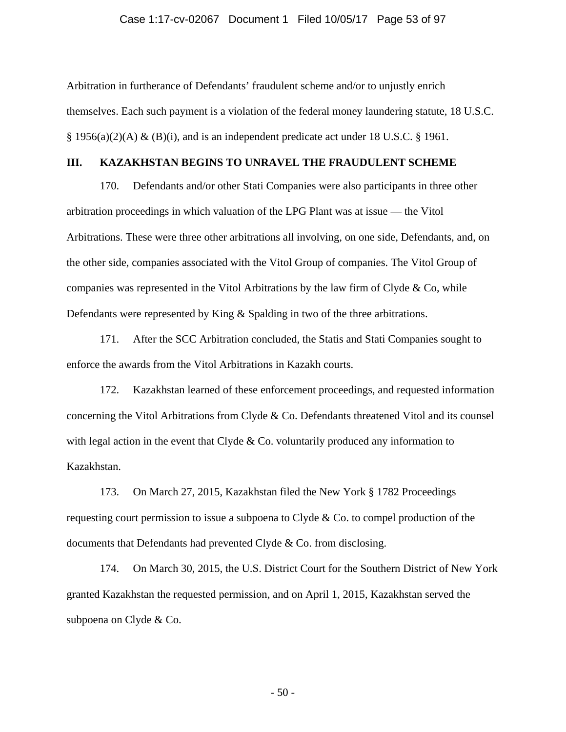Arbitration in furtherance of Defendants' fraudulent scheme and/or to unjustly enrich themselves. Each such payment is a violation of the federal money laundering statute, 18 U.S.C. § 1956(a)(2)(A) & (B)(i), and is an independent predicate act under 18 U.S.C. § 1961.

## III. KAZAKHSTAN BEGINS TO UNRAVEL THE FRAUDULENT SCHEME

170. Defendants and/or other Stati Companies were also participants in three other arbitration proceedings in which valuation of the LPG Plant was at issue — the Vitol Arbitrations. These were three other arbitrations all involving, on one side, Defendants, and, on the other side, companies associated with the Vitol Group of companies. The Vitol Group of companies was represented in the Vitol Arbitrations by the law firm of Clyde & Co, while Defendants were represented by King & Spalding in two of the three arbitrations.

171. After the SCC Arbitration concluded, the Statis and Stati Companies sought to enforce the awards from the Vitol Arbitrations in Kazakh courts.

172. Kazakhstan learned of these enforcement proceedings, and requested information concerning the Vitol Arbitrations from Clyde & Co. Defendants threatened Vitol and its counsel with legal action in the event that Clyde & Co. voluntarily produced any information to Kazakhstan.

173. On March 27, 2015, Kazakhstan filed the New York § 1782 Proceedings requesting court permission to issue a subpoena to Clyde & Co. to compel production of the documents that Defendants had prevented Clyde & Co. from disclosing.

174. On March 30, 2015, the U.S. District Court for the Southern District of New York granted Kazakhstan the requested permission, and on April 1, 2015, Kazakhstan served the subpoena on Clyde & Co.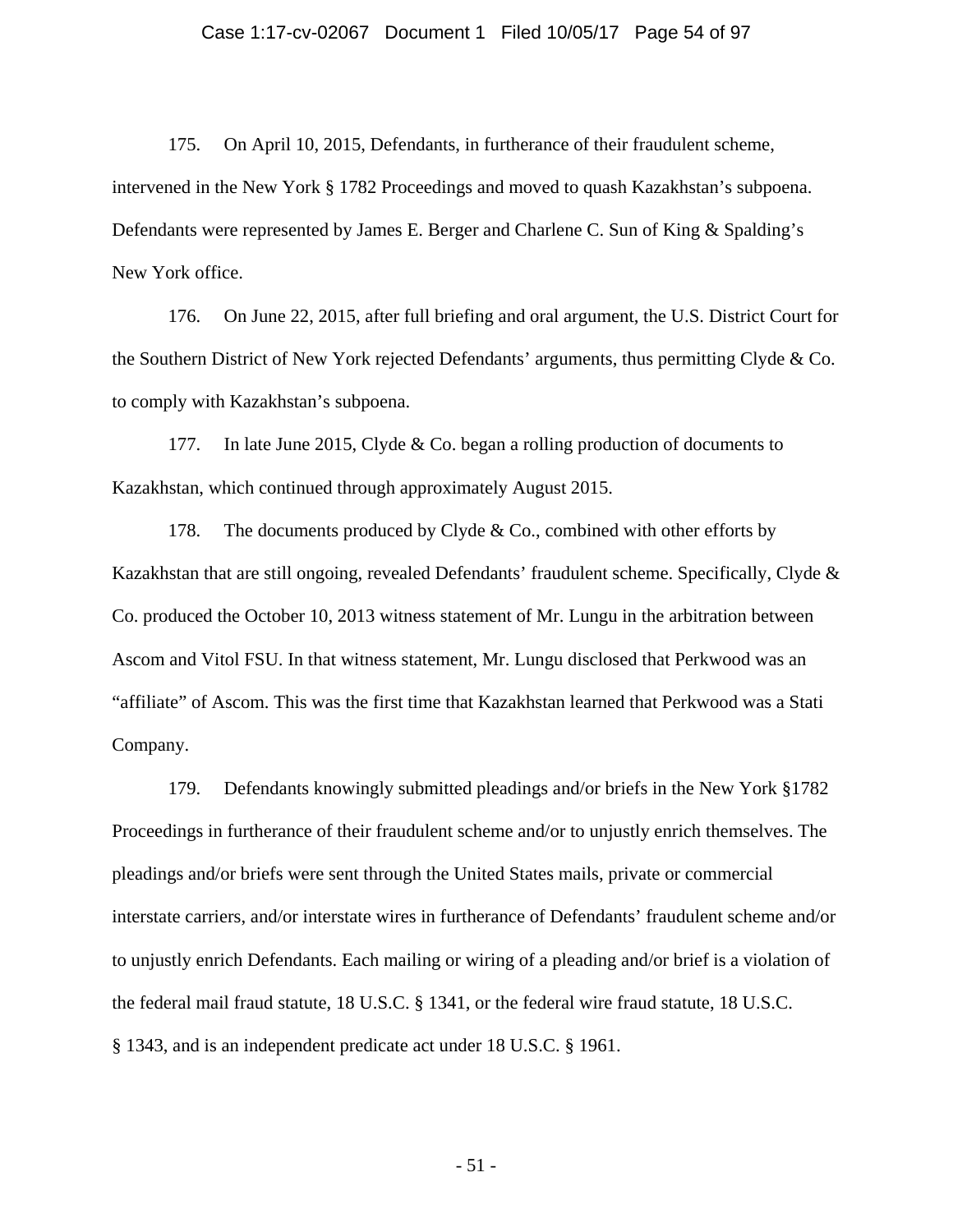175. On April 10, 2015, Defendants, in furtherance of their fraudulent scheme, intervened in the New York § 1782 Proceedings and moved to quash Kazakhstan's subpoena. Defendants were represented by James E. Berger and Charlene C. Sun of King & Spalding's New York office.

176. On June 22, 2015, after full briefing and oral argument, the U.S. District Court for the Southern District of New York rejected Defendants' arguments, thus permitting Clyde & Co. to comply with Kazakhstan's subpoena.

177. In late June 2015, Clyde & Co. began a rolling production of documents to Kazakhstan, which continued through approximately August 2015.

178. The documents produced by Clyde & Co., combined with other efforts by Kazakhstan that are still ongoing, revealed Defendants' fraudulent scheme. Specifically, Clyde & Co. produced the October 10, 2013 witness statement of Mr. Lungu in the arbitration between Ascom and Vitol FSU. In that witness statement, Mr. Lungu disclosed that Perkwood was an "affiliate" of Ascom. This was the first time that Kazakhstan learned that Perkwood was a Stati Company.

179. Defendants knowingly submitted pleadings and/or briefs in the New York §1782 Proceedings in furtherance of their fraudulent scheme and/or to unjustly enrich themselves. The pleadings and/or briefs were sent through the United States mails, private or commercial interstate carriers, and/or interstate wires in furtherance of Defendants' fraudulent scheme and/or to unjustly enrich Defendants. Each mailing or wiring of a pleading and/or brief is a violation of the federal mail fraud statute, 18 U.S.C. § 1341, or the federal wire fraud statute, 18 U.S.C. § 1343, and is an independent predicate act under 18 U.S.C. § 1961.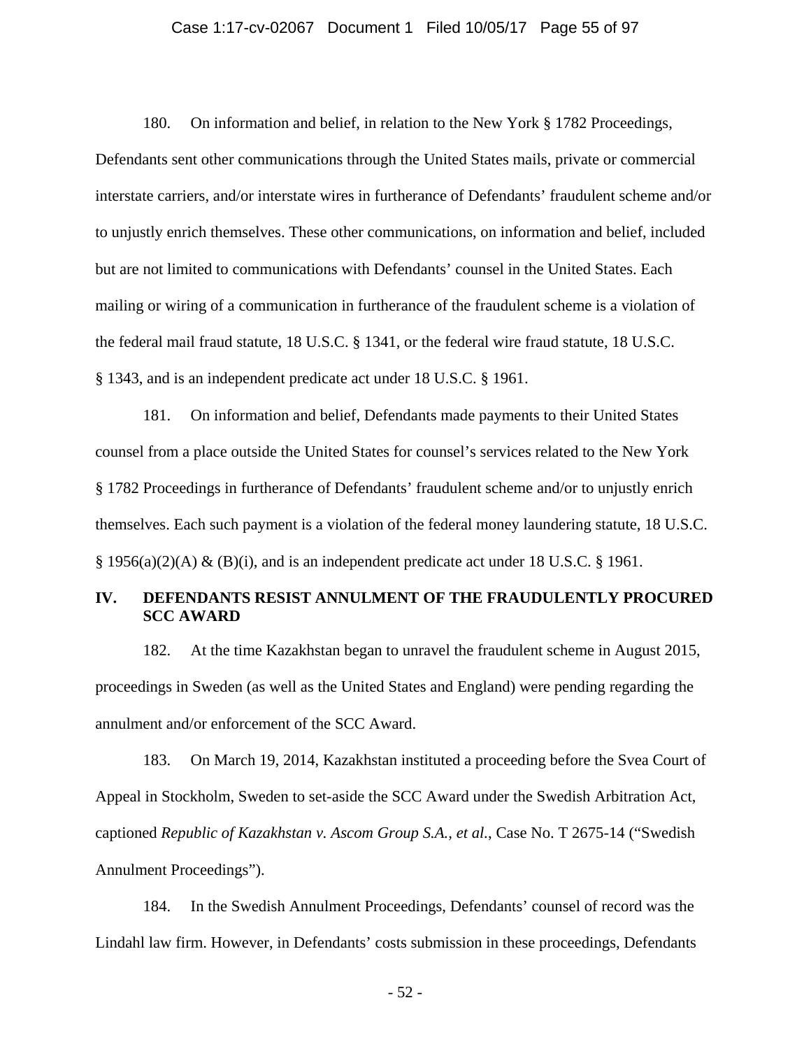180. On information and belief, in relation to the New York § 1782 Proceedings, Defendants sent other communications through the United States mails, private or commercial interstate carriers, and/or interstate wires in furtherance of Defendants' fraudulent scheme and/or to unjustly enrich themselves. These other communications, on information and belief, included but are not limited to communications with Defendants' counsel in the United States. Each mailing or wiring of a communication in furtherance of the fraudulent scheme is a violation of the federal mail fraud statute, 18 U.S.C. § 1341, or the federal wire fraud statute, 18 U.S.C. § 1343, and is an independent predicate act under 18 U.S.C. § 1961.

181. On information and belief, Defendants made payments to their United States counsel from a place outside the United States for counsel's services related to the New York § 1782 Proceedings in furtherance of Defendants' fraudulent scheme and/or to unjustly enrich themselves. Each such payment is a violation of the federal money laundering statute, 18 U.S.C. § 1956(a)(2)(A) & (B)(i), and is an independent predicate act under 18 U.S.C. § 1961.

## IV. DEFENDANTS RESIST ANNULMENT OF THE FRAUDULENTLY PROCURED SCC AWARD

182. At the time Kazakhstan began to unravel the fraudulent scheme in August 2015, proceedings in Sweden (as well as the United States and England) were pending regarding the annulment and/or enforcement of the SCC Award.

183. On March 19, 2014, Kazakhstan instituted a proceeding before the Svea Court of Appeal in Stockholm, Sweden to set-aside the SCC Award under the Swedish Arbitration Act, captioned *Republic of Kazakhstan v. Ascom Group S.A., et al.*, Case No. T 2675-14 ("Swedish Annulment Proceedings").

184. In the Swedish Annulment Proceedings, Defendants' counsel of record was the Lindahl law firm. However, in Defendants' costs submission in these proceedings, Defendants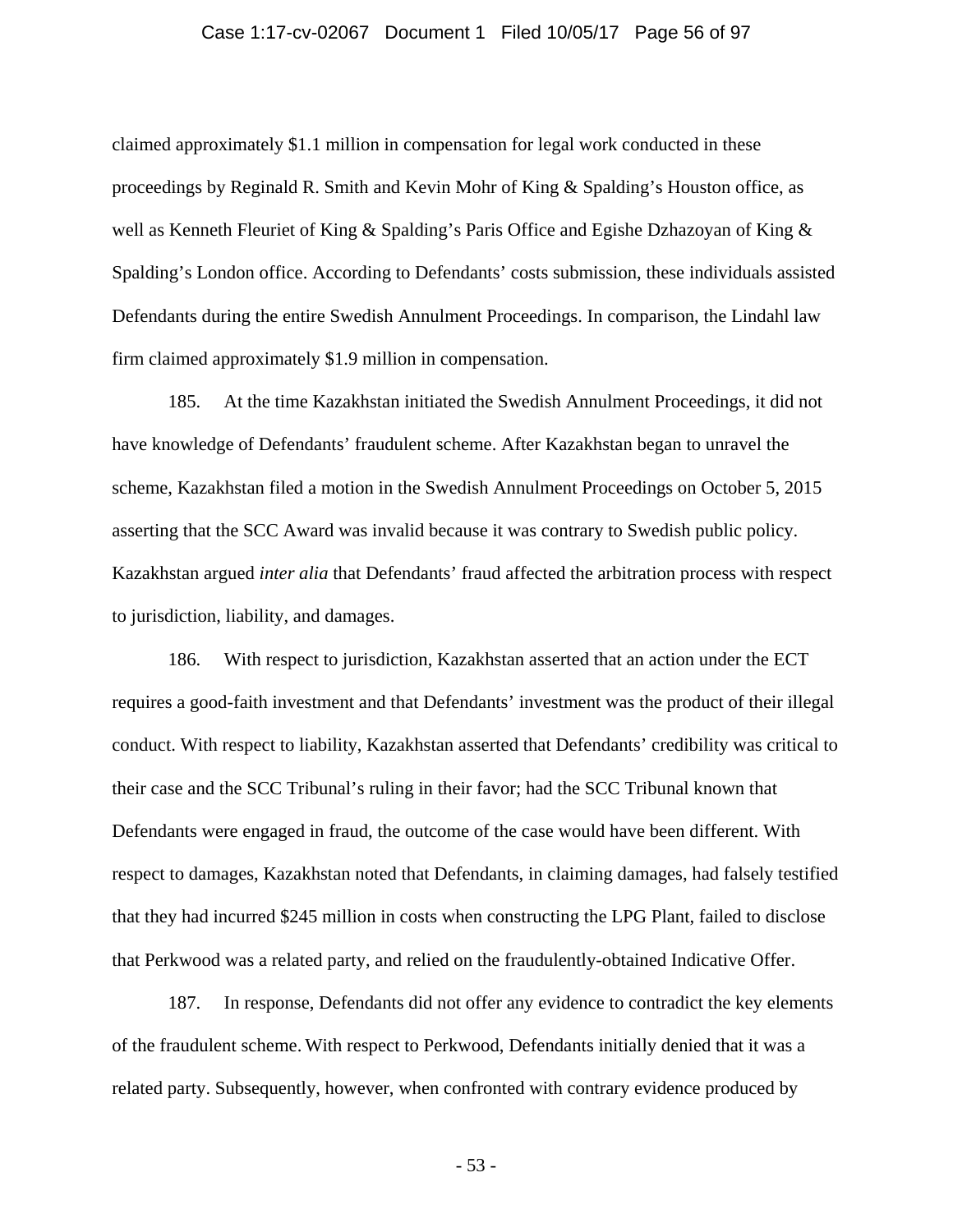claimed approximately $1.1 million in compensation for legal work conducted in these proceedings by Reginald R. Smith and Kevin Mohr of King & Spalding's Houston office, as well as Kenneth Fleuriet of King & Spalding's Paris Office and Egishe Dzhazoyan of King & Spalding's London office. According to Defendants' costs submission, these individuals assisted Defendants during the entire Swedish Annulment Proceedings. In comparison, the Lindahl law firm claimed approximately $1.9 million in compensation.

185. At the time Kazakhstan initiated the Swedish Annulment Proceedings, it did not have knowledge of Defendants' fraudulent scheme. After Kazakhstan began to unravel the scheme, Kazakhstan filed a motion in the Swedish Annulment Proceedings on October 5, 2015 asserting that the SCC Award was invalid because it was contrary to Swedish public policy. Kazakhstan argued *inter alia* that Defendants' fraud affected the arbitration process with respect to jurisdiction, liability, and damages.

186. With respect to jurisdiction, Kazakhstan asserted that an action under the ECT requires a good-faith investment and that Defendants' investment was the product of their illegal conduct. With respect to liability, Kazakhstan asserted that Defendants' credibility was critical to their case and the SCC Tribunal's ruling in their favor; had the SCC Tribunal known that Defendants were engaged in fraud, the outcome of the case would have been different. With respect to damages, Kazakhstan noted that Defendants, in claiming damages, had falsely testified that they had incurred $245 million in costs when constructing the LPG Plant, failed to disclose that Perkwood was a related party, and relied on the fraudulently-obtained Indicative Offer.

187. In response, Defendants did not offer any evidence to contradict the key elements of the fraudulent scheme. With respect to Perkwood, Defendants initially denied that it was a related party. Subsequently, however, when confronted with contrary evidence produced by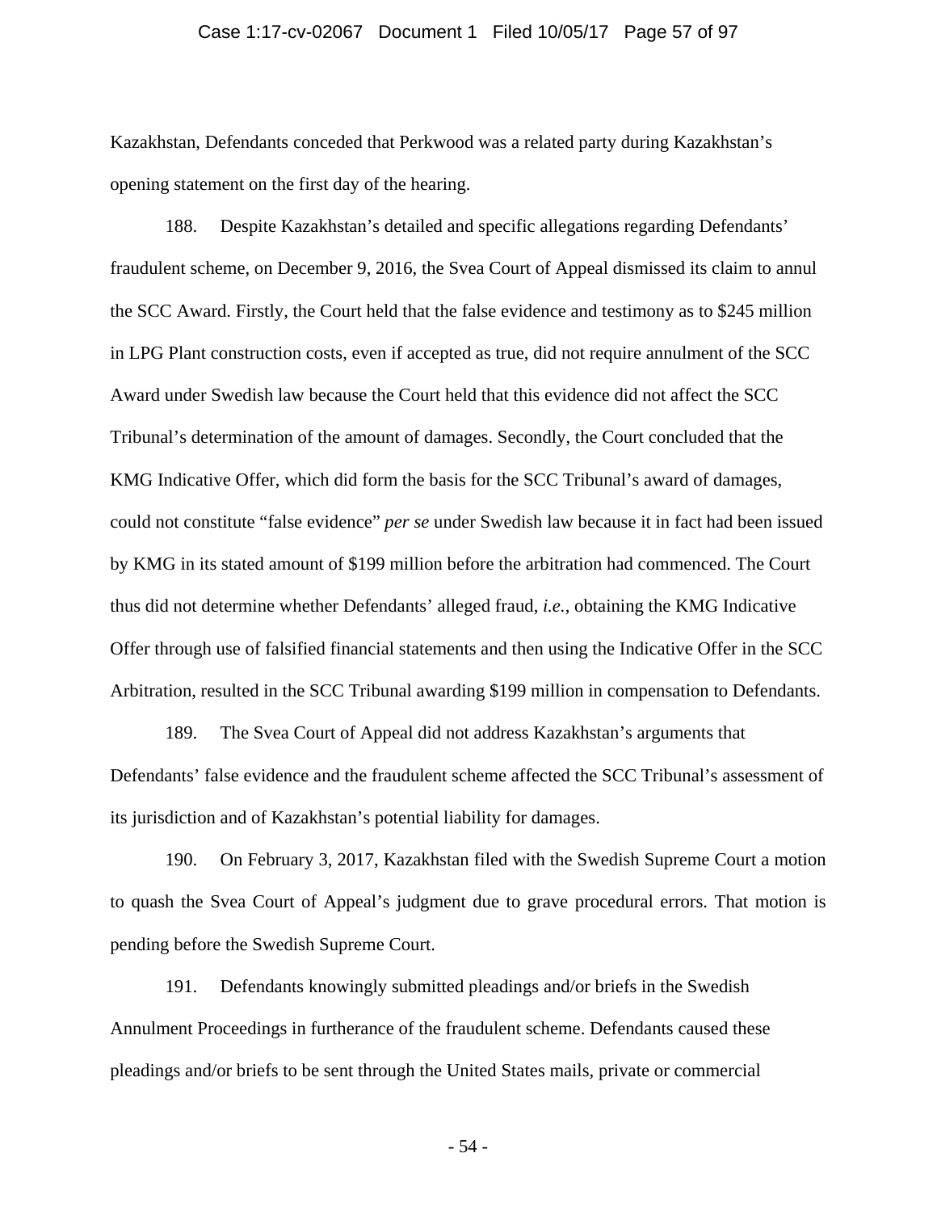Kazakhstan, Defendants conceded that Perkwood was a related party during Kazakhstan's opening statement on the first day of the hearing.

188. Despite Kazakhstan's detailed and specific allegations regarding Defendants' fraudulent scheme, on December 9, 2016, the Svea Court of Appeal dismissed its claim to annul the SCC Award. Firstly, the Court held that the false evidence and testimony as to $245 million in LPG Plant construction costs, even if accepted as true, did not require annulment of the SCC Award under Swedish law because the Court held that this evidence did not affect the SCC Tribunal's determination of the amount of damages. Secondly, the Court concluded that the KMG Indicative Offer, which did form the basis for the SCC Tribunal's award of damages, could not constitute "false evidence" *per se* under Swedish law because it in fact had been issued by KMG in its stated amount of $199 million before the arbitration had commenced. The Court thus did not determine whether Defendants' alleged fraud, *i.e.*, obtaining the KMG Indicative Offer through use of falsified financial statements and then using the Indicative Offer in the SCC Arbitration, resulted in the SCC Tribunal awarding $199 million in compensation to Defendants.

189. The Svea Court of Appeal did not address Kazakhstan's arguments that Defendants' false evidence and the fraudulent scheme affected the SCC Tribunal's assessment of its jurisdiction and of Kazakhstan's potential liability for damages.

190. On February 3, 2017, Kazakhstan filed with the Swedish Supreme Court a motion to quash the Svea Court of Appeal's judgment due to grave procedural errors. That motion is pending before the Swedish Supreme Court.

191. Defendants knowingly submitted pleadings and/or briefs in the Swedish Annulment Proceedings in furtherance of the fraudulent scheme. Defendants caused these pleadings and/or briefs to be sent through the United States mails, private or commercial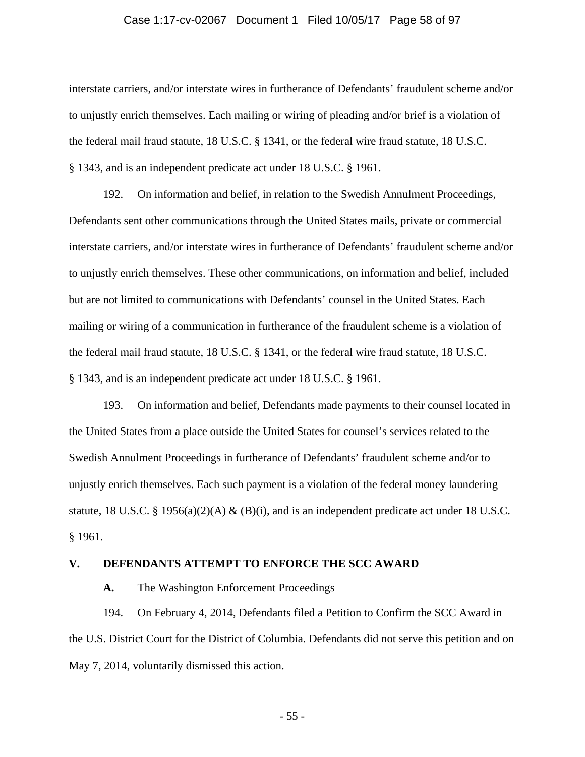interstate carriers, and/or interstate wires in furtherance of Defendants' fraudulent scheme and/or to unjustly enrich themselves. Each mailing or wiring of pleading and/or brief is a violation of the federal mail fraud statute, 18 U.S.C. § 1341, or the federal wire fraud statute, 18 U.S.C. § 1343, and is an independent predicate act under 18 U.S.C. § 1961.

192. On information and belief, in relation to the Swedish Annulment Proceedings, Defendants sent other communications through the United States mails, private or commercial interstate carriers, and/or interstate wires in furtherance of Defendants' fraudulent scheme and/or to unjustly enrich themselves. These other communications, on information and belief, included but are not limited to communications with Defendants' counsel in the United States. Each mailing or wiring of a communication in furtherance of the fraudulent scheme is a violation of the federal mail fraud statute, 18 U.S.C. § 1341, or the federal wire fraud statute, 18 U.S.C. § 1343, and is an independent predicate act under 18 U.S.C. § 1961.

193. On information and belief, Defendants made payments to their counsel located in the United States from a place outside the United States for counsel's services related to the Swedish Annulment Proceedings in furtherance of Defendants' fraudulent scheme and/or to unjustly enrich themselves. Each such payment is a violation of the federal money laundering statute, 18 U.S.C. § 1956(a)(2)(A) & (B)(i), and is an independent predicate act under 18 U.S.C. § 1961.

## V. DEFENDANTS ATTEMPT TO ENFORCE THE SCC AWARD

### A. The Washington Enforcement Proceedings

194. On February 4, 2014, Defendants filed a Petition to Confirm the SCC Award in the U.S. District Court for the District of Columbia. Defendants did not serve this petition and on May 7, 2014, voluntarily dismissed this action.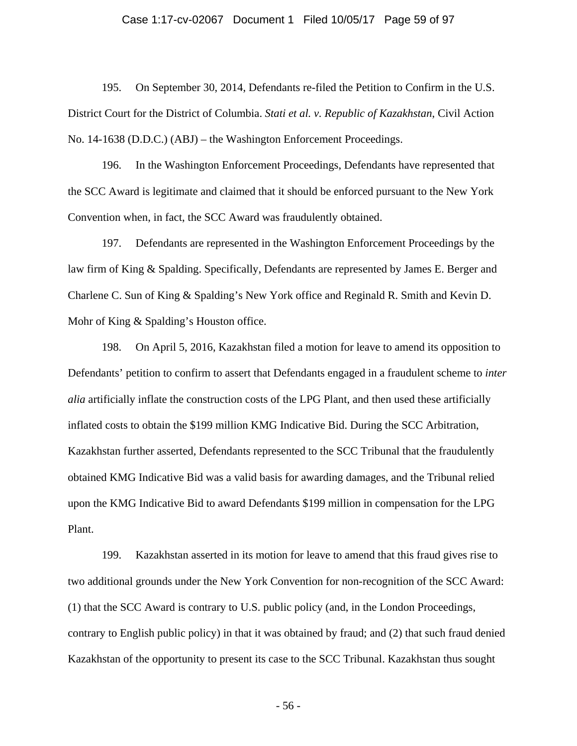195. On September 30, 2014, Defendants re-filed the Petition to Confirm in the U.S. District Court for the District of Columbia. *Stati et al. v. Republic of Kazakhstan*, Civil Action No. 14-1638 (D.D.C.) (ABJ) – the Washington Enforcement Proceedings.

196. In the Washington Enforcement Proceedings, Defendants have represented that the SCC Award is legitimate and claimed that it should be enforced pursuant to the New York Convention when, in fact, the SCC Award was fraudulently obtained.

197. Defendants are represented in the Washington Enforcement Proceedings by the law firm of King & Spalding. Specifically, Defendants are represented by James E. Berger and Charlene C. Sun of King & Spalding's New York office and Reginald R. Smith and Kevin D. Mohr of King & Spalding's Houston office.

198. On April 5, 2016, Kazakhstan filed a motion for leave to amend its opposition to Defendants' petition to confirm to assert that Defendants engaged in a fraudulent scheme to *inter alia* artificially inflate the construction costs of the LPG Plant, and then used these artificially inflated costs to obtain the $199 million KMG Indicative Bid. During the SCC Arbitration, Kazakhstan further asserted, Defendants represented to the SCC Tribunal that the fraudulently obtained KMG Indicative Bid was a valid basis for awarding damages, and the Tribunal relied upon the KMG Indicative Bid to award Defendants $199 million in compensation for the LPG Plant.

199. Kazakhstan asserted in its motion for leave to amend that this fraud gives rise to two additional grounds under the New York Convention for non-recognition of the SCC Award: (1) that the SCC Award is contrary to U.S. public policy (and, in the London Proceedings, contrary to English public policy) in that it was obtained by fraud; and (2) that such fraud denied Kazakhstan of the opportunity to present its case to the SCC Tribunal. Kazakhstan thus sought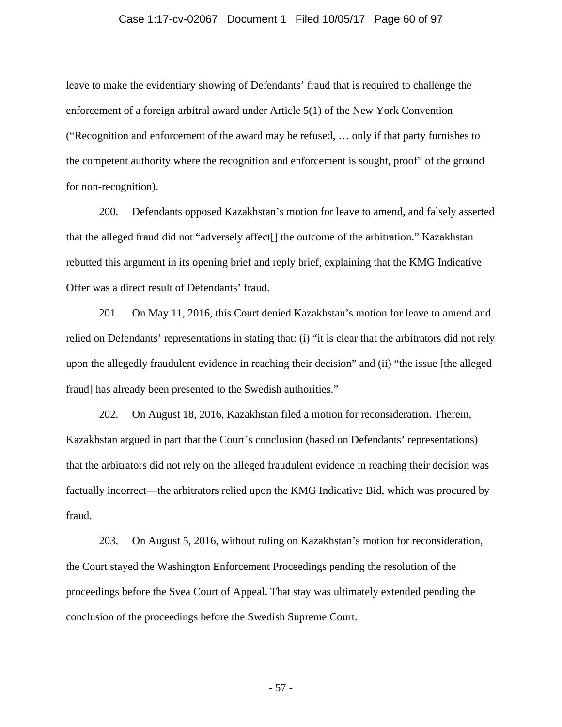leave to make the evidentiary showing of Defendants' fraud that is required to challenge the enforcement of a foreign arbitral award under Article 5(1) of the New York Convention ("Recognition and enforcement of the award may be refused, … only if that party furnishes to the competent authority where the recognition and enforcement is sought, proof" of the ground for non-recognition).

200. Defendants opposed Kazakhstan's motion for leave to amend, and falsely asserted that the alleged fraud did not "adversely affect[] the outcome of the arbitration." Kazakhstan rebutted this argument in its opening brief and reply brief, explaining that the KMG Indicative Offer was a direct result of Defendants' fraud.

201. On May 11, 2016, this Court denied Kazakhstan's motion for leave to amend and relied on Defendants' representations in stating that: (i) "it is clear that the arbitrators did not rely upon the allegedly fraudulent evidence in reaching their decision" and (ii) "the issue [the alleged fraud] has already been presented to the Swedish authorities."

202. On August 18, 2016, Kazakhstan filed a motion for reconsideration. Therein, Kazakhstan argued in part that the Court's conclusion (based on Defendants' representations) that the arbitrators did not rely on the alleged fraudulent evidence in reaching their decision was factually incorrect—the arbitrators relied upon the KMG Indicative Bid, which was procured by fraud.

203. On August 5, 2016, without ruling on Kazakhstan's motion for reconsideration, the Court stayed the Washington Enforcement Proceedings pending the resolution of the proceedings before the Svea Court of Appeal. That stay was ultimately extended pending the conclusion of the proceedings before the Swedish Supreme Court.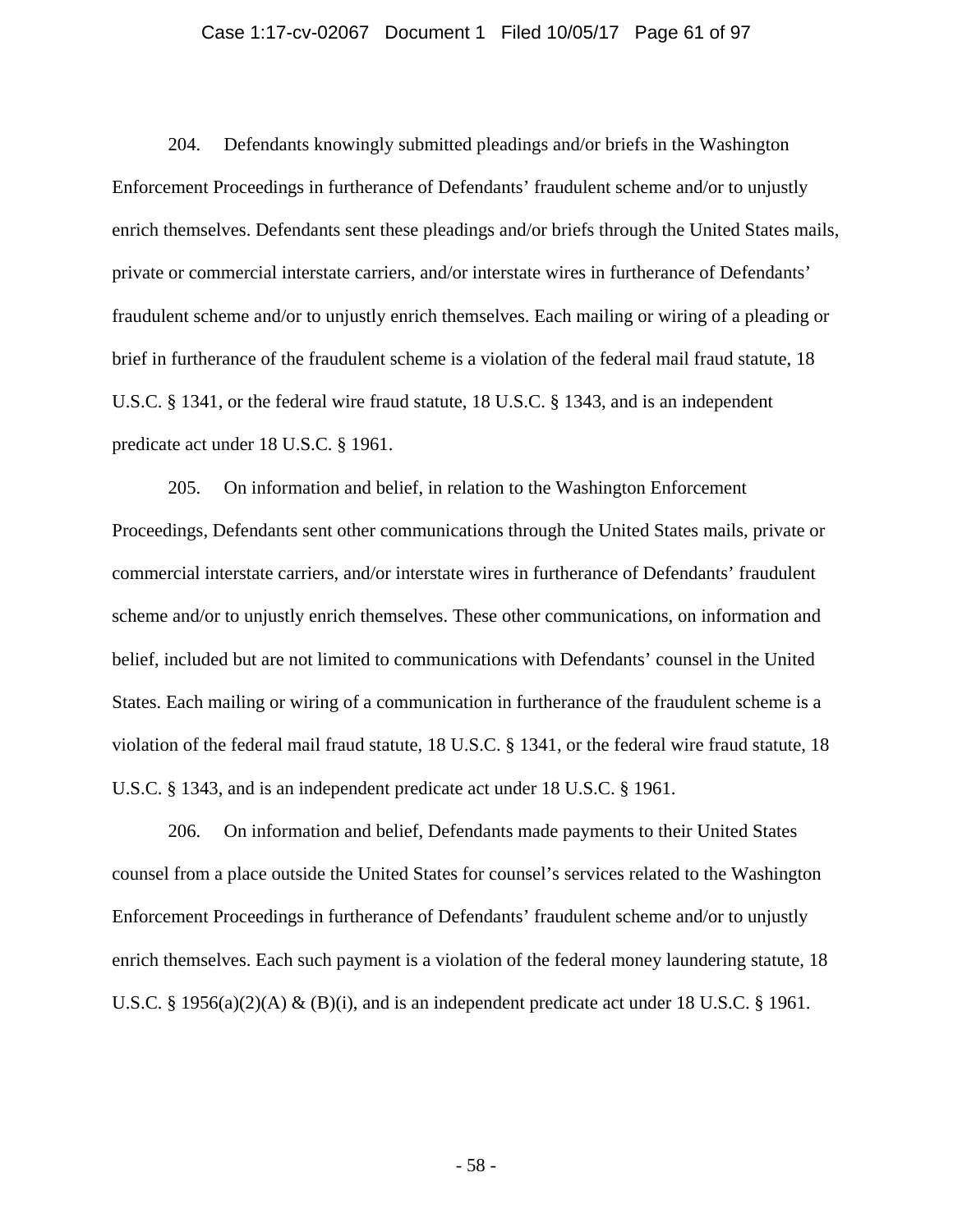204. Defendants knowingly submitted pleadings and/or briefs in the Washington Enforcement Proceedings in furtherance of Defendants' fraudulent scheme and/or to unjustly enrich themselves. Defendants sent these pleadings and/or briefs through the United States mails, private or commercial interstate carriers, and/or interstate wires in furtherance of Defendants' fraudulent scheme and/or to unjustly enrich themselves. Each mailing or wiring of a pleading or brief in furtherance of the fraudulent scheme is a violation of the federal mail fraud statute, 18 U.S.C. § 1341, or the federal wire fraud statute, 18 U.S.C. § 1343, and is an independent predicate act under 18 U.S.C. § 1961.

205. On information and belief, in relation to the Washington Enforcement Proceedings, Defendants sent other communications through the United States mails, private or commercial interstate carriers, and/or interstate wires in furtherance of Defendants' fraudulent scheme and/or to unjustly enrich themselves. These other communications, on information and belief, included but are not limited to communications with Defendants' counsel in the United States. Each mailing or wiring of a communication in furtherance of the fraudulent scheme is a violation of the federal mail fraud statute, 18 U.S.C. § 1341, or the federal wire fraud statute, 18 U.S.C. § 1343, and is an independent predicate act under 18 U.S.C. § 1961.

206. On information and belief, Defendants made payments to their United States counsel from a place outside the United States for counsel's services related to the Washington Enforcement Proceedings in furtherance of Defendants' fraudulent scheme and/or to unjustly enrich themselves. Each such payment is a violation of the federal money laundering statute, 18 U.S.C. § 1956(a)(2)(A) & (B)(i), and is an independent predicate act under 18 U.S.C. § 1961.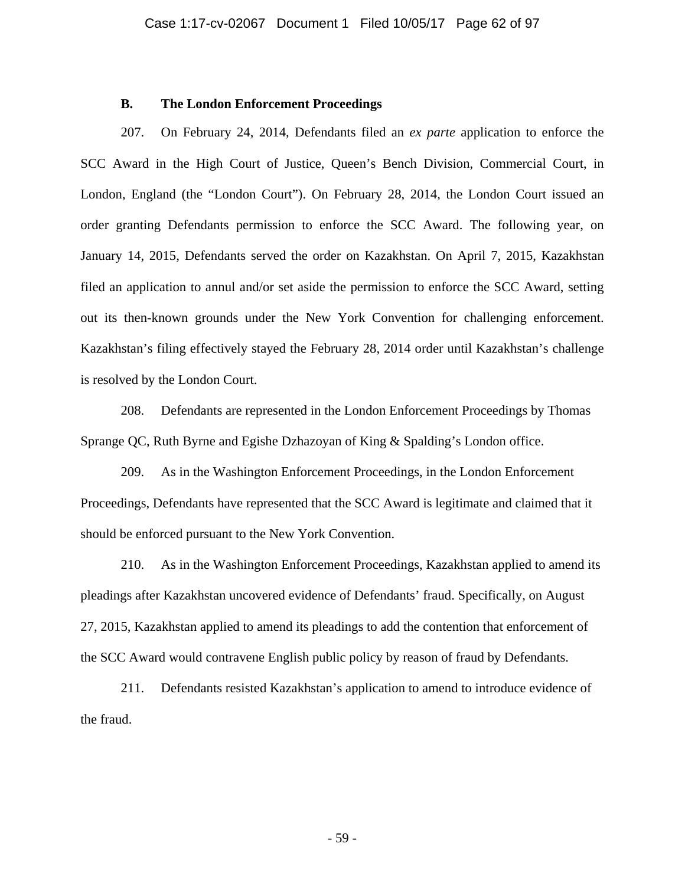### B. The London Enforcement Proceedings

207. On February 24, 2014, Defendants filed an *ex parte* application to enforce the SCC Award in the High Court of Justice, Queen's Bench Division, Commercial Court, in London, England (the "London Court"). On February 28, 2014, the London Court issued an order granting Defendants permission to enforce the SCC Award. The following year, on January 14, 2015, Defendants served the order on Kazakhstan. On April 7, 2015, Kazakhstan filed an application to annul and/or set aside the permission to enforce the SCC Award, setting out its then-known grounds under the New York Convention for challenging enforcement. Kazakhstan's filing effectively stayed the February 28, 2014 order until Kazakhstan's challenge is resolved by the London Court.

208. Defendants are represented in the London Enforcement Proceedings by Thomas Sprange QC, Ruth Byrne and Egishe Dzhazoyan of King & Spalding's London office.

209. As in the Washington Enforcement Proceedings, in the London Enforcement Proceedings, Defendants have represented that the SCC Award is legitimate and claimed that it should be enforced pursuant to the New York Convention.

210. As in the Washington Enforcement Proceedings, Kazakhstan applied to amend its pleadings after Kazakhstan uncovered evidence of Defendants' fraud. Specifically, on August 27, 2015, Kazakhstan applied to amend its pleadings to add the contention that enforcement of the SCC Award would contravene English public policy by reason of fraud by Defendants.

211. Defendants resisted Kazakhstan's application to amend to introduce evidence of the fraud.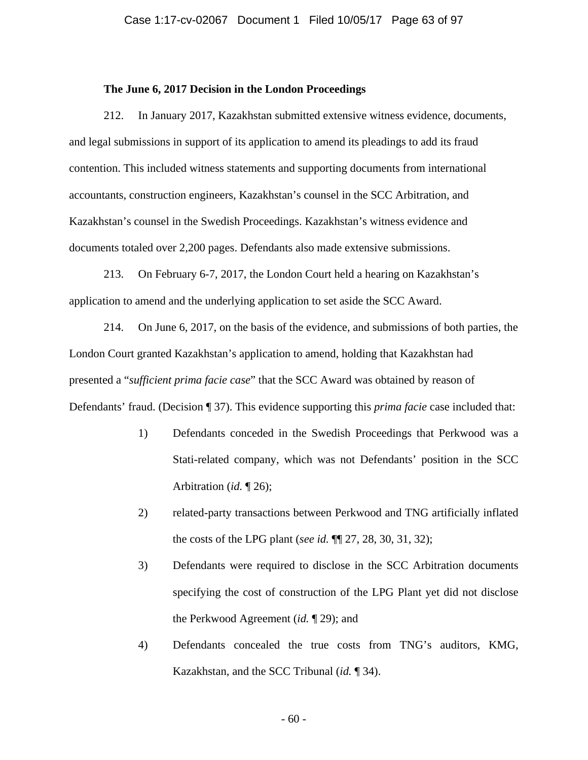**The June 6, 2017 Decision in the London Proceedings**

212. In January 2017, Kazakhstan submitted extensive witness evidence, documents, and legal submissions in support of its application to amend its pleadings to add its fraud contention. This included witness statements and supporting documents from international accountants, construction engineers, Kazakhstan's counsel in the SCC Arbitration, and Kazakhstan's counsel in the Swedish Proceedings. Kazakhstan's witness evidence and documents totaled over 2,200 pages. Defendants also made extensive submissions.

213. On February 6-7, 2017, the London Court held a hearing on Kazakhstan's application to amend and the underlying application to set aside the SCC Award.

214. On June 6, 2017, on the basis of the evidence, and submissions of both parties, the London Court granted Kazakhstan's application to amend, holding that Kazakhstan had presented a "*sufficient prima facie case*" that the SCC Award was obtained by reason of Defendants' fraud. (Decision ¶ 37). This evidence supporting this *prima facie* case included that:

1) Defendants conceded in the Swedish Proceedings that Perkwood was a Stati-related company, which was not Defendants' position in the SCC Arbitration (*id.* ¶ 26);

2) related-party transactions between Perkwood and TNG artificially inflated the costs of the LPG plant (*see id.* ¶¶ 27, 28, 30, 31, 32);

3) Defendants were required to disclose in the SCC Arbitration documents specifying the cost of construction of the LPG Plant yet did not disclose the Perkwood Agreement (*id.* ¶ 29); and

4) Defendants concealed the true costs from TNG's auditors, KMG, Kazakhstan, and the SCC Tribunal (*id.* ¶ 34).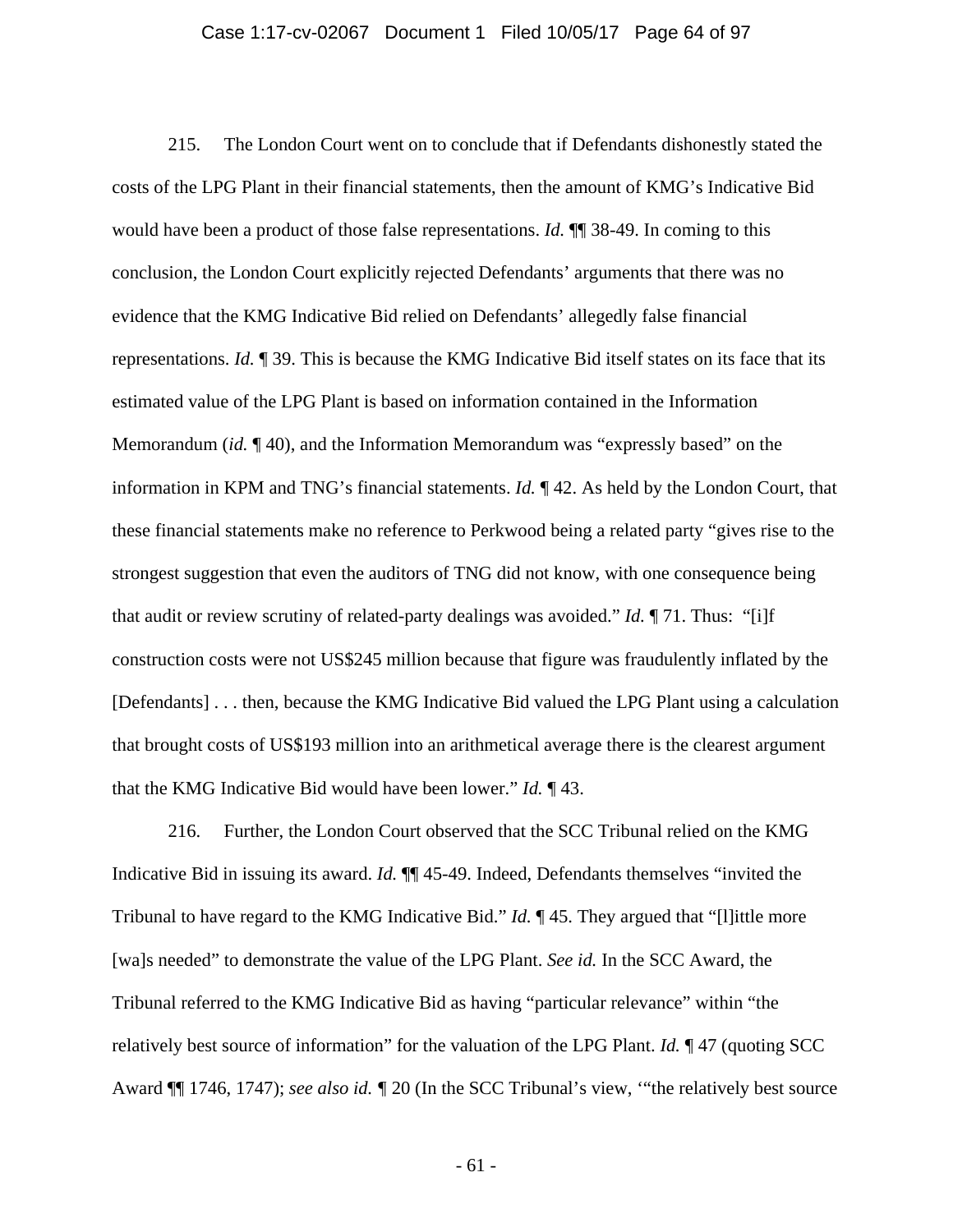215. The London Court went on to conclude that if Defendants dishonestly stated the costs of the LPG Plant in their financial statements, then the amount of KMG's Indicative Bid would have been a product of those false representations. *Id.* ¶¶ 38-49. In coming to this conclusion, the London Court explicitly rejected Defendants' arguments that there was no evidence that the KMG Indicative Bid relied on Defendants' allegedly false financial representations. *Id.* ¶ 39. This is because the KMG Indicative Bid itself states on its face that its estimated value of the LPG Plant is based on information contained in the Information Memorandum (*id.* ¶ 40), and the Information Memorandum was "expressly based" on the information in KPM and TNG's financial statements. *Id.* ¶ 42. As held by the London Court, that these financial statements make no reference to Perkwood being a related party "gives rise to the strongest suggestion that even the auditors of TNG did not know, with one consequence being that audit or review scrutiny of related-party dealings was avoided." *Id.* ¶ 71. Thus: "[i]f construction costs were not US$245 million because that figure was fraudulently inflated by the [Defendants] . . . then, because the KMG Indicative Bid valued the LPG Plant using a calculation that brought costs of US$193 million into an arithmetical average there is the clearest argument that the KMG Indicative Bid would have been lower." *Id.* ¶ 43.

216. Further, the London Court observed that the SCC Tribunal relied on the KMG Indicative Bid in issuing its award. *Id.* ¶¶ 45-49. Indeed, Defendants themselves "invited the Tribunal to have regard to the KMG Indicative Bid." *Id.* ¶ 45. They argued that "[l]ittle more [wa]s needed" to demonstrate the value of the LPG Plant. *See id.* In the SCC Award, the Tribunal referred to the KMG Indicative Bid as having "particular relevance" within "the relatively best source of information" for the valuation of the LPG Plant. *Id.* ¶ 47 (quoting SCC Award ¶¶ 1746, 1747); *see also id.* ¶ 20 (In the SCC Tribunal's view, '"the relatively best source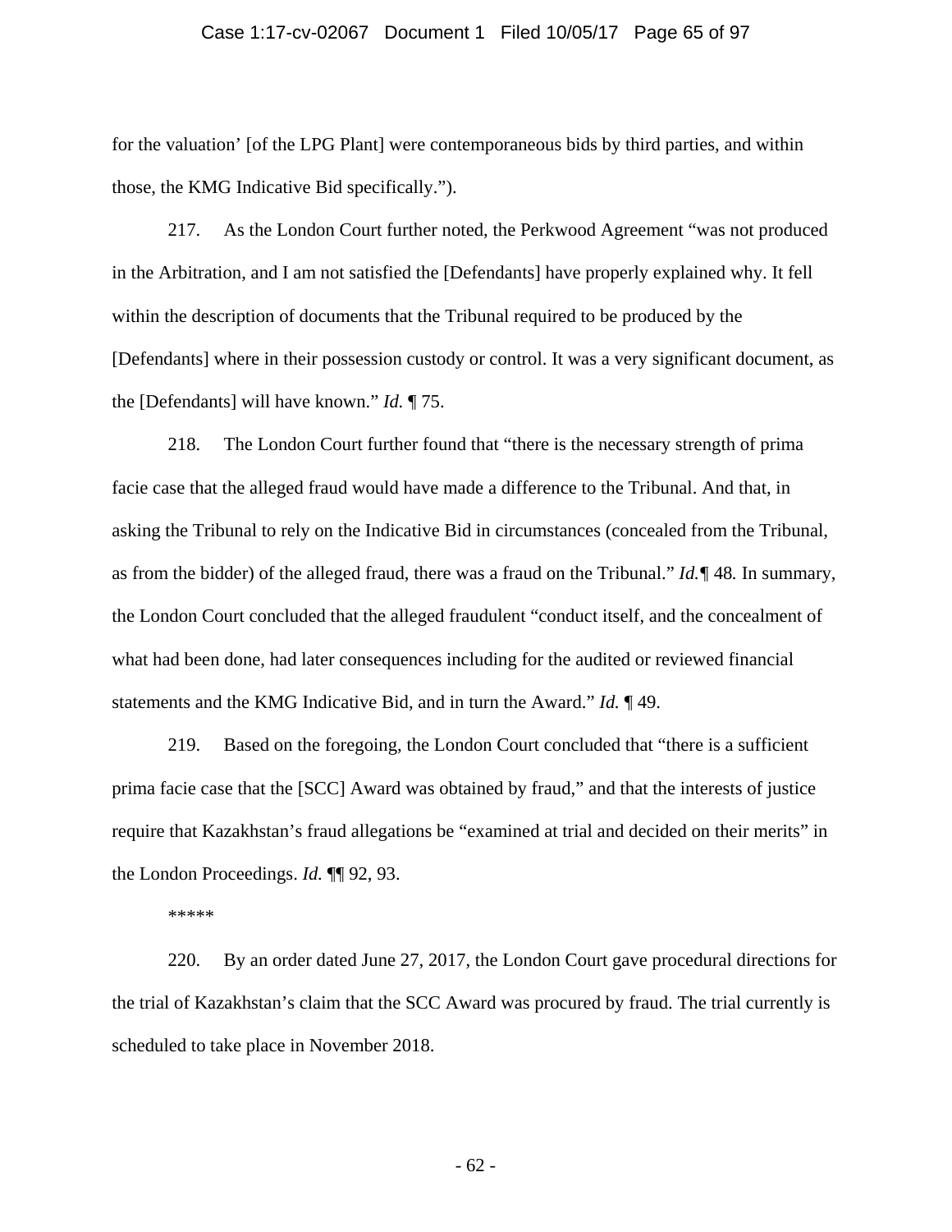for the valuation' [of the LPG Plant] were contemporaneous bids by third parties, and within those, the KMG Indicative Bid specifically.").

217. As the London Court further noted, the Perkwood Agreement "was not produced in the Arbitration, and I am not satisfied the [Defendants] have properly explained why. It fell within the description of documents that the Tribunal required to be produced by the [Defendants] where in their possession custody or control. It was a very significant document, as the [Defendants] will have known." *Id.* ¶ 75.

218. The London Court further found that "there is the necessary strength of prima facie case that the alleged fraud would have made a difference to the Tribunal. And that, in asking the Tribunal to rely on the Indicative Bid in circumstances (concealed from the Tribunal, as from the bidder) of the alleged fraud, there was a fraud on the Tribunal." *Id.*¶ 48*.* In summary, the London Court concluded that the alleged fraudulent "conduct itself, and the concealment of what had been done, had later consequences including for the audited or reviewed financial statements and the KMG Indicative Bid, and in turn the Award." *Id.* ¶ 49.

219. Based on the foregoing, the London Court concluded that "there is a sufficient prima facie case that the [SCC] Award was obtained by fraud," and that the interests of justice require that Kazakhstan's fraud allegations be "examined at trial and decided on their merits" in the London Proceedings. *Id.* ¶¶ 92, 93.

*****

220. By an order dated June 27, 2017, the London Court gave procedural directions for the trial of Kazakhstan's claim that the SCC Award was procured by fraud. The trial currently is scheduled to take place in November 2018.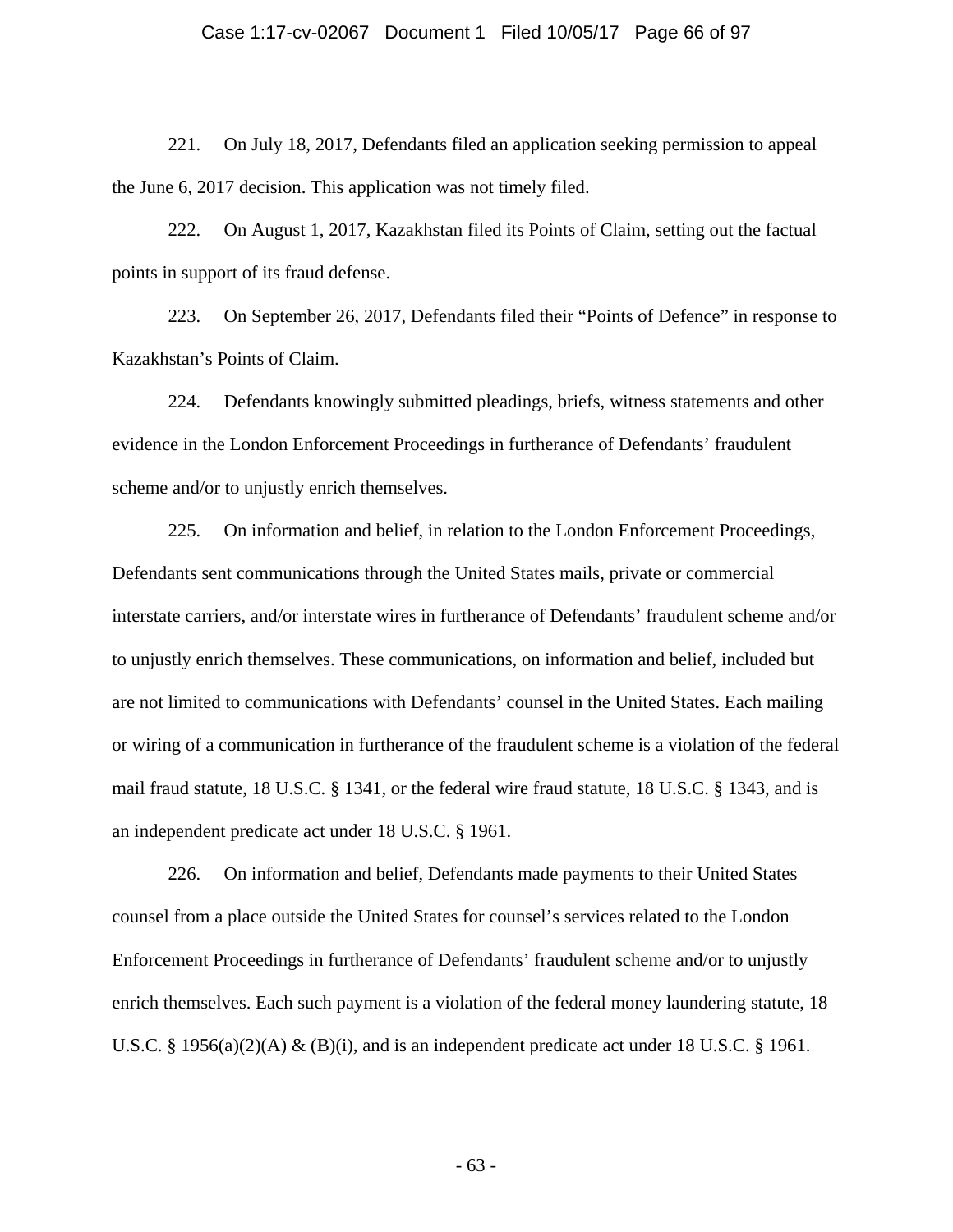221. On July 18, 2017, Defendants filed an application seeking permission to appeal the June 6, 2017 decision. This application was not timely filed.

222. On August 1, 2017, Kazakhstan filed its Points of Claim, setting out the factual points in support of its fraud defense.

223. On September 26, 2017, Defendants filed their "Points of Defence" in response to Kazakhstan's Points of Claim.

224. Defendants knowingly submitted pleadings, briefs, witness statements and other evidence in the London Enforcement Proceedings in furtherance of Defendants' fraudulent scheme and/or to unjustly enrich themselves.

225. On information and belief, in relation to the London Enforcement Proceedings, Defendants sent communications through the United States mails, private or commercial interstate carriers, and/or interstate wires in furtherance of Defendants' fraudulent scheme and/or to unjustly enrich themselves. These communications, on information and belief, included but are not limited to communications with Defendants' counsel in the United States. Each mailing or wiring of a communication in furtherance of the fraudulent scheme is a violation of the federal mail fraud statute, 18 U.S.C. § 1341, or the federal wire fraud statute, 18 U.S.C. § 1343, and is an independent predicate act under 18 U.S.C. § 1961.

226. On information and belief, Defendants made payments to their United States counsel from a place outside the United States for counsel's services related to the London Enforcement Proceedings in furtherance of Defendants' fraudulent scheme and/or to unjustly enrich themselves. Each such payment is a violation of the federal money laundering statute, 18 U.S.C. § 1956(a)(2)(A) & (B)(i), and is an independent predicate act under 18 U.S.C. § 1961.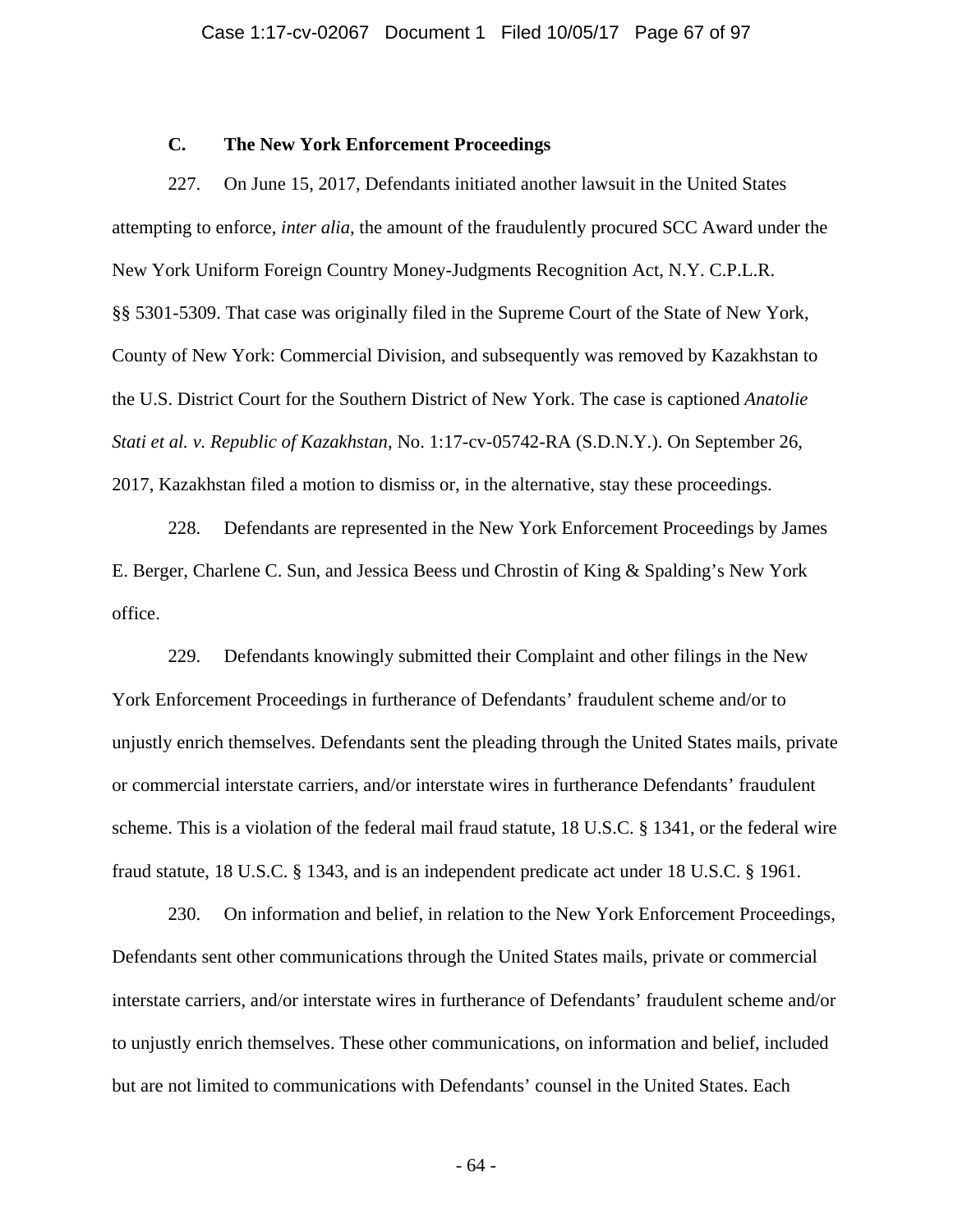### C. The New York Enforcement Proceedings

227. On June 15, 2017, Defendants initiated another lawsuit in the United States attempting to enforce, *inter alia*, the amount of the fraudulently procured SCC Award under the New York Uniform Foreign Country Money-Judgments Recognition Act, N.Y. C.P.L.R. §§ 5301-5309. That case was originally filed in the Supreme Court of the State of New York, County of New York: Commercial Division, and subsequently was removed by Kazakhstan to the U.S. District Court for the Southern District of New York. The case is captioned *Anatolie Stati et al. v. Republic of Kazakhstan*, No. 1:17-cv-05742-RA (S.D.N.Y.). On September 26, 2017, Kazakhstan filed a motion to dismiss or, in the alternative, stay these proceedings.

228. Defendants are represented in the New York Enforcement Proceedings by James E. Berger, Charlene C. Sun, and Jessica Beess und Chrostin of King & Spalding's New York office.

229. Defendants knowingly submitted their Complaint and other filings in the New York Enforcement Proceedings in furtherance of Defendants' fraudulent scheme and/or to unjustly enrich themselves. Defendants sent the pleading through the United States mails, private or commercial interstate carriers, and/or interstate wires in furtherance Defendants' fraudulent scheme. This is a violation of the federal mail fraud statute, 18 U.S.C. § 1341, or the federal wire fraud statute, 18 U.S.C. § 1343, and is an independent predicate act under 18 U.S.C. § 1961.

230. On information and belief, in relation to the New York Enforcement Proceedings, Defendants sent other communications through the United States mails, private or commercial interstate carriers, and/or interstate wires in furtherance of Defendants' fraudulent scheme and/or to unjustly enrich themselves. These other communications, on information and belief, included but are not limited to communications with Defendants' counsel in the United States. Each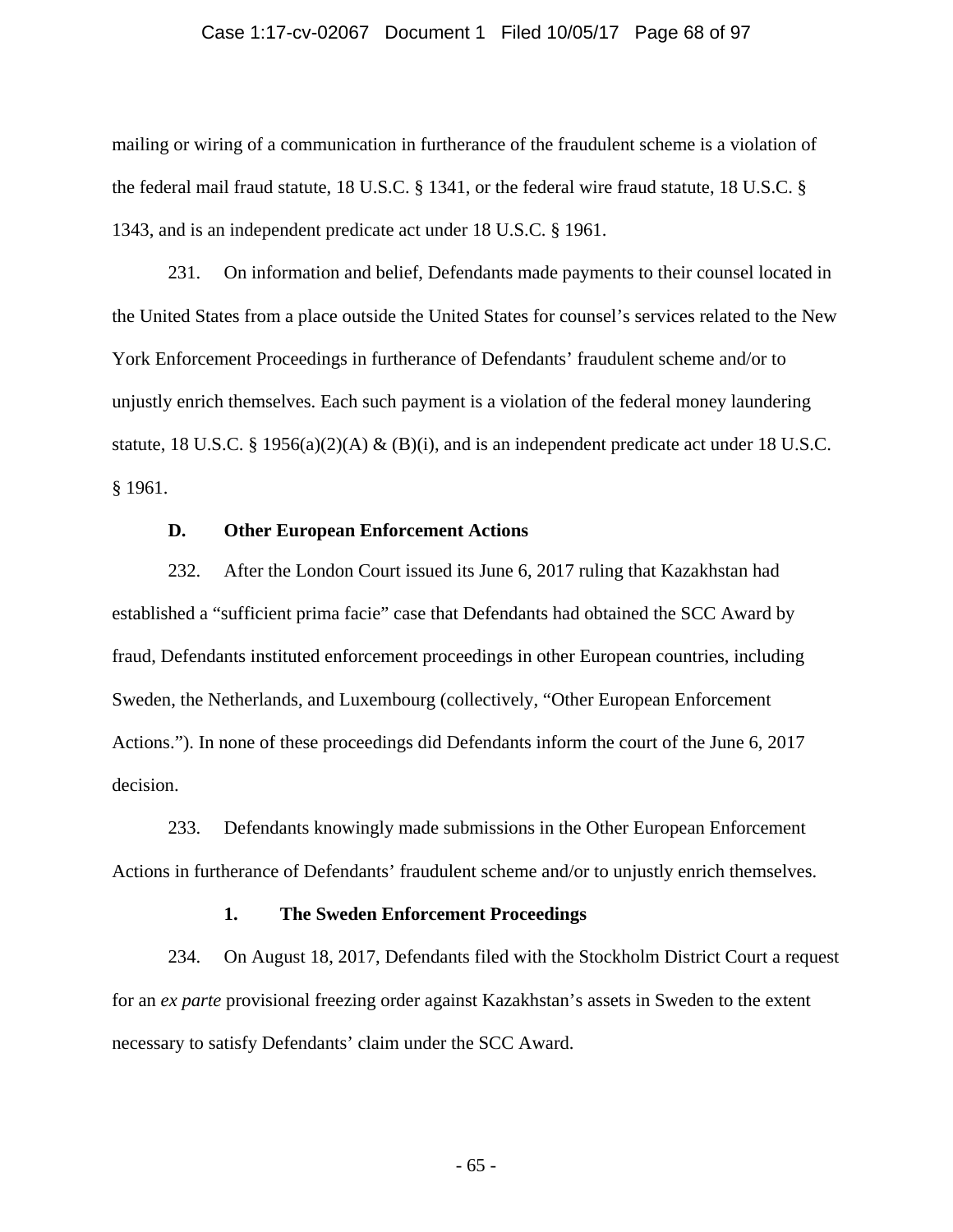mailing or wiring of a communication in furtherance of the fraudulent scheme is a violation of the federal mail fraud statute, 18 U.S.C. § 1341, or the federal wire fraud statute, 18 U.S.C. § 1343, and is an independent predicate act under 18 U.S.C. § 1961.

231. On information and belief, Defendants made payments to their counsel located in the United States from a place outside the United States for counsel's services related to the New York Enforcement Proceedings in furtherance of Defendants' fraudulent scheme and/or to unjustly enrich themselves. Each such payment is a violation of the federal money laundering statute, 18 U.S.C. § 1956(a)(2)(A) & (B)(i), and is an independent predicate act under 18 U.S.C. § 1961.

### D. Other European Enforcement Actions

232. After the London Court issued its June 6, 2017 ruling that Kazakhstan had established a "sufficient prima facie" case that Defendants had obtained the SCC Award by fraud, Defendants instituted enforcement proceedings in other European countries, including Sweden, the Netherlands, and Luxembourg (collectively, "Other European Enforcement Actions."). In none of these proceedings did Defendants inform the court of the June 6, 2017 decision.

233. Defendants knowingly made submissions in the Other European Enforcement Actions in furtherance of Defendants' fraudulent scheme and/or to unjustly enrich themselves.

#### 1. The Sweden Enforcement Proceedings

234. On August 18, 2017, Defendants filed with the Stockholm District Court a request for an *ex parte* provisional freezing order against Kazakhstan's assets in Sweden to the extent necessary to satisfy Defendants' claim under the SCC Award.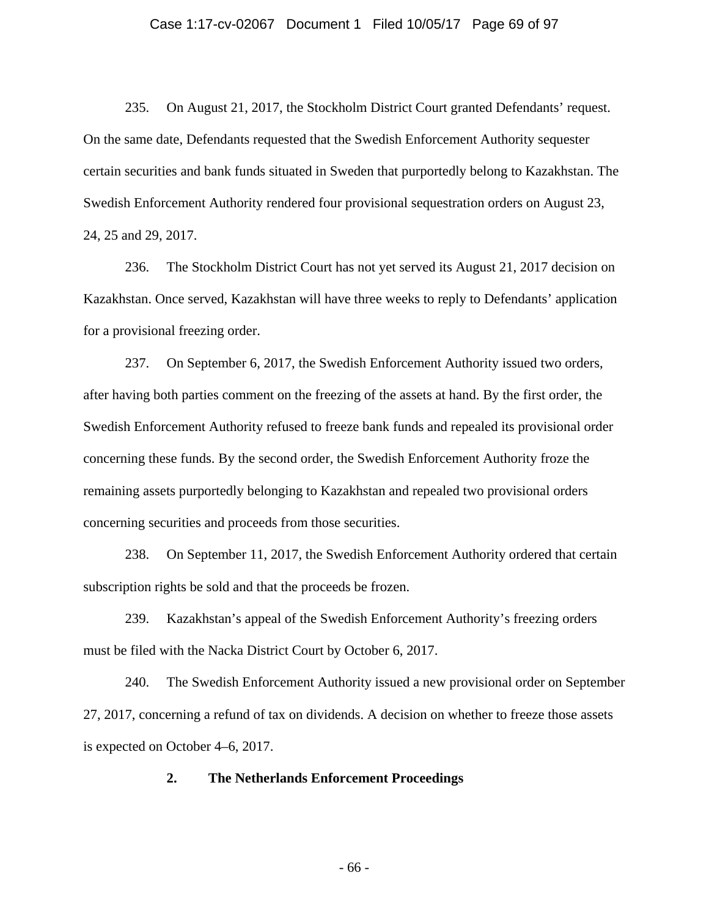235. On August 21, 2017, the Stockholm District Court granted Defendants' request. On the same date, Defendants requested that the Swedish Enforcement Authority sequester certain securities and bank funds situated in Sweden that purportedly belong to Kazakhstan. The Swedish Enforcement Authority rendered four provisional sequestration orders on August 23, 24, 25 and 29, 2017.

236. The Stockholm District Court has not yet served its August 21, 2017 decision on Kazakhstan. Once served, Kazakhstan will have three weeks to reply to Defendants' application for a provisional freezing order.

237. On September 6, 2017, the Swedish Enforcement Authority issued two orders, after having both parties comment on the freezing of the assets at hand. By the first order, the Swedish Enforcement Authority refused to freeze bank funds and repealed its provisional order concerning these funds. By the second order, the Swedish Enforcement Authority froze the remaining assets purportedly belonging to Kazakhstan and repealed two provisional orders concerning securities and proceeds from those securities.

238. On September 11, 2017, the Swedish Enforcement Authority ordered that certain subscription rights be sold and that the proceeds be frozen.

239. Kazakhstan's appeal of the Swedish Enforcement Authority's freezing orders must be filed with the Nacka District Court by October 6, 2017.

240. The Swedish Enforcement Authority issued a new provisional order on September 27, 2017, concerning a refund of tax on dividends. A decision on whether to freeze those assets is expected on October 4–6, 2017.

### 2. The Netherlands Enforcement Proceedings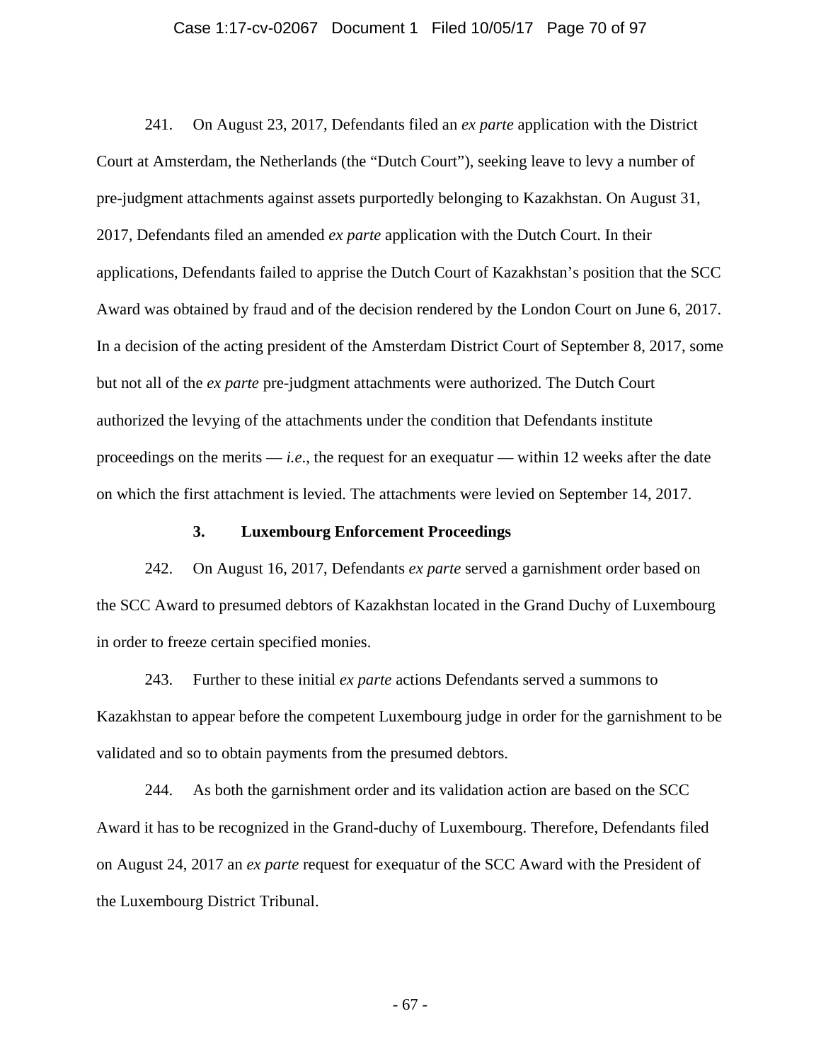241. On August 23, 2017, Defendants filed an *ex parte* application with the District Court at Amsterdam, the Netherlands (the "Dutch Court"), seeking leave to levy a number of pre-judgment attachments against assets purportedly belonging to Kazakhstan. On August 31, 2017, Defendants filed an amended *ex parte* application with the Dutch Court. In their applications, Defendants failed to apprise the Dutch Court of Kazakhstan's position that the SCC Award was obtained by fraud and of the decision rendered by the London Court on June 6, 2017. In a decision of the acting president of the Amsterdam District Court of September 8, 2017, some but not all of the *ex parte* pre-judgment attachments were authorized. The Dutch Court authorized the levying of the attachments under the condition that Defendants institute proceedings on the merits — *i.e*., the request for an exequatur — within 12 weeks after the date on which the first attachment is levied. The attachments were levied on September 14, 2017.

### 3. Luxembourg Enforcement Proceedings

242. On August 16, 2017, Defendants *ex parte* served a garnishment order based on the SCC Award to presumed debtors of Kazakhstan located in the Grand Duchy of Luxembourg in order to freeze certain specified monies.

243. Further to these initial *ex parte* actions Defendants served a summons to Kazakhstan to appear before the competent Luxembourg judge in order for the garnishment to be validated and so to obtain payments from the presumed debtors.

244. As both the garnishment order and its validation action are based on the SCC Award it has to be recognized in the Grand-duchy of Luxembourg. Therefore, Defendants filed on August 24, 2017 an *ex parte* request for exequatur of the SCC Award with the President of the Luxembourg District Tribunal.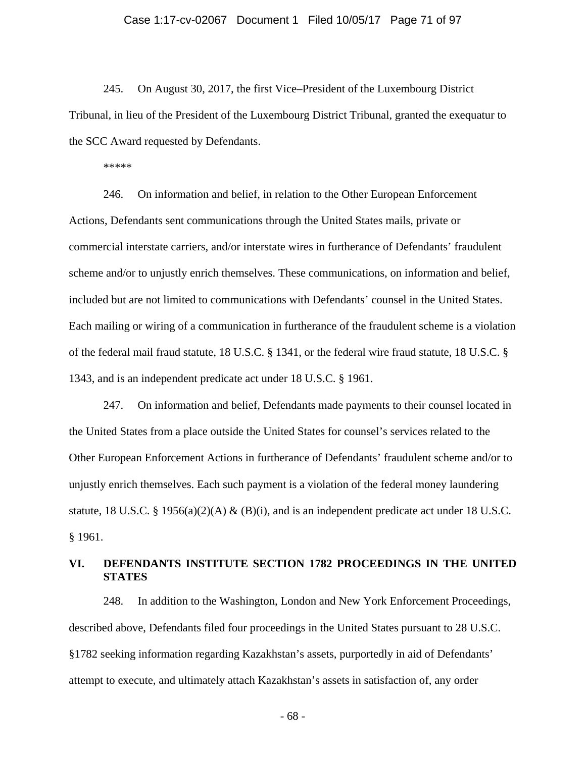245. On August 30, 2017, the first Vice–President of the Luxembourg District Tribunal, in lieu of the President of the Luxembourg District Tribunal, granted the exequatur to the SCC Award requested by Defendants.

*****

246. On information and belief, in relation to the Other European Enforcement Actions, Defendants sent communications through the United States mails, private or commercial interstate carriers, and/or interstate wires in furtherance of Defendants' fraudulent scheme and/or to unjustly enrich themselves. These communications, on information and belief, included but are not limited to communications with Defendants' counsel in the United States. Each mailing or wiring of a communication in furtherance of the fraudulent scheme is a violation of the federal mail fraud statute, 18 U.S.C. § 1341, or the federal wire fraud statute, 18 U.S.C. § 1343, and is an independent predicate act under 18 U.S.C. § 1961.

247. On information and belief, Defendants made payments to their counsel located in the United States from a place outside the United States for counsel's services related to the Other European Enforcement Actions in furtherance of Defendants' fraudulent scheme and/or to unjustly enrich themselves. Each such payment is a violation of the federal money laundering statute, 18 U.S.C. § 1956(a)(2)(A) & (B)(i), and is an independent predicate act under 18 U.S.C. § 1961.

## VI. DEFENDANTS INSTITUTE SECTION 1782 PROCEEDINGS IN THE UNITED STATES

248. In addition to the Washington, London and New York Enforcement Proceedings, described above, Defendants filed four proceedings in the United States pursuant to 28 U.S.C. §1782 seeking information regarding Kazakhstan's assets, purportedly in aid of Defendants' attempt to execute, and ultimately attach Kazakhstan's assets in satisfaction of, any order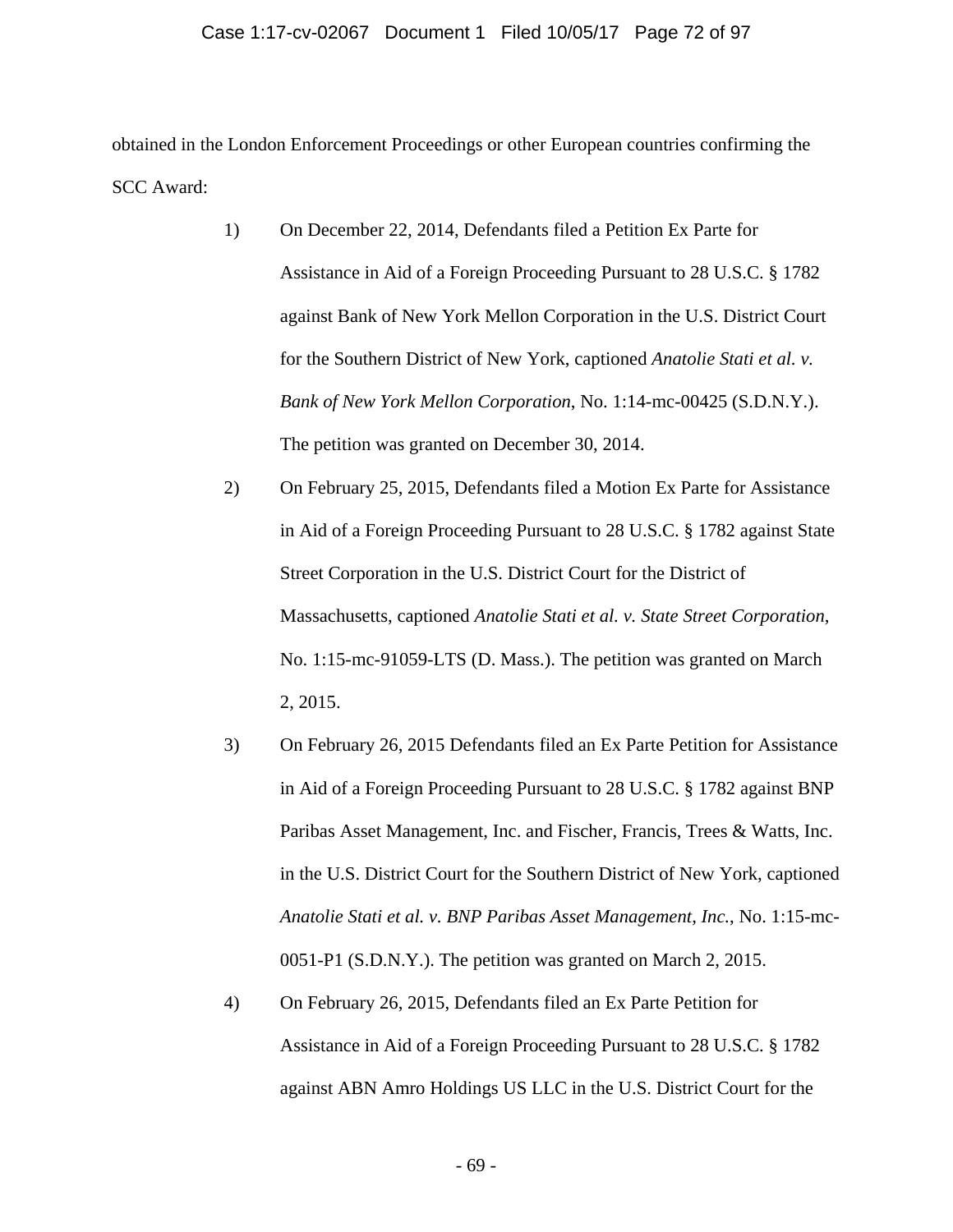obtained in the London Enforcement Proceedings or other European countries confirming the SCC Award:

1) On December 22, 2014, Defendants filed a Petition Ex Parte for Assistance in Aid of a Foreign Proceeding Pursuant to 28 U.S.C. § 1782 against Bank of New York Mellon Corporation in the U.S. District Court for the Southern District of New York, captioned *Anatolie Stati et al. v. Bank of New York Mellon Corporation*, No. 1:14-mc-00425 (S.D.N.Y.). The petition was granted on December 30, 2014.

2) On February 25, 2015, Defendants filed a Motion Ex Parte for Assistance in Aid of a Foreign Proceeding Pursuant to 28 U.S.C. § 1782 against State Street Corporation in the U.S. District Court for the District of Massachusetts, captioned *Anatolie Stati et al. v. State Street Corporation*, No. 1:15-mc-91059-LTS (D. Mass.). The petition was granted on March 2, 2015.

3) On February 26, 2015 Defendants filed an Ex Parte Petition for Assistance in Aid of a Foreign Proceeding Pursuant to 28 U.S.C. § 1782 against BNP Paribas Asset Management, Inc. and Fischer, Francis, Trees & Watts, Inc. in the U.S. District Court for the Southern District of New York, captioned *Anatolie Stati et al. v. BNP Paribas Asset Management, Inc.*, No. 1:15-mc-0051-P1 (S.D.N.Y.). The petition was granted on March 2, 2015.

4) On February 26, 2015, Defendants filed an Ex Parte Petition for Assistance in Aid of a Foreign Proceeding Pursuant to 28 U.S.C. § 1782 against ABN Amro Holdings US LLC in the U.S. District Court for the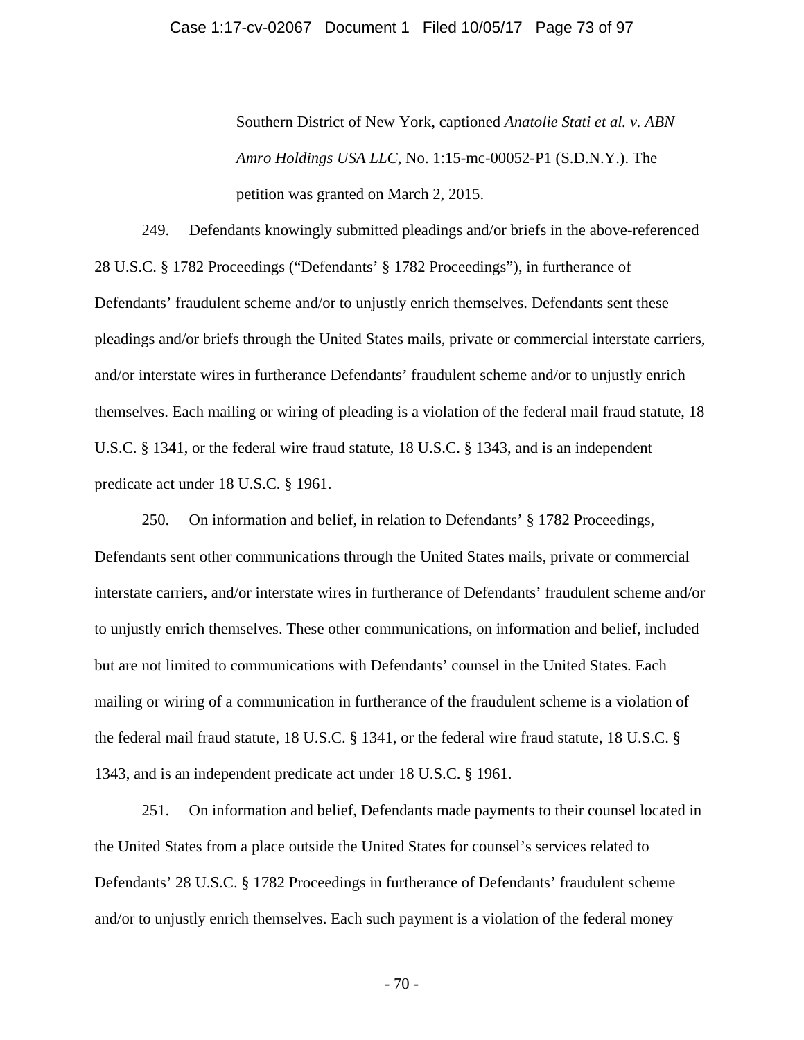Southern District of New York, captioned *Anatolie Stati et al. v. ABN Amro Holdings USA LLC*, No. 1:15-mc-00052-P1 (S.D.N.Y.). The petition was granted on March 2, 2015.

249. Defendants knowingly submitted pleadings and/or briefs in the above-referenced 28 U.S.C. § 1782 Proceedings ("Defendants' § 1782 Proceedings"), in furtherance of Defendants' fraudulent scheme and/or to unjustly enrich themselves. Defendants sent these pleadings and/or briefs through the United States mails, private or commercial interstate carriers, and/or interstate wires in furtherance Defendants' fraudulent scheme and/or to unjustly enrich themselves. Each mailing or wiring of pleading is a violation of the federal mail fraud statute, 18 U.S.C. § 1341, or the federal wire fraud statute, 18 U.S.C. § 1343, and is an independent predicate act under 18 U.S.C. § 1961.

250. On information and belief, in relation to Defendants' § 1782 Proceedings, Defendants sent other communications through the United States mails, private or commercial interstate carriers, and/or interstate wires in furtherance of Defendants' fraudulent scheme and/or to unjustly enrich themselves. These other communications, on information and belief, included but are not limited to communications with Defendants' counsel in the United States. Each mailing or wiring of a communication in furtherance of the fraudulent scheme is a violation of the federal mail fraud statute, 18 U.S.C. § 1341, or the federal wire fraud statute, 18 U.S.C. § 1343, and is an independent predicate act under 18 U.S.C. § 1961.

251. On information and belief, Defendants made payments to their counsel located in the United States from a place outside the United States for counsel's services related to Defendants' 28 U.S.C. § 1782 Proceedings in furtherance of Defendants' fraudulent scheme and/or to unjustly enrich themselves. Each such payment is a violation of the federal money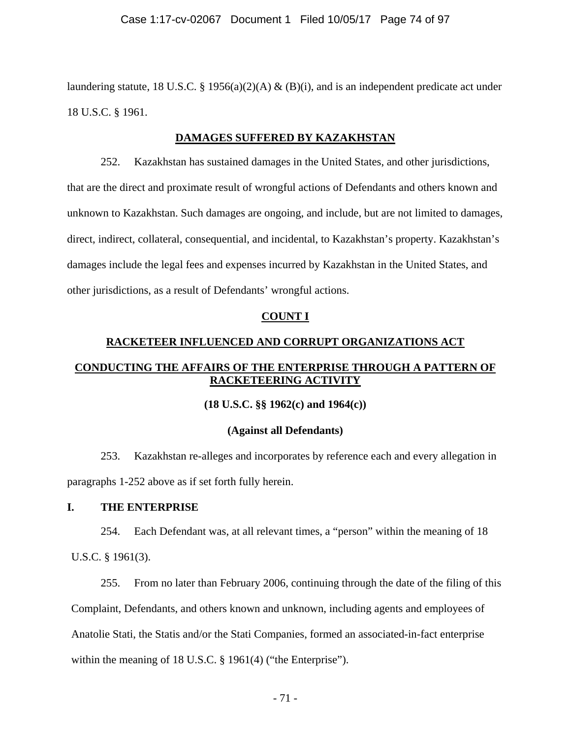laundering statute, 18 U.S.C. § 1956(a)(2)(A) & (B)(i), and is an independent predicate act under 18 U.S.C. § 1961.

## DAMAGES SUFFERED BY KAZAKHSTAN

252. Kazakhstan has sustained damages in the United States, and other jurisdictions, that are the direct and proximate result of wrongful actions of Defendants and others known and unknown to Kazakhstan. Such damages are ongoing, and include, but are not limited to damages, direct, indirect, collateral, consequential, and incidental, to Kazakhstan's property. Kazakhstan's damages include the legal fees and expenses incurred by Kazakhstan in the United States, and other jurisdictions, as a result of Defendants' wrongful actions.

## COUNT I

## RACKETEER INFLUENCED AND CORRUPT ORGANIZATIONS ACT

## CONDUCTING THE AFFAIRS OF THE ENTERPRISE THROUGH A PATTERN OF RACKETEERING ACTIVITY

**(18 U.S.C. §§ 1962(c) and 1964(c))**

**(Against all Defendants)**

253. Kazakhstan re-alleges and incorporates by reference each and every allegation in paragraphs 1-252 above as if set forth fully herein.

### I. THE ENTERPRISE

254. Each Defendant was, at all relevant times, a "person" within the meaning of 18 U.S.C. § 1961(3).

255. From no later than February 2006, continuing through the date of the filing of this Complaint, Defendants, and others known and unknown, including agents and employees of Anatolie Stati, the Statis and/or the Stati Companies, formed an associated-in-fact enterprise within the meaning of 18 U.S.C. § 1961(4) ("the Enterprise").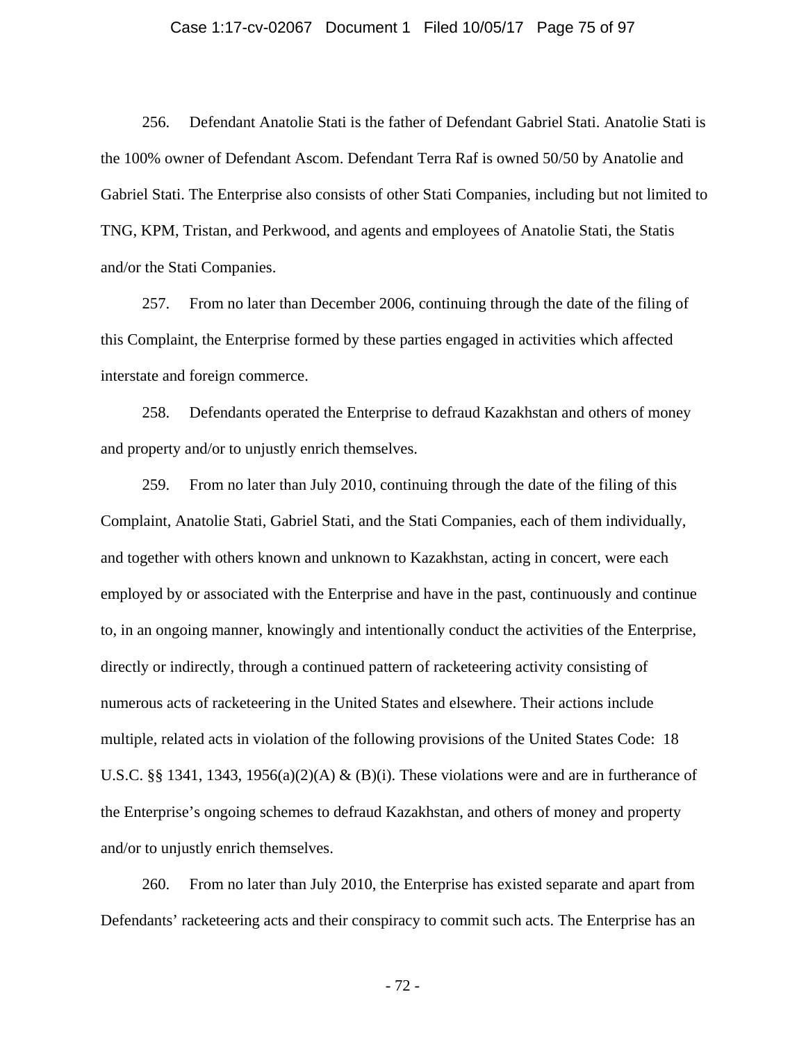256. Defendant Anatolie Stati is the father of Defendant Gabriel Stati. Anatolie Stati is the 100% owner of Defendant Ascom. Defendant Terra Raf is owned 50/50 by Anatolie and Gabriel Stati. The Enterprise also consists of other Stati Companies, including but not limited to TNG, KPM, Tristan, and Perkwood, and agents and employees of Anatolie Stati, the Statis and/or the Stati Companies.

257. From no later than December 2006, continuing through the date of the filing of this Complaint, the Enterprise formed by these parties engaged in activities which affected interstate and foreign commerce.

258. Defendants operated the Enterprise to defraud Kazakhstan and others of money and property and/or to unjustly enrich themselves.

259. From no later than July 2010, continuing through the date of the filing of this Complaint, Anatolie Stati, Gabriel Stati, and the Stati Companies, each of them individually, and together with others known and unknown to Kazakhstan, acting in concert, were each employed by or associated with the Enterprise and have in the past, continuously and continue to, in an ongoing manner, knowingly and intentionally conduct the activities of the Enterprise, directly or indirectly, through a continued pattern of racketeering activity consisting of numerous acts of racketeering in the United States and elsewhere. Their actions include multiple, related acts in violation of the following provisions of the United States Code: 18 U.S.C. §§ 1341, 1343, 1956(a)(2)(A) & (B)(i). These violations were and are in furtherance of the Enterprise's ongoing schemes to defraud Kazakhstan, and others of money and property and/or to unjustly enrich themselves.

260. From no later than July 2010, the Enterprise has existed separate and apart from Defendants' racketeering acts and their conspiracy to commit such acts. The Enterprise has an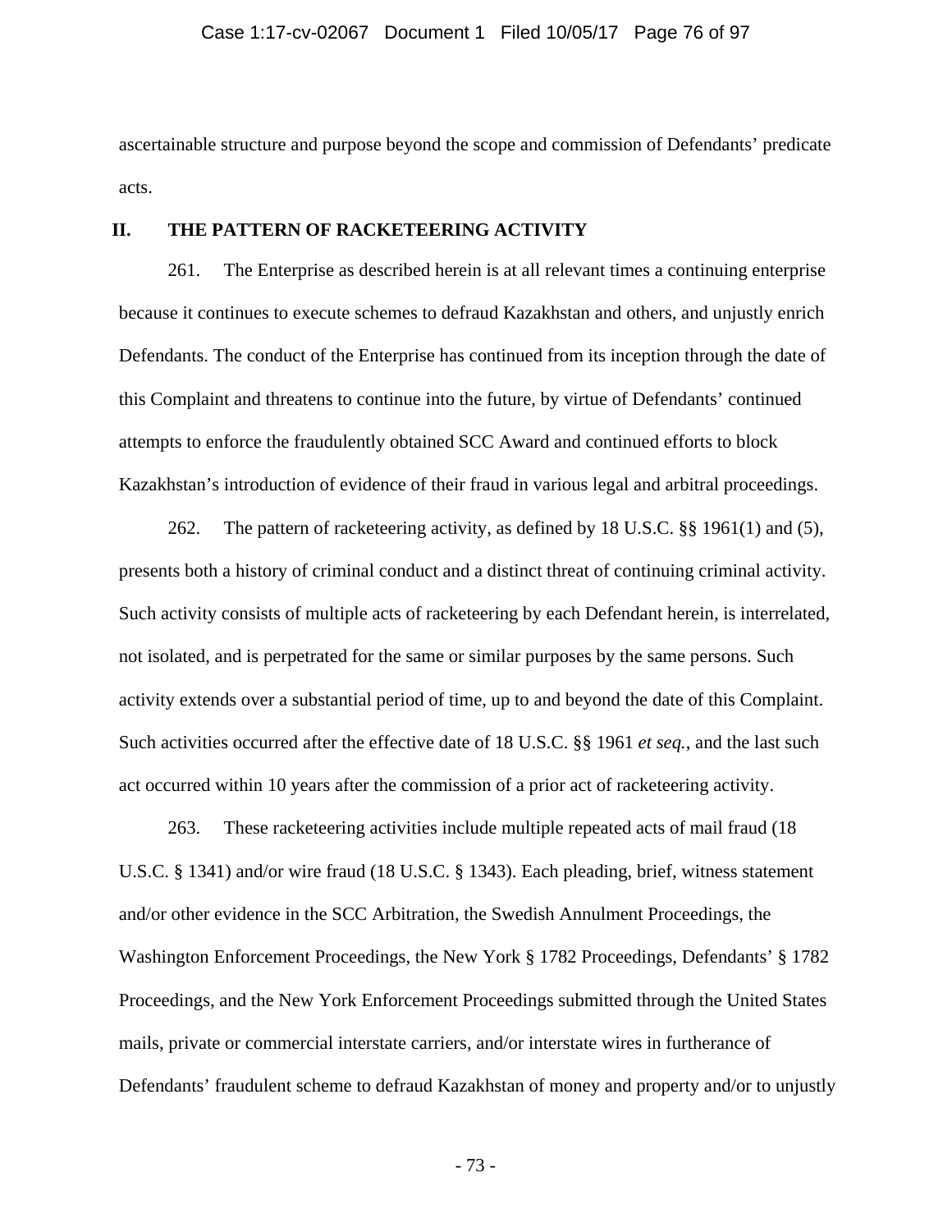ascertainable structure and purpose beyond the scope and commission of Defendants' predicate acts.

## II. THE PATTERN OF RACKETEERING ACTIVITY

261. The Enterprise as described herein is at all relevant times a continuing enterprise because it continues to execute schemes to defraud Kazakhstan and others, and unjustly enrich Defendants. The conduct of the Enterprise has continued from its inception through the date of this Complaint and threatens to continue into the future, by virtue of Defendants' continued attempts to enforce the fraudulently obtained SCC Award and continued efforts to block Kazakhstan's introduction of evidence of their fraud in various legal and arbitral proceedings.

262. The pattern of racketeering activity, as defined by 18 U.S.C. §§ 1961(1) and (5), presents both a history of criminal conduct and a distinct threat of continuing criminal activity. Such activity consists of multiple acts of racketeering by each Defendant herein, is interrelated, not isolated, and is perpetrated for the same or similar purposes by the same persons. Such activity extends over a substantial period of time, up to and beyond the date of this Complaint. Such activities occurred after the effective date of 18 U.S.C. §§ 1961 *et seq.*, and the last such act occurred within 10 years after the commission of a prior act of racketeering activity.

263. These racketeering activities include multiple repeated acts of mail fraud (18 U.S.C. § 1341) and/or wire fraud (18 U.S.C. § 1343). Each pleading, brief, witness statement and/or other evidence in the SCC Arbitration, the Swedish Annulment Proceedings, the Washington Enforcement Proceedings, the New York § 1782 Proceedings, Defendants' § 1782 Proceedings, and the New York Enforcement Proceedings submitted through the United States mails, private or commercial interstate carriers, and/or interstate wires in furtherance of Defendants' fraudulent scheme to defraud Kazakhstan of money and property and/or to unjustly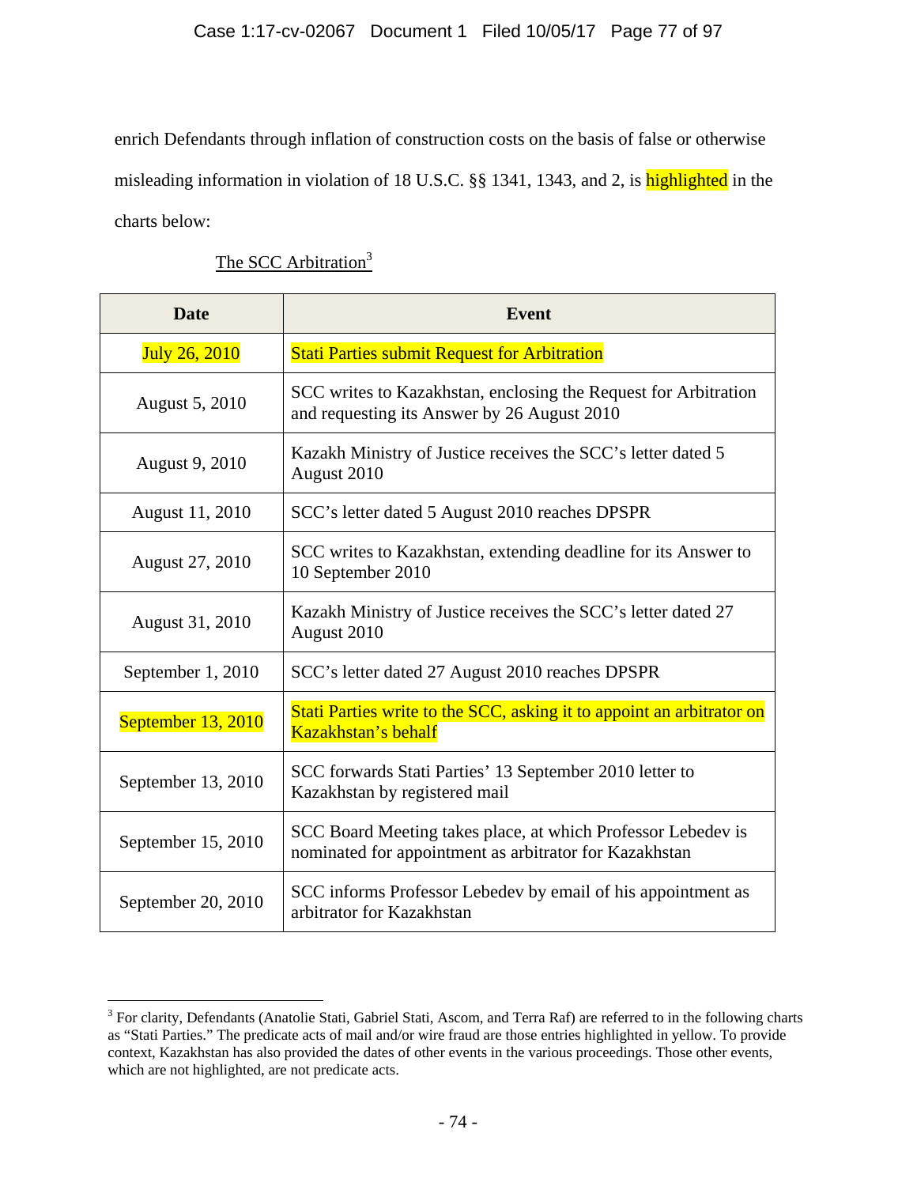enrich Defendants through inflation of construction costs on the basis of false or otherwise misleading information in violation of 18 U.S.C. §§ 1341, 1343, and 2, is highlighted in the charts below:

The SCC Arbitration[3]

| Date | Event |
|---|---|
| July 26, 2010 | Stati Parties submit Request for Arbitration |
| August 5, 2010 | SCC writes to Kazakhstan, enclosing the Request for Arbitration and requesting its Answer by 26 August 2010 |
| August 9, 2010 | Kazakh Ministry of Justice receives the SCC's letter dated 5 August 2010 |
| August 11, 2010 | SCC's letter dated 5 August 2010 reaches DPSPR |
| August 27, 2010 | SCC writes to Kazakhstan, extending deadline for its Answer to 10 September 2010 |
| August 31, 2010 | Kazakh Ministry of Justice receives the SCC's letter dated 27 August 2010 |
| September 1, 2010 | SCC's letter dated 27 August 2010 reaches DPSPR |
| September 13, 2010 | Stati Parties write to the SCC, asking it to appoint an arbitrator on Kazakhstan's behalf |
| September 13, 2010 | SCC forwards Stati Parties' 13 September 2010 letter to Kazakhstan by registered mail |
| September 15, 2010 | SCC Board Meeting takes place, at which Professor Lebedev is nominated for appointment as arbitrator for Kazakhstan |
| September 20, 2010 | SCC informs Professor Lebedev by email of his appointment as arbitrator for Kazakhstan |

[3] For clarity, Defendants (Anatolie Stati, Gabriel Stati, Ascom, and Terra Raf) are referred to in the following charts as "Stati Parties." The predicate acts of mail and/or wire fraud are those entries highlighted in yellow. To provide context, Kazakhstan has also provided the dates of other events in the various proceedings. Those other events, which are not highlighted, are not predicate acts.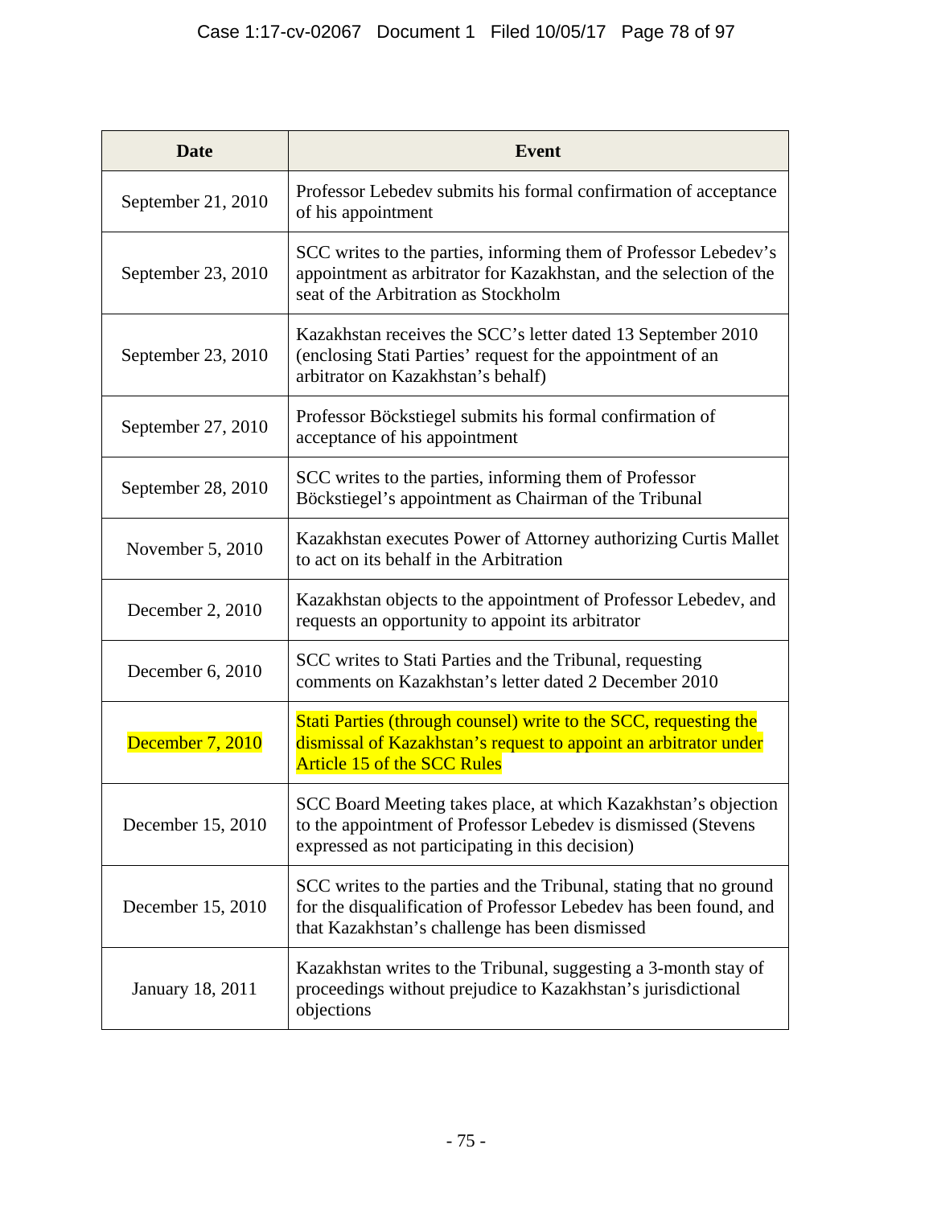| Date | Event |
|---|---|
| September 21, 2010 | Professor Lebedev submits his formal confirmation of acceptance of his appointment |
| September 23, 2010 | SCC writes to the parties, informing them of Professor Lebedev's appointment as arbitrator for Kazakhstan, and the selection of the seat of the Arbitration as Stockholm |
| September 23, 2010 | Kazakhstan receives the SCC's letter dated 13 September 2010 (enclosing Stati Parties' request for the appointment of an arbitrator on Kazakhstan's behalf) |
| September 27, 2010 | Professor Böckstiegel submits his formal confirmation of acceptance of his appointment |
| September 28, 2010 | SCC writes to the parties, informing them of Professor Böckstiegel's appointment as Chairman of the Tribunal |
| November 5, 2010 | Kazakhstan executes Power of Attorney authorizing Curtis Mallet to act on its behalf in the Arbitration |
| December 2, 2010 | Kazakhstan objects to the appointment of Professor Lebedev, and requests an opportunity to appoint its arbitrator |
| December 6, 2010 | SCC writes to Stati Parties and the Tribunal, requesting comments on Kazakhstan's letter dated 2 December 2010 |
| December 7, 2010 | Stati Parties (through counsel) write to the SCC, requesting the dismissal of Kazakhstan's request to appoint an arbitrator under Article 15 of the SCC Rules |
| December 15, 2010 | SCC Board Meeting takes place, at which Kazakhstan's objection to the appointment of Professor Lebedev is dismissed (Stevens expressed as not participating in this decision) |
| December 15, 2010 | SCC writes to the parties and the Tribunal, stating that no ground for the disqualification of Professor Lebedev has been found, and that Kazakhstan's challenge has been dismissed |
| January 18, 2011 | Kazakhstan writes to the Tribunal, suggesting a 3-month stay of proceedings without prejudice to Kazakhstan's jurisdictional objections |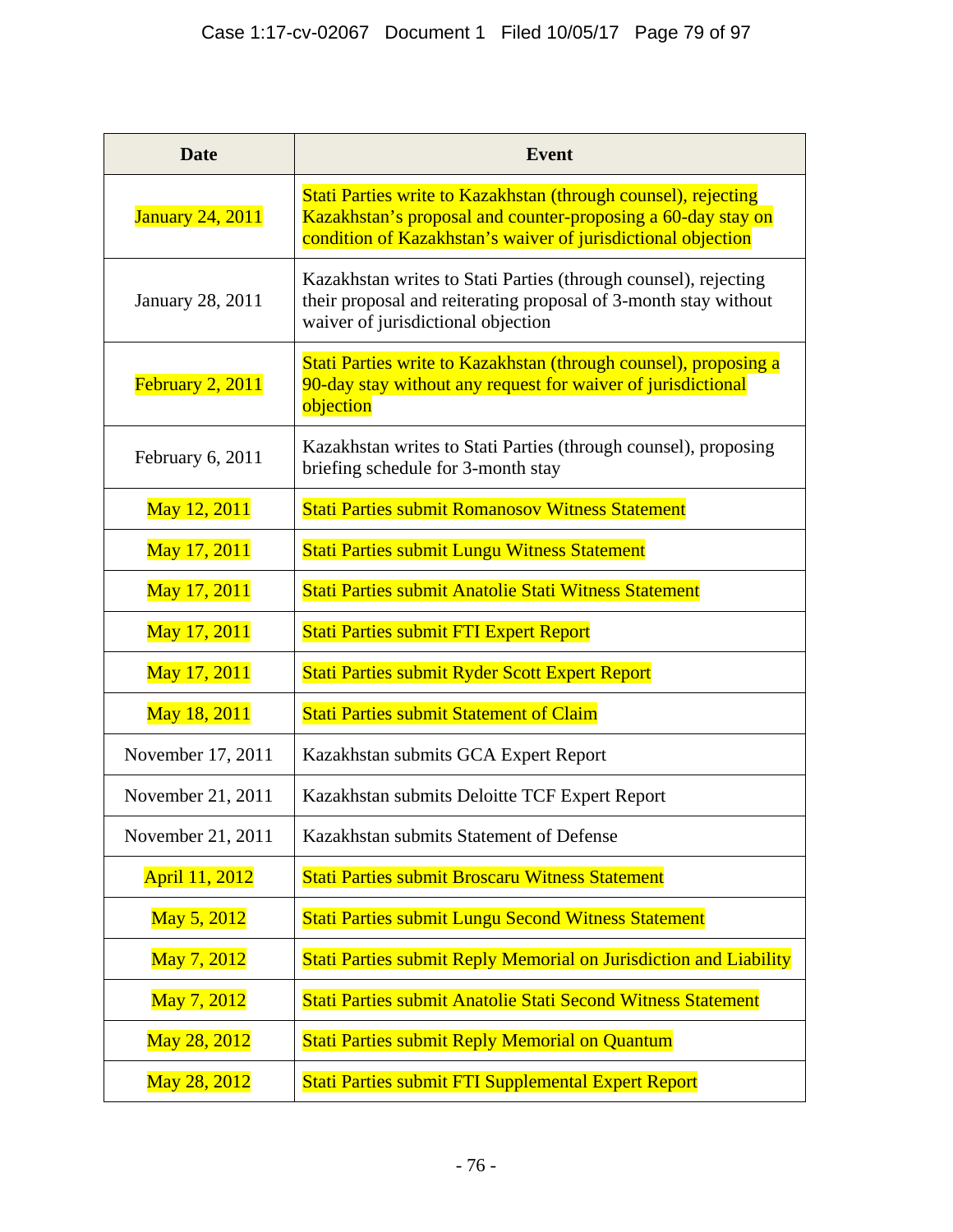| Date | Event |
|---|---|
| January 24, 2011 | Stati Parties write to Kazakhstan (through counsel), rejecting Kazakhstan's proposal and counter-proposing a 60-day stay on condition of Kazakhstan's waiver of jurisdictional objection |
| January 28, 2011 | Kazakhstan writes to Stati Parties (through counsel), rejecting their proposal and reiterating proposal of 3-month stay without waiver of jurisdictional objection |
| February 2, 2011 | Stati Parties write to Kazakhstan (through counsel), proposing a 90-day stay without any request for waiver of jurisdictional objection |
| February 6, 2011 | Kazakhstan writes to Stati Parties (through counsel), proposing briefing schedule for 3-month stay |
| May 12, 2011 | Stati Parties submit Romanosov Witness Statement |
| May 17, 2011 | Stati Parties submit Lungu Witness Statement |
| May 17, 2011 | Stati Parties submit Anatolie Stati Witness Statement |
| May 17, 2011 | Stati Parties submit FTI Expert Report |
| May 17, 2011 | Stati Parties submit Ryder Scott Expert Report |
| May 18, 2011 | Stati Parties submit Statement of Claim |
| November 17, 2011 | Kazakhstan submits GCA Expert Report |
| November 21, 2011 | Kazakhstan submits Deloitte TCF Expert Report |
| November 21, 2011 | Kazakhstan submits Statement of Defense |
| April 11, 2012 | Stati Parties submit Broscaru Witness Statement |
| May 5, 2012 | Stati Parties submit Lungu Second Witness Statement |
| May 7, 2012 | Stati Parties submit Reply Memorial on Jurisdiction and Liability |
| May 7, 2012 | Stati Parties submit Anatolie Stati Second Witness Statement |
| May 28, 2012 | Stati Parties submit Reply Memorial on Quantum |
| May 28, 2012 | Stati Parties submit FTI Supplemental Expert Report |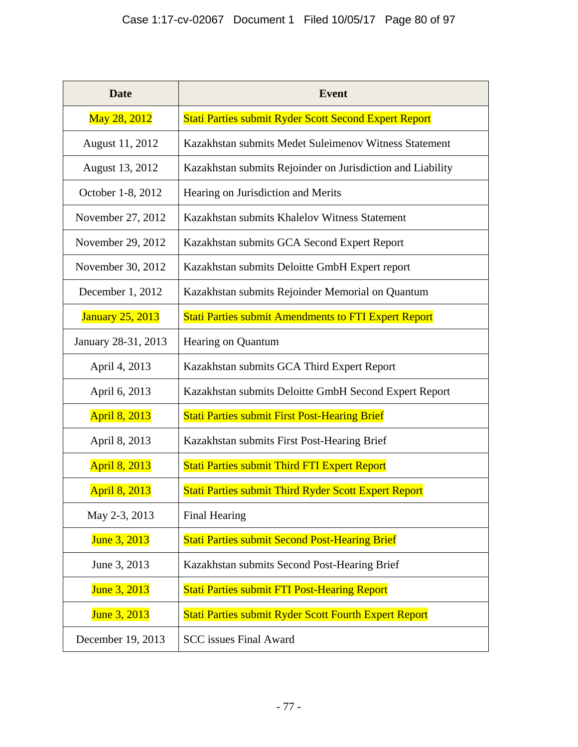| Date | Event |
| --- | --- |
| May 28, 2012 | Stati Parties submit Ryder Scott Second Expert Report |
| August 11, 2012 | Kazakhstan submits Medet Suleimenov Witness Statement |
| August 13, 2012 | Kazakhstan submits Rejoinder on Jurisdiction and Liability |
| October 1-8, 2012 | Hearing on Jurisdiction and Merits |
| November 27, 2012 | Kazakhstan submits Khalelov Witness Statement |
| November 29, 2012 | Kazakhstan submits GCA Second Expert Report |
| November 30, 2012 | Kazakhstan submits Deloitte GmbH Expert report |
| December 1, 2012 | Kazakhstan submits Rejoinder Memorial on Quantum |
| January 25, 2013 | Stati Parties submit Amendments to FTI Expert Report |
| January 28-31, 2013 | Hearing on Quantum |
| April 4, 2013 | Kazakhstan submits GCA Third Expert Report |
| April 6, 2013 | Kazakhstan submits Deloitte GmbH Second Expert Report |
| April 8, 2013 | Stati Parties submit First Post-Hearing Brief |
| April 8, 2013 | Kazakhstan submits First Post-Hearing Brief |
| April 8, 2013 | Stati Parties submit Third FTI Expert Report |
| April 8, 2013 | Stati Parties submit Third Ryder Scott Expert Report |
| May 2-3, 2013 | Final Hearing |
| June 3, 2013 | Stati Parties submit Second Post-Hearing Brief |
| June 3, 2013 | Kazakhstan submits Second Post-Hearing Brief |
| June 3, 2013 | Stati Parties submit FTI Post-Hearing Report |
| June 3, 2013 | Stati Parties submit Ryder Scott Fourth Expert Report |
| December 19, 2013 | SCC issues Final Award |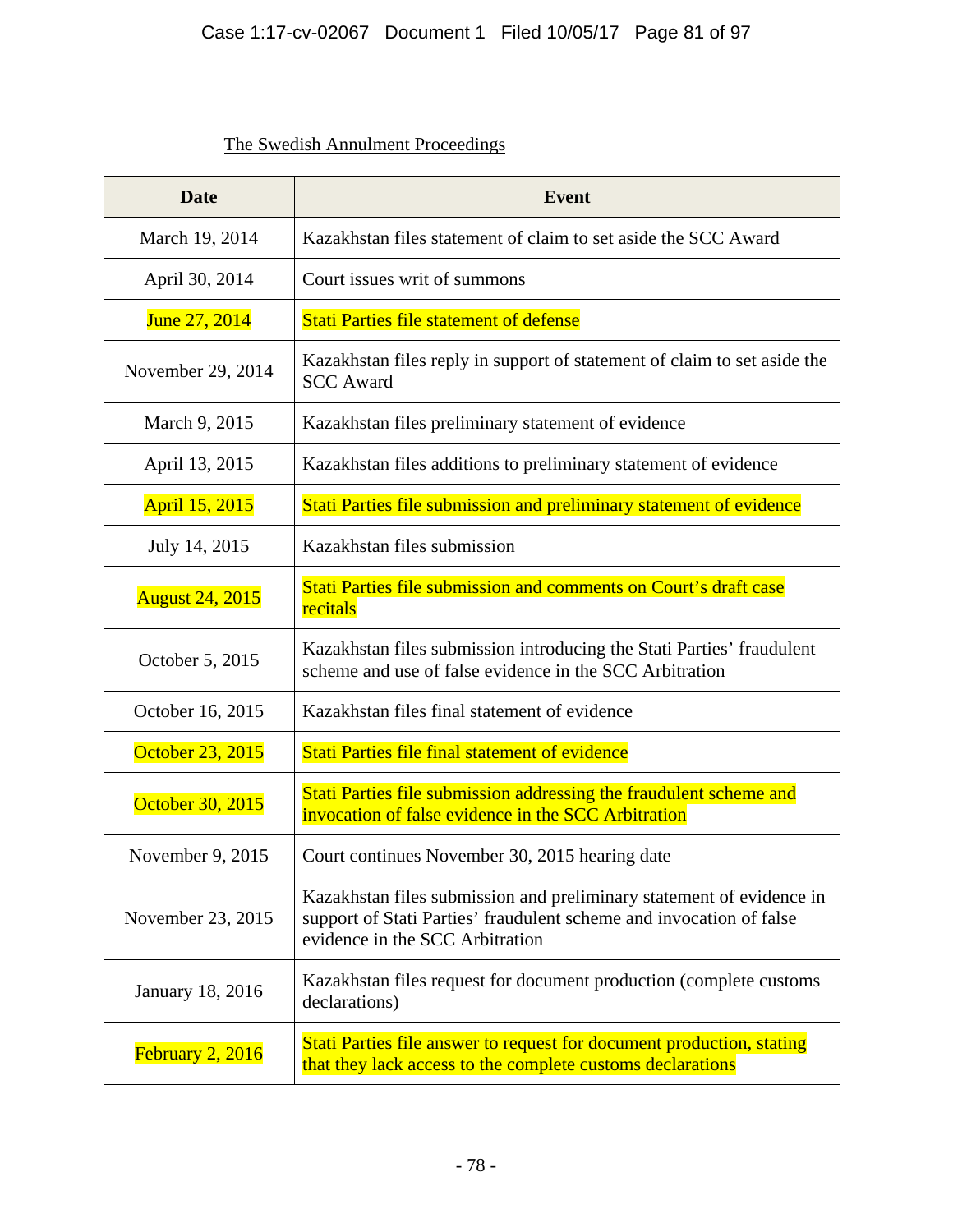The Swedish Annulment Proceedings

| Date | Event |
| --- | --- |
| March 19, 2014 | Kazakhstan files statement of claim to set aside the SCC Award |
| April 30, 2014 | Court issues writ of summons |
| June 27, 2014 | Stati Parties file statement of defense |
| November 29, 2014 | Kazakhstan files reply in support of statement of claim to set aside the SCC Award |
| March 9, 2015 | Kazakhstan files preliminary statement of evidence |
| April 13, 2015 | Kazakhstan files additions to preliminary statement of evidence |
| April 15, 2015 | Stati Parties file submission and preliminary statement of evidence |
| July 14, 2015 | Kazakhstan files submission |
| August 24, 2015 | Stati Parties file submission and comments on Court's draft case recitals |
| October 5, 2015 | Kazakhstan files submission introducing the Stati Parties' fraudulent scheme and use of false evidence in the SCC Arbitration |
| October 16, 2015 | Kazakhstan files final statement of evidence |
| October 23, 2015 | Stati Parties file final statement of evidence |
| October 30, 2015 | Stati Parties file submission addressing the fraudulent scheme and invocation of false evidence in the SCC Arbitration |
| November 9, 2015 | Court continues November 30, 2015 hearing date |
| November 23, 2015 | Kazakhstan files submission and preliminary statement of evidence in support of Stati Parties' fraudulent scheme and invocation of false evidence in the SCC Arbitration |
| January 18, 2016 | Kazakhstan files request for document production (complete customs declarations) |
| February 2, 2016 | Stati Parties file answer to request for document production, stating that they lack access to the complete customs declarations |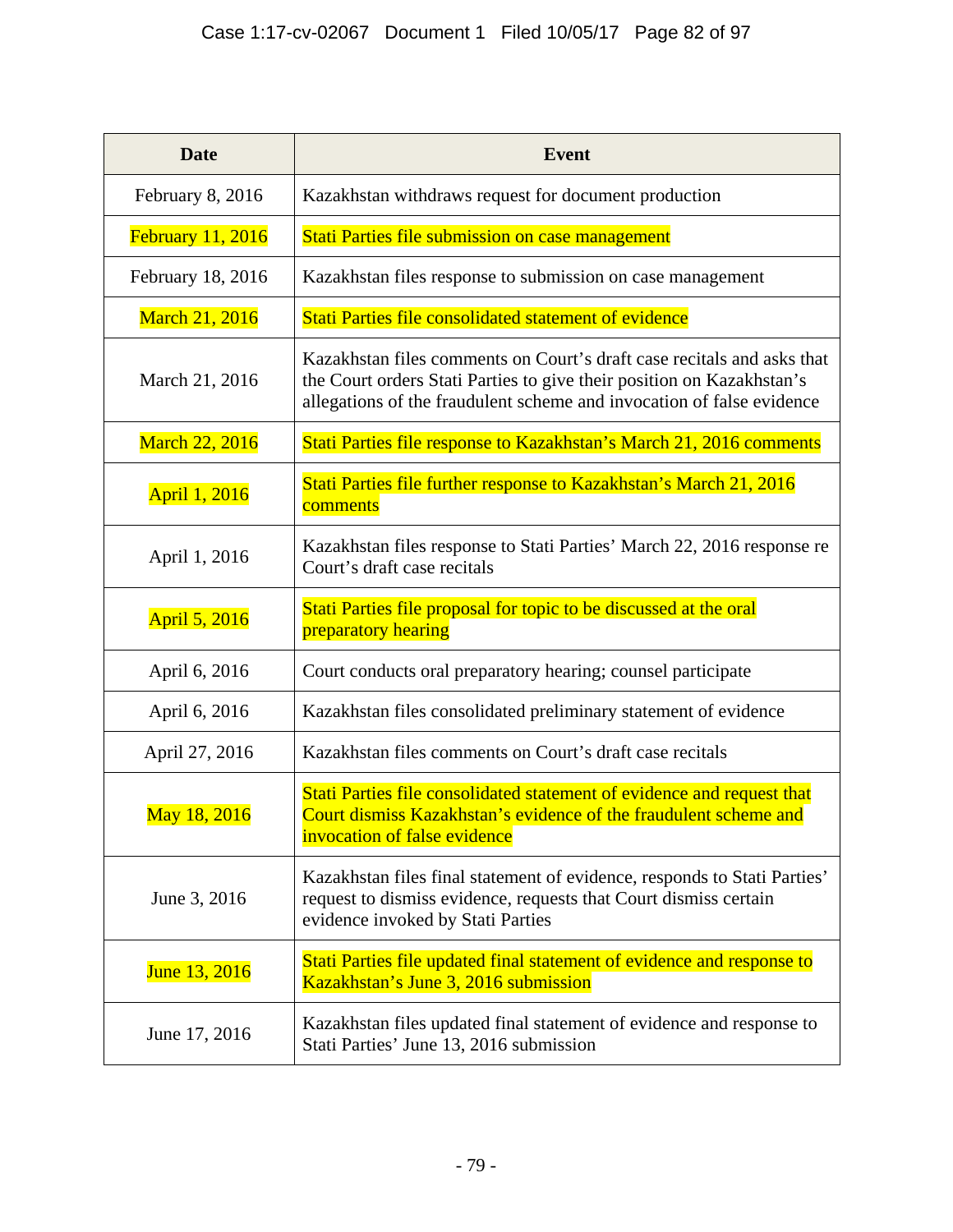| Date | Event |
|---|---|
| February 8, 2016 | Kazakhstan withdraws request for document production |
| February 11, 2016 | Stati Parties file submission on case management |
| February 18, 2016 | Kazakhstan files response to submission on case management |
| March 21, 2016 | Stati Parties file consolidated statement of evidence |
| March 21, 2016 | Kazakhstan files comments on Court's draft case recitals and asks that the Court orders Stati Parties to give their position on Kazakhstan's allegations of the fraudulent scheme and invocation of false evidence |
| March 22, 2016 | Stati Parties file response to Kazakhstan's March 21, 2016 comments |
| April 1, 2016 | Stati Parties file further response to Kazakhstan's March 21, 2016 comments |
| April 1, 2016 | Kazakhstan files response to Stati Parties' March 22, 2016 response re Court's draft case recitals |
| April 5, 2016 | Stati Parties file proposal for topic to be discussed at the oral preparatory hearing |
| April 6, 2016 | Court conducts oral preparatory hearing; counsel participate |
| April 6, 2016 | Kazakhstan files consolidated preliminary statement of evidence |
| April 27, 2016 | Kazakhstan files comments on Court's draft case recitals |
| May 18, 2016 | Stati Parties file consolidated statement of evidence and request that Court dismiss Kazakhstan's evidence of the fraudulent scheme and invocation of false evidence |
| June 3, 2016 | Kazakhstan files final statement of evidence, responds to Stati Parties' request to dismiss evidence, requests that Court dismiss certain evidence invoked by Stati Parties |
| June 13, 2016 | Stati Parties file updated final statement of evidence and response to Kazakhstan's June 3, 2016 submission |
| June 17, 2016 | Kazakhstan files updated final statement of evidence and response to Stati Parties' June 13, 2016 submission |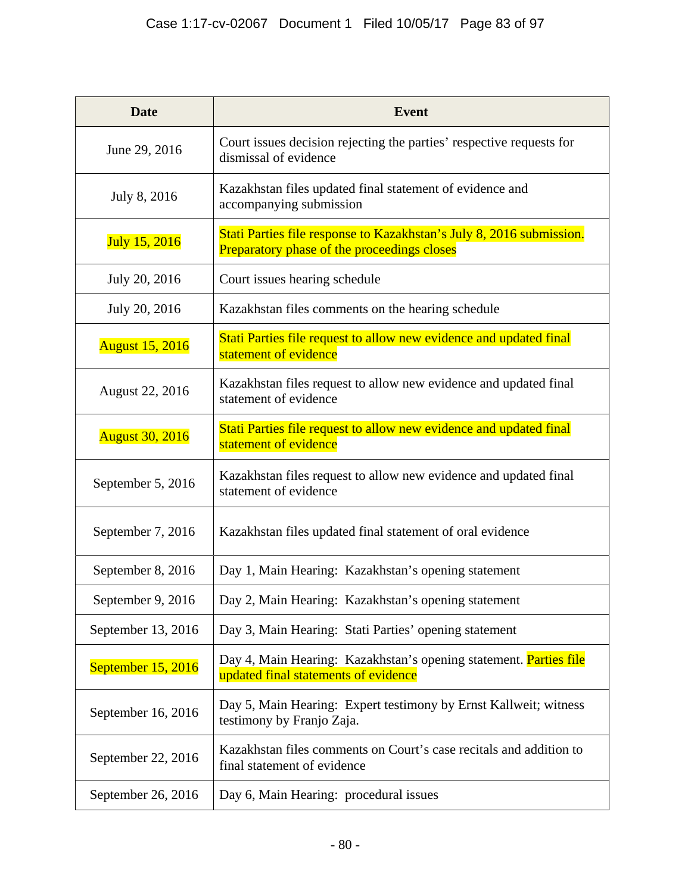| Date | Event |
|---|---|
| June 29, 2016 | Court issues decision rejecting the parties' respective requests for dismissal of evidence |
| July 8, 2016 | Kazakhstan files updated final statement of evidence and accompanying submission |
| July 15, 2016 | Stati Parties file response to Kazakhstan's July 8, 2016 submission. Preparatory phase of the proceedings closes |
| July 20, 2016 | Court issues hearing schedule |
| July 20, 2016 | Kazakhstan files comments on the hearing schedule |
| August 15, 2016 | Stati Parties file request to allow new evidence and updated final statement of evidence |
| August 22, 2016 | Kazakhstan files request to allow new evidence and updated final statement of evidence |
| August 30, 2016 | Stati Parties file request to allow new evidence and updated final statement of evidence |
| September 5, 2016 | Kazakhstan files request to allow new evidence and updated final statement of evidence |
| September 7, 2016 | Kazakhstan files updated final statement of oral evidence |
| September 8, 2016 | Day 1, Main Hearing: Kazakhstan's opening statement |
| September 9, 2016 | Day 2, Main Hearing: Kazakhstan's opening statement |
| September 13, 2016 | Day 3, Main Hearing: Stati Parties' opening statement |
| September 15, 2016 | Day 4, Main Hearing: Kazakhstan's opening statement. Parties file updated final statements of evidence |
| September 16, 2016 | Day 5, Main Hearing: Expert testimony by Ernst Kallweit; witness testimony by Franjo Zaja. |
| September 22, 2016 | Kazakhstan files comments on Court's case recitals and addition to final statement of evidence |
| September 26, 2016 | Day 6, Main Hearing: procedural issues |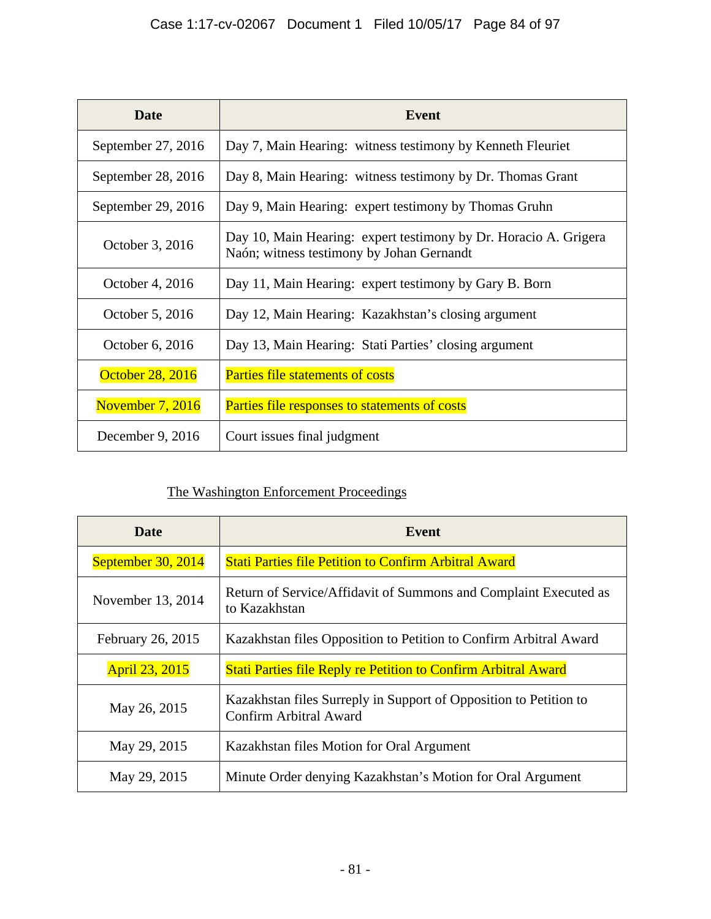| Date | Event |
| --- | --- |
| September 27, 2016 | Day 7, Main Hearing: witness testimony by Kenneth Fleuriet |
| September 28, 2016 | Day 8, Main Hearing: witness testimony by Dr. Thomas Grant |
| September 29, 2016 | Day 9, Main Hearing: expert testimony by Thomas Gruhn |
| October 3, 2016 | Day 10, Main Hearing: expert testimony by Dr. Horacio A. Grigera Naón; witness testimony by Johan Gernandt |
| October 4, 2016 | Day 11, Main Hearing: expert testimony by Gary B. Born |
| October 5, 2016 | Day 12, Main Hearing: Kazakhstan's closing argument |
| October 6, 2016 | Day 13, Main Hearing: Stati Parties' closing argument |
| October 28, 2016 | Parties file statements of costs |
| November 7, 2016 | Parties file responses to statements of costs |
| December 9, 2016 | Court issues final judgment |

The Washington Enforcement Proceedings

| Date | Event |
| --- | --- |
| September 30, 2014 | Stati Parties file Petition to Confirm Arbitral Award |
| November 13, 2014 | Return of Service/Affidavit of Summons and Complaint Executed as to Kazakhstan |
| February 26, 2015 | Kazakhstan files Opposition to Petition to Confirm Arbitral Award |
| April 23, 2015 | Stati Parties file Reply re Petition to Confirm Arbitral Award |
| May 26, 2015 | Kazakhstan files Surreply in Support of Opposition to Petition to Confirm Arbitral Award |
| May 29, 2015 | Kazakhstan files Motion for Oral Argument |
| May 29, 2015 | Minute Order denying Kazakhstan's Motion for Oral Argument |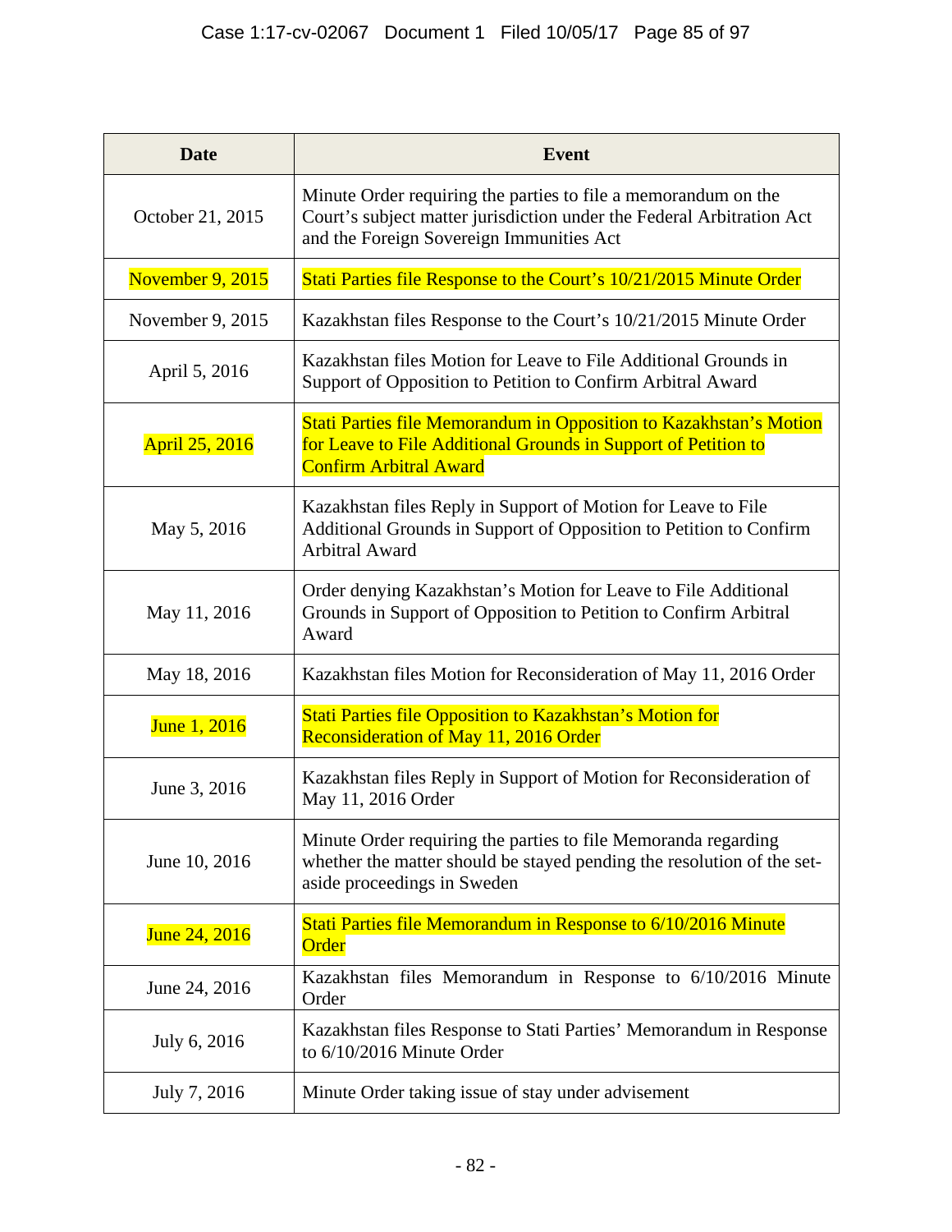| Date | Event |
|---|---|
| October 21, 2015 | Minute Order requiring the parties to file a memorandum on the Court's subject matter jurisdiction under the Federal Arbitration Act and the Foreign Sovereign Immunities Act |
| November 9, 2015 | Stati Parties file Response to the Court's 10/21/2015 Minute Order |
| November 9, 2015 | Kazakhstan files Response to the Court's 10/21/2015 Minute Order |
| April 5, 2016 | Kazakhstan files Motion for Leave to File Additional Grounds in Support of Opposition to Petition to Confirm Arbitral Award |
| April 25, 2016 | Stati Parties file Memorandum in Opposition to Kazakhstan's Motion for Leave to File Additional Grounds in Support of Petition to Confirm Arbitral Award |
| May 5, 2016 | Kazakhstan files Reply in Support of Motion for Leave to File Additional Grounds in Support of Opposition to Petition to Confirm Arbitral Award |
| May 11, 2016 | Order denying Kazakhstan's Motion for Leave to File Additional Grounds in Support of Opposition to Petition to Confirm Arbitral Award |
| May 18, 2016 | Kazakhstan files Motion for Reconsideration of May 11, 2016 Order |
| June 1, 2016 | Stati Parties file Opposition to Kazakhstan's Motion for Reconsideration of May 11, 2016 Order |
| June 3, 2016 | Kazakhstan files Reply in Support of Motion for Reconsideration of May 11, 2016 Order |
| June 10, 2016 | Minute Order requiring the parties to file Memoranda regarding whether the matter should be stayed pending the resolution of the set-aside proceedings in Sweden |
| June 24, 2016 | Stati Parties file Memorandum in Response to 6/10/2016 Minute Order |
| June 24, 2016 | Kazakhstan files Memorandum in Response to 6/10/2016 Minute Order |
| July 6, 2016 | Kazakhstan files Response to Stati Parties' Memorandum in Response to 6/10/2016 Minute Order |
| July 7, 2016 | Minute Order taking issue of stay under advisement |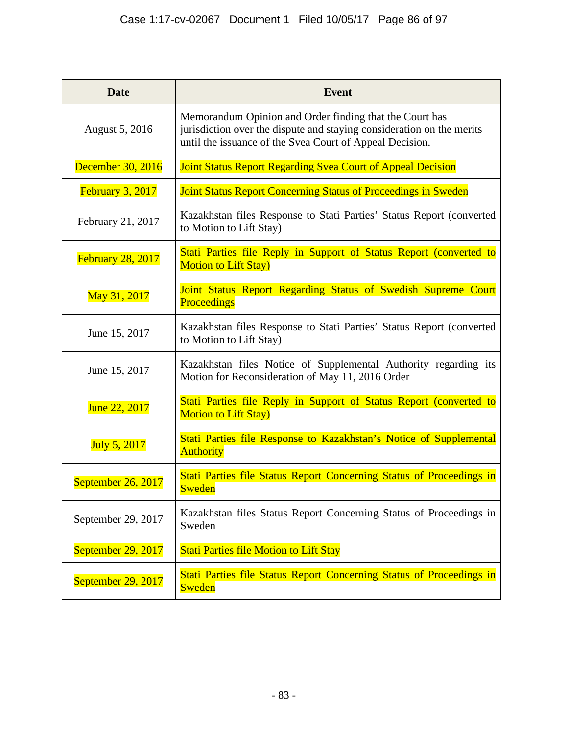| Date | Event |
|---|---|
| August 5, 2016 | Memorandum Opinion and Order finding that the Court has jurisdiction over the dispute and staying consideration on the merits until the issuance of the Svea Court of Appeal Decision. |
| December 30, 2016 | Joint Status Report Regarding Svea Court of Appeal Decision |
| February 3, 2017 | Joint Status Report Concerning Status of Proceedings in Sweden |
| February 21, 2017 | Kazakhstan files Response to Stati Parties' Status Report (converted to Motion to Lift Stay) |
| February 28, 2017 | Stati Parties file Reply in Support of Status Report (converted to Motion to Lift Stay) |
| May 31, 2017 | Joint Status Report Regarding Status of Swedish Supreme Court Proceedings |
| June 15, 2017 | Kazakhstan files Response to Stati Parties' Status Report (converted to Motion to Lift Stay) |
| June 15, 2017 | Kazakhstan files Notice of Supplemental Authority regarding its Motion for Reconsideration of May 11, 2016 Order |
| June 22, 2017 | Stati Parties file Reply in Support of Status Report (converted to Motion to Lift Stay) |
| July 5, 2017 | Stati Parties file Response to Kazakhstan's Notice of Supplemental Authority |
| September 26, 2017 | Stati Parties file Status Report Concerning Status of Proceedings in Sweden |
| September 29, 2017 | Kazakhstan files Status Report Concerning Status of Proceedings in Sweden |
| September 29, 2017 | Stati Parties file Motion to Lift Stay |
| September 29, 2017 | Stati Parties file Status Report Concerning Status of Proceedings in Sweden |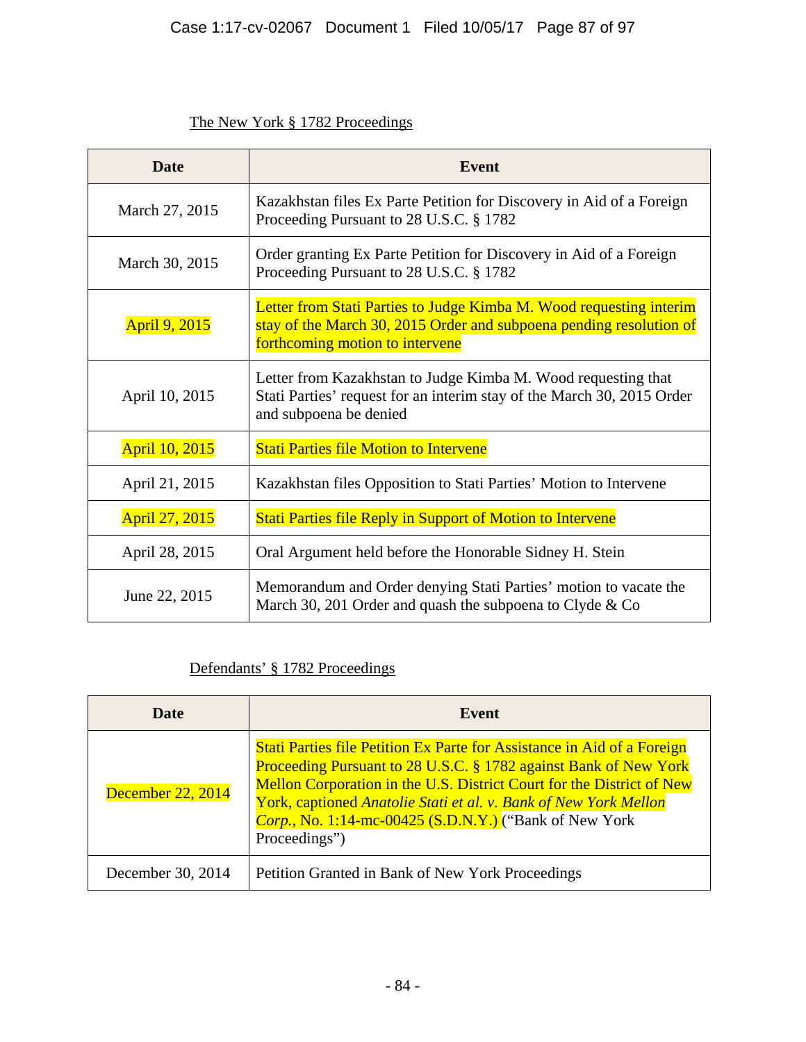The New York § 1782 Proceedings

| Date | Event |
| --- | --- |
| March 27, 2015 | Kazakhstan files Ex Parte Petition for Discovery in Aid of a Foreign Proceeding Pursuant to 28 U.S.C. § 1782 |
| March 30, 2015 | Order granting Ex Parte Petition for Discovery in Aid of a Foreign Proceeding Pursuant to 28 U.S.C. § 1782 |
| April 9, 2015 | Letter from Stati Parties to Judge Kimba M. Wood requesting interim stay of the March 30, 2015 Order and subpoena pending resolution of forthcoming motion to intervene |
| April 10, 2015 | Letter from Kazakhstan to Judge Kimba M. Wood requesting that Stati Parties' request for an interim stay of the March 30, 2015 Order and subpoena be denied |
| April 10, 2015 | Stati Parties file Motion to Intervene |
| April 21, 2015 | Kazakhstan files Opposition to Stati Parties' Motion to Intervene |
| April 27, 2015 | Stati Parties file Reply in Support of Motion to Intervene |
| April 28, 2015 | Oral Argument held before the Honorable Sidney H. Stein |
| June 22, 2015 | Memorandum and Order denying Stati Parties' motion to vacate the March 30, 201 Order and quash the subpoena to Clyde & Co |

Defendants' § 1782 Proceedings

| Date | Event |
| --- | --- |
| December 22, 2014 | Stati Parties file Petition Ex Parte for Assistance in Aid of a Foreign Proceeding Pursuant to 28 U.S.C. § 1782 against Bank of New York Mellon Corporation in the U.S. District Court for the District of New York, captioned *Anatolie Stati et al. v. Bank of New York Mellon Corp.*, No. 1:14-mc-00425 (S.D.N.Y.) ("Bank of New York Proceedings") |
| December 30, 2014 | Petition Granted in Bank of New York Proceedings |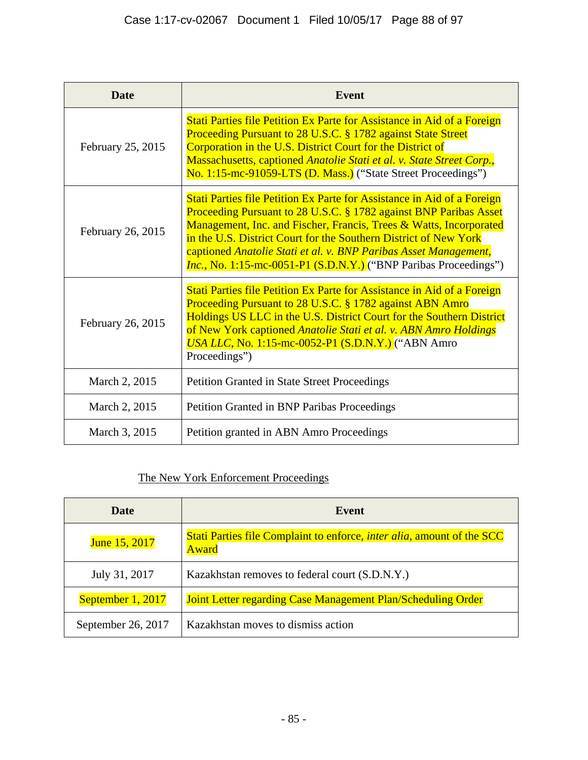| Date | Event |
|---|---|
| February 25, 2015 | Stati Parties file Petition Ex Parte for Assistance in Aid of a Foreign Proceeding Pursuant to 28 U.S.C. § 1782 against State Street Corporation in the U.S. District Court for the District of Massachusetts, captioned *Anatolie Stati et al. v. State Street Corp.*, No. 1:15-mc-91059-LTS (D. Mass.) ("State Street Proceedings") |
| February 26, 2015 | Stati Parties file Petition Ex Parte for Assistance in Aid of a Foreign Proceeding Pursuant to 28 U.S.C. § 1782 against BNP Paribas Asset Management, Inc. and Fischer, Francis, Trees & Watts, Incorporated in the U.S. District Court for the Southern District of New York captioned *Anatolie Stati et al. v. BNP Paribas Asset Management, Inc.*, No. 1:15-mc-0051-P1 (S.D.N.Y.) ("BNP Paribas Proceedings") |
| February 26, 2015 | Stati Parties file Petition Ex Parte for Assistance in Aid of a Foreign Proceeding Pursuant to 28 U.S.C. § 1782 against ABN Amro Holdings US LLC in the U.S. District Court for the Southern District of New York captioned *Anatolie Stati et al. v. ABN Amro Holdings USA LLC*, No. 1:15-mc-0052-P1 (S.D.N.Y.) ("ABN Amro Proceedings") |
| March 2, 2015 | Petition Granted in State Street Proceedings |
| March 2, 2015 | Petition Granted in BNP Paribas Proceedings |
| March 3, 2015 | Petition granted in ABN Amro Proceedings |

The New York Enforcement Proceedings

| Date | Event |
|---|---|
| June 15, 2017 | Stati Parties file Complaint to enforce, *inter alia*, amount of the SCC Award |
| July 31, 2017 | Kazakhstan removes to federal court (S.D.N.Y.) |
| September 1, 2017 | Joint Letter regarding Case Management Plan/Scheduling Order |
| September 26, 2017 | Kazakhstan moves to dismiss action |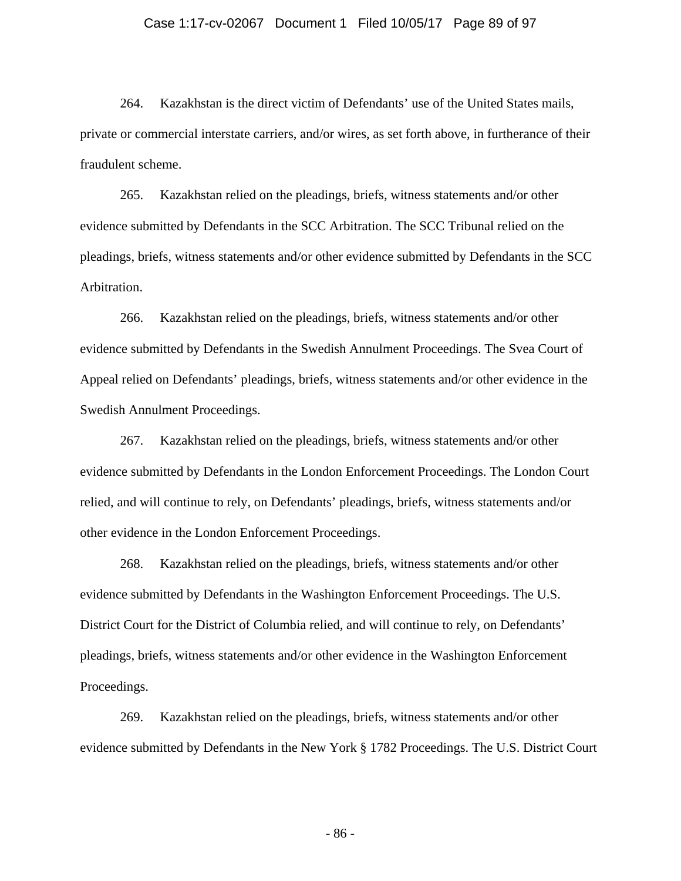264. Kazakhstan is the direct victim of Defendants' use of the United States mails, private or commercial interstate carriers, and/or wires, as set forth above, in furtherance of their fraudulent scheme.

265. Kazakhstan relied on the pleadings, briefs, witness statements and/or other evidence submitted by Defendants in the SCC Arbitration. The SCC Tribunal relied on the pleadings, briefs, witness statements and/or other evidence submitted by Defendants in the SCC Arbitration.

266. Kazakhstan relied on the pleadings, briefs, witness statements and/or other evidence submitted by Defendants in the Swedish Annulment Proceedings. The Svea Court of Appeal relied on Defendants' pleadings, briefs, witness statements and/or other evidence in the Swedish Annulment Proceedings.

267. Kazakhstan relied on the pleadings, briefs, witness statements and/or other evidence submitted by Defendants in the London Enforcement Proceedings. The London Court relied, and will continue to rely, on Defendants' pleadings, briefs, witness statements and/or other evidence in the London Enforcement Proceedings.

268. Kazakhstan relied on the pleadings, briefs, witness statements and/or other evidence submitted by Defendants in the Washington Enforcement Proceedings. The U.S. District Court for the District of Columbia relied, and will continue to rely, on Defendants' pleadings, briefs, witness statements and/or other evidence in the Washington Enforcement Proceedings.

269. Kazakhstan relied on the pleadings, briefs, witness statements and/or other evidence submitted by Defendants in the New York § 1782 Proceedings. The U.S. District Court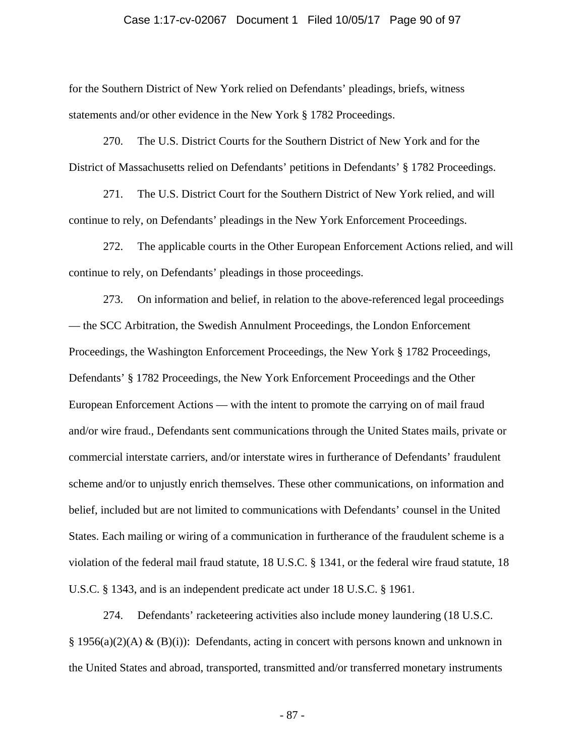for the Southern District of New York relied on Defendants' pleadings, briefs, witness statements and/or other evidence in the New York § 1782 Proceedings.

270. The U.S. District Courts for the Southern District of New York and for the District of Massachusetts relied on Defendants' petitions in Defendants' § 1782 Proceedings.

271. The U.S. District Court for the Southern District of New York relied, and will continue to rely, on Defendants' pleadings in the New York Enforcement Proceedings.

272. The applicable courts in the Other European Enforcement Actions relied, and will continue to rely, on Defendants' pleadings in those proceedings.

273. On information and belief, in relation to the above-referenced legal proceedings — the SCC Arbitration, the Swedish Annulment Proceedings, the London Enforcement Proceedings, the Washington Enforcement Proceedings, the New York § 1782 Proceedings, Defendants' § 1782 Proceedings, the New York Enforcement Proceedings and the Other European Enforcement Actions — with the intent to promote the carrying on of mail fraud and/or wire fraud., Defendants sent communications through the United States mails, private or commercial interstate carriers, and/or interstate wires in furtherance of Defendants' fraudulent scheme and/or to unjustly enrich themselves. These other communications, on information and belief, included but are not limited to communications with Defendants' counsel in the United States. Each mailing or wiring of a communication in furtherance of the fraudulent scheme is a violation of the federal mail fraud statute, 18 U.S.C. § 1341, or the federal wire fraud statute, 18 U.S.C. § 1343, and is an independent predicate act under 18 U.S.C. § 1961.

274. Defendants' racketeering activities also include money laundering (18 U.S.C. § 1956(a)(2)(A) & (B)(i)): Defendants, acting in concert with persons known and unknown in the United States and abroad, transported, transmitted and/or transferred monetary instruments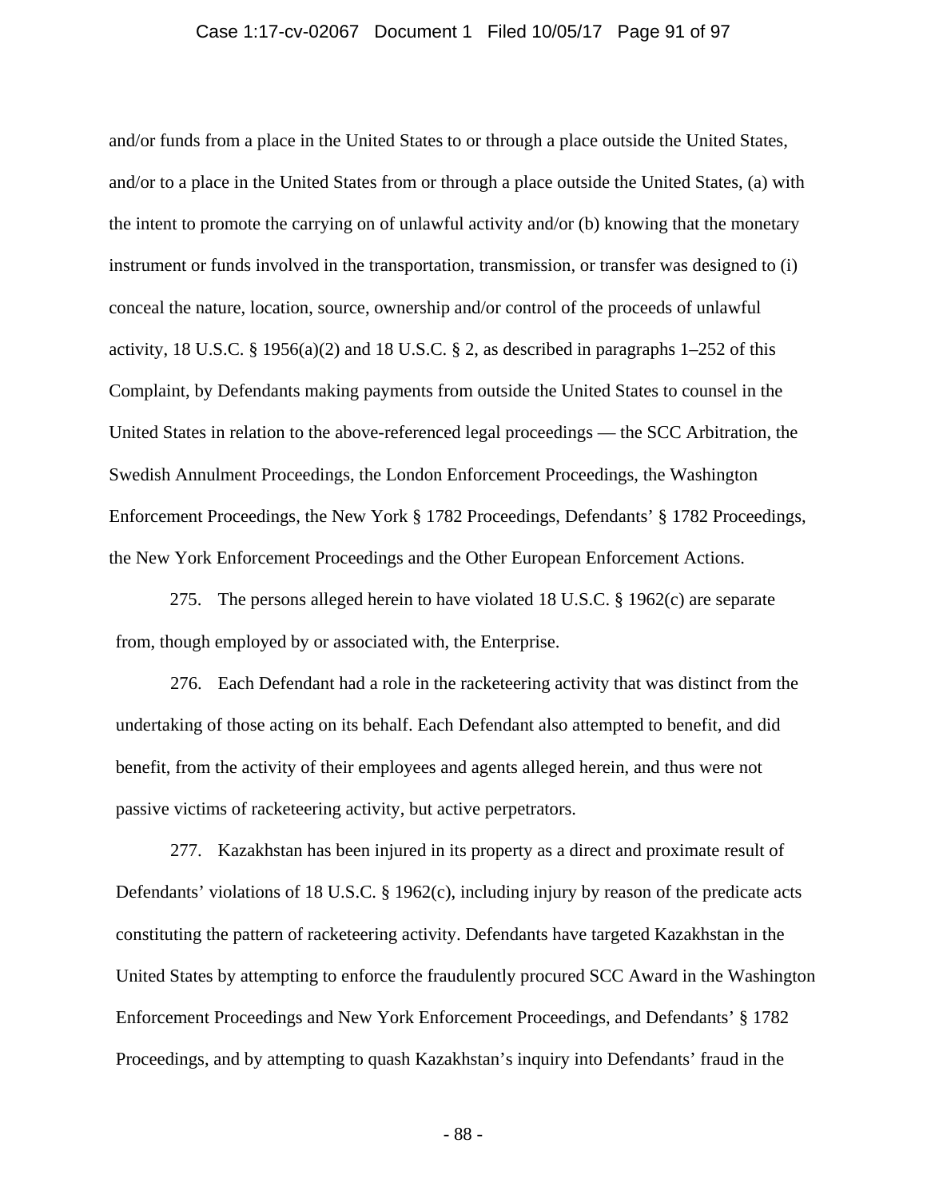and/or funds from a place in the United States to or through a place outside the United States, and/or to a place in the United States from or through a place outside the United States, (a) with the intent to promote the carrying on of unlawful activity and/or (b) knowing that the monetary instrument or funds involved in the transportation, transmission, or transfer was designed to (i) conceal the nature, location, source, ownership and/or control of the proceeds of unlawful activity, 18 U.S.C. § 1956(a)(2) and 18 U.S.C. § 2, as described in paragraphs 1–252 of this Complaint, by Defendants making payments from outside the United States to counsel in the United States in relation to the above-referenced legal proceedings — the SCC Arbitration, the Swedish Annulment Proceedings, the London Enforcement Proceedings, the Washington Enforcement Proceedings, the New York § 1782 Proceedings, Defendants' § 1782 Proceedings, the New York Enforcement Proceedings and the Other European Enforcement Actions.

275. The persons alleged herein to have violated 18 U.S.C. § 1962(c) are separate from, though employed by or associated with, the Enterprise.

276. Each Defendant had a role in the racketeering activity that was distinct from the undertaking of those acting on its behalf. Each Defendant also attempted to benefit, and did benefit, from the activity of their employees and agents alleged herein, and thus were not passive victims of racketeering activity, but active perpetrators.

277. Kazakhstan has been injured in its property as a direct and proximate result of Defendants' violations of 18 U.S.C. § 1962(c), including injury by reason of the predicate acts constituting the pattern of racketeering activity. Defendants have targeted Kazakhstan in the United States by attempting to enforce the fraudulently procured SCC Award in the Washington Enforcement Proceedings and New York Enforcement Proceedings, and Defendants' § 1782 Proceedings, and by attempting to quash Kazakhstan's inquiry into Defendants' fraud in the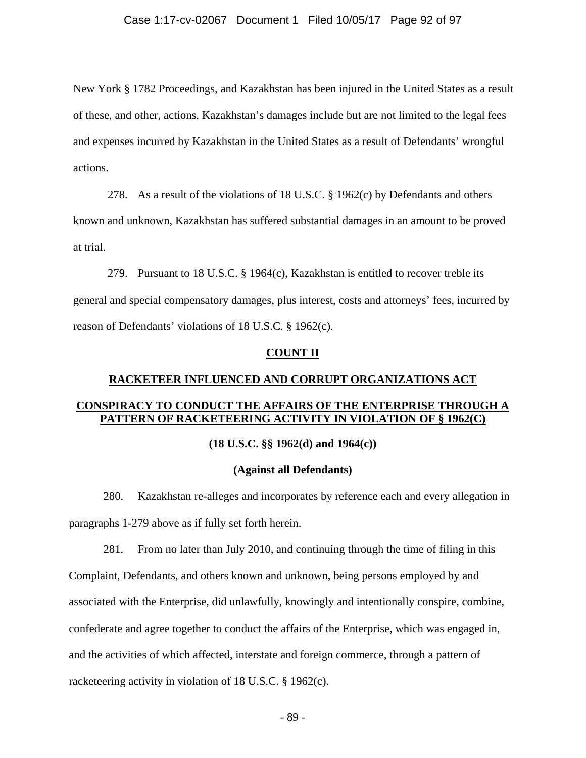New York § 1782 Proceedings, and Kazakhstan has been injured in the United States as a result of these, and other, actions. Kazakhstan's damages include but are not limited to the legal fees and expenses incurred by Kazakhstan in the United States as a result of Defendants' wrongful actions.

278. As a result of the violations of 18 U.S.C. § 1962(c) by Defendants and others known and unknown, Kazakhstan has suffered substantial damages in an amount to be proved at trial.

279. Pursuant to 18 U.S.C. § 1964(c), Kazakhstan is entitled to recover treble its general and special compensatory damages, plus interest, costs and attorneys' fees, incurred by reason of Defendants' violations of 18 U.S.C. § 1962(c).

## COUNT II

## RACKETEER INFLUENCED AND CORRUPT ORGANIZATIONS ACT

## CONSPIRACY TO CONDUCT THE AFFAIRS OF THE ENTERPRISE THROUGH A PATTERN OF RACKETEERING ACTIVITY IN VIOLATION OF § 1962(C)

**(18 U.S.C. §§ 1962(d) and 1964(c))**

**(Against all Defendants)**

280. Kazakhstan re-alleges and incorporates by reference each and every allegation in paragraphs 1-279 above as if fully set forth herein.

281. From no later than July 2010, and continuing through the time of filing in this Complaint, Defendants, and others known and unknown, being persons employed by and associated with the Enterprise, did unlawfully, knowingly and intentionally conspire, combine, confederate and agree together to conduct the affairs of the Enterprise, which was engaged in, and the activities of which affected, interstate and foreign commerce, through a pattern of racketeering activity in violation of 18 U.S.C. § 1962(c).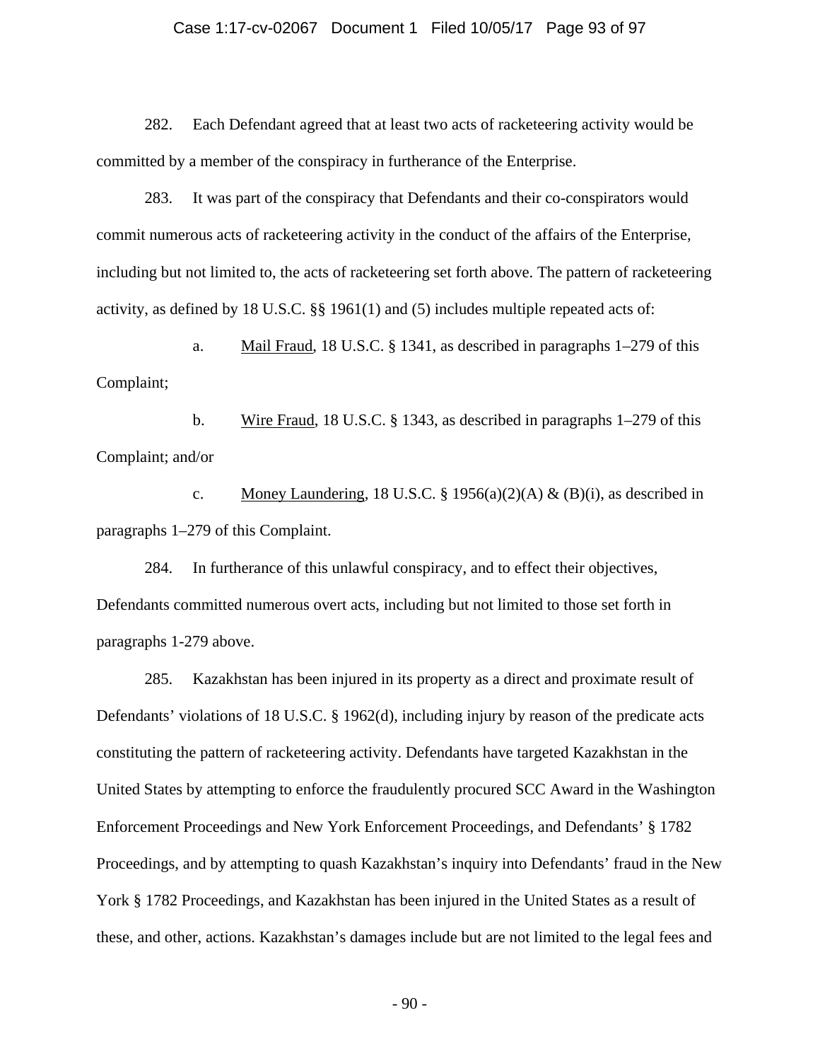282. Each Defendant agreed that at least two acts of racketeering activity would be committed by a member of the conspiracy in furtherance of the Enterprise.

283. It was part of the conspiracy that Defendants and their co-conspirators would commit numerous acts of racketeering activity in the conduct of the affairs of the Enterprise, including but not limited to, the acts of racketeering set forth above. The pattern of racketeering activity, as defined by 18 U.S.C. §§ 1961(1) and (5) includes multiple repeated acts of:

a. Mail Fraud, 18 U.S.C. § 1341, as described in paragraphs 1–279 of this Complaint;

b. Wire Fraud, 18 U.S.C. § 1343, as described in paragraphs 1–279 of this Complaint; and/or

c. Money Laundering, 18 U.S.C. § 1956(a)(2)(A) & (B)(i), as described in paragraphs 1–279 of this Complaint.

284. In furtherance of this unlawful conspiracy, and to effect their objectives, Defendants committed numerous overt acts, including but not limited to those set forth in paragraphs 1-279 above.

285. Kazakhstan has been injured in its property as a direct and proximate result of Defendants' violations of 18 U.S.C. § 1962(d), including injury by reason of the predicate acts constituting the pattern of racketeering activity. Defendants have targeted Kazakhstan in the United States by attempting to enforce the fraudulently procured SCC Award in the Washington Enforcement Proceedings and New York Enforcement Proceedings, and Defendants' § 1782 Proceedings, and by attempting to quash Kazakhstan's inquiry into Defendants' fraud in the New York § 1782 Proceedings, and Kazakhstan has been injured in the United States as a result of these, and other, actions. Kazakhstan's damages include but are not limited to the legal fees and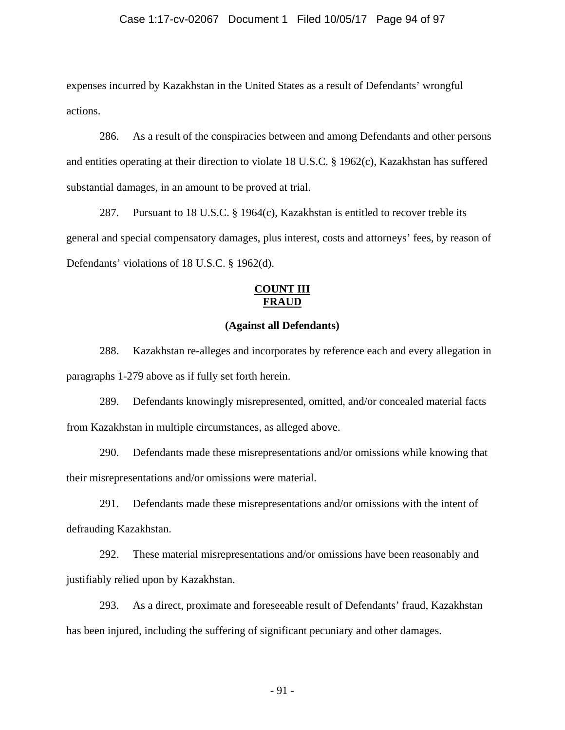expenses incurred by Kazakhstan in the United States as a result of Defendants' wrongful actions.

286. As a result of the conspiracies between and among Defendants and other persons and entities operating at their direction to violate 18 U.S.C. § 1962(c), Kazakhstan has suffered substantial damages, in an amount to be proved at trial.

287. Pursuant to 18 U.S.C. § 1964(c), Kazakhstan is entitled to recover treble its general and special compensatory damages, plus interest, costs and attorneys' fees, by reason of Defendants' violations of 18 U.S.C. § 1962(d).

## COUNT III
## FRAUD

**(Against all Defendants)**

288. Kazakhstan re-alleges and incorporates by reference each and every allegation in paragraphs 1-279 above as if fully set forth herein.

289. Defendants knowingly misrepresented, omitted, and/or concealed material facts from Kazakhstan in multiple circumstances, as alleged above.

290. Defendants made these misrepresentations and/or omissions while knowing that their misrepresentations and/or omissions were material.

291. Defendants made these misrepresentations and/or omissions with the intent of defrauding Kazakhstan.

292. These material misrepresentations and/or omissions have been reasonably and justifiably relied upon by Kazakhstan.

293. As a direct, proximate and foreseeable result of Defendants' fraud, Kazakhstan has been injured, including the suffering of significant pecuniary and other damages.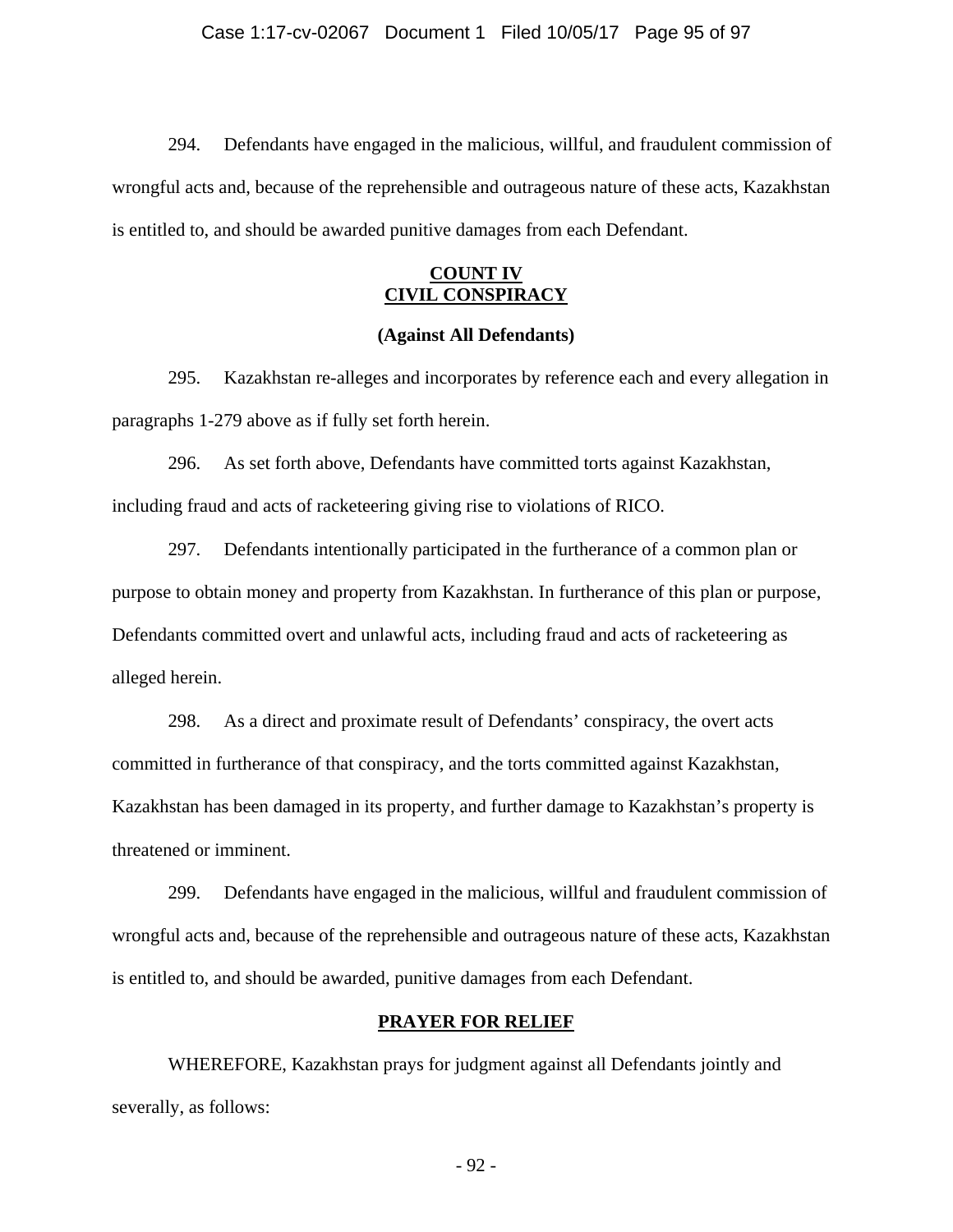294. Defendants have engaged in the malicious, willful, and fraudulent commission of wrongful acts and, because of the reprehensible and outrageous nature of these acts, Kazakhstan is entitled to, and should be awarded punitive damages from each Defendant.

## COUNT IV
## CIVIL CONSPIRACY

**(Against All Defendants)**

295. Kazakhstan re-alleges and incorporates by reference each and every allegation in paragraphs 1-279 above as if fully set forth herein.

296. As set forth above, Defendants have committed torts against Kazakhstan, including fraud and acts of racketeering giving rise to violations of RICO.

297. Defendants intentionally participated in the furtherance of a common plan or purpose to obtain money and property from Kazakhstan. In furtherance of this plan or purpose, Defendants committed overt and unlawful acts, including fraud and acts of racketeering as alleged herein.

298. As a direct and proximate result of Defendants' conspiracy, the overt acts committed in furtherance of that conspiracy, and the torts committed against Kazakhstan, Kazakhstan has been damaged in its property, and further damage to Kazakhstan's property is threatened or imminent.

299. Defendants have engaged in the malicious, willful and fraudulent commission of wrongful acts and, because of the reprehensible and outrageous nature of these acts, Kazakhstan is entitled to, and should be awarded, punitive damages from each Defendant.

## PRAYER FOR RELIEF

WHEREFORE, Kazakhstan prays for judgment against all Defendants jointly and severally, as follows: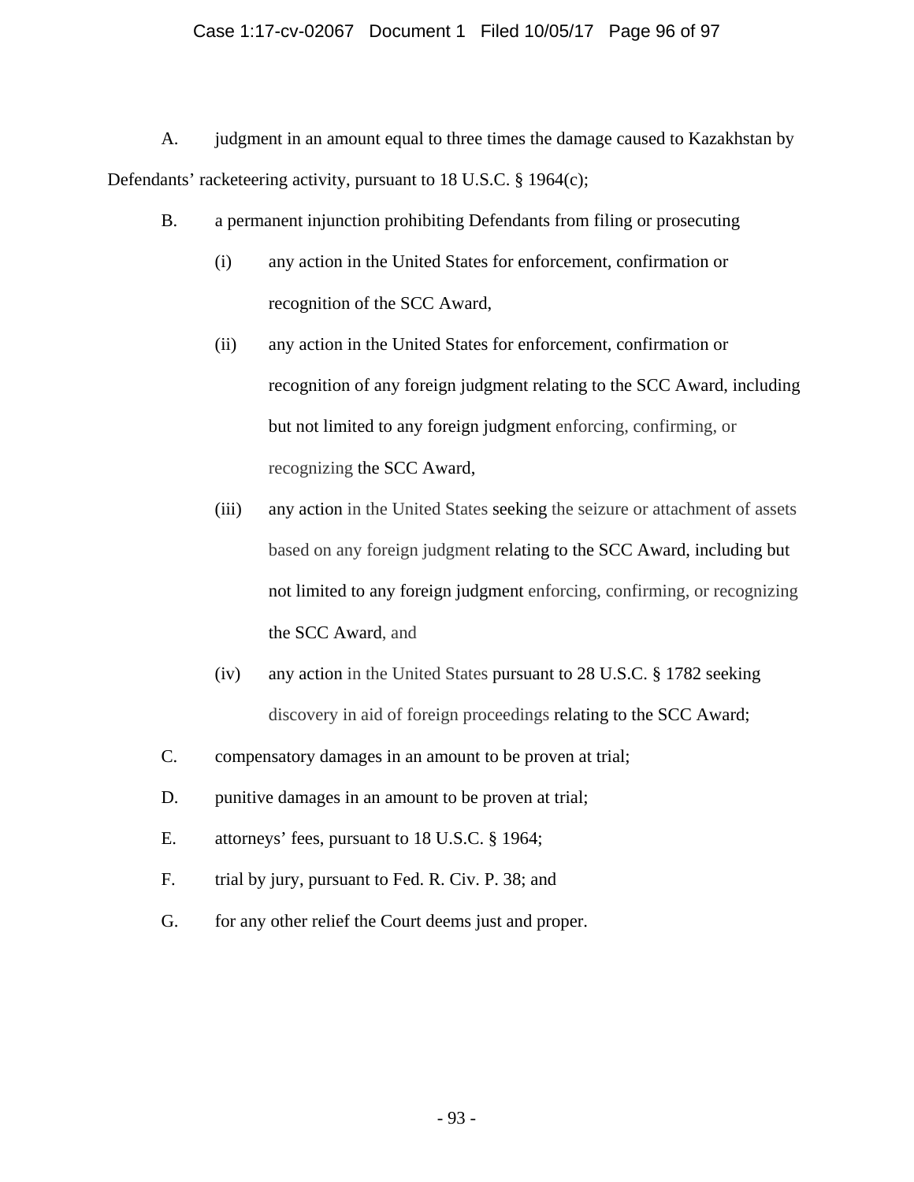A. judgment in an amount equal to three times the damage caused to Kazakhstan by Defendants' racketeering activity, pursuant to 18 U.S.C. § 1964(c);

B. a permanent injunction prohibiting Defendants from filing or prosecuting

  (i) any action in the United States for enforcement, confirmation or recognition of the SCC Award,

  (ii) any action in the United States for enforcement, confirmation or recognition of any foreign judgment relating to the SCC Award, including but not limited to any foreign judgment enforcing, confirming, or recognizing the SCC Award,

  (iii) any action in the United States seeking the seizure or attachment of assets based on any foreign judgment relating to the SCC Award, including but not limited to any foreign judgment enforcing, confirming, or recognizing the SCC Award, and

  (iv) any action in the United States pursuant to 28 U.S.C. § 1782 seeking discovery in aid of foreign proceedings relating to the SCC Award;

C. compensatory damages in an amount to be proven at trial;

D. punitive damages in an amount to be proven at trial;

E. attorneys' fees, pursuant to 18 U.S.C. § 1964;

F. trial by jury, pursuant to Fed. R. Civ. P. 38; and

G. for any other relief the Court deems just and proper.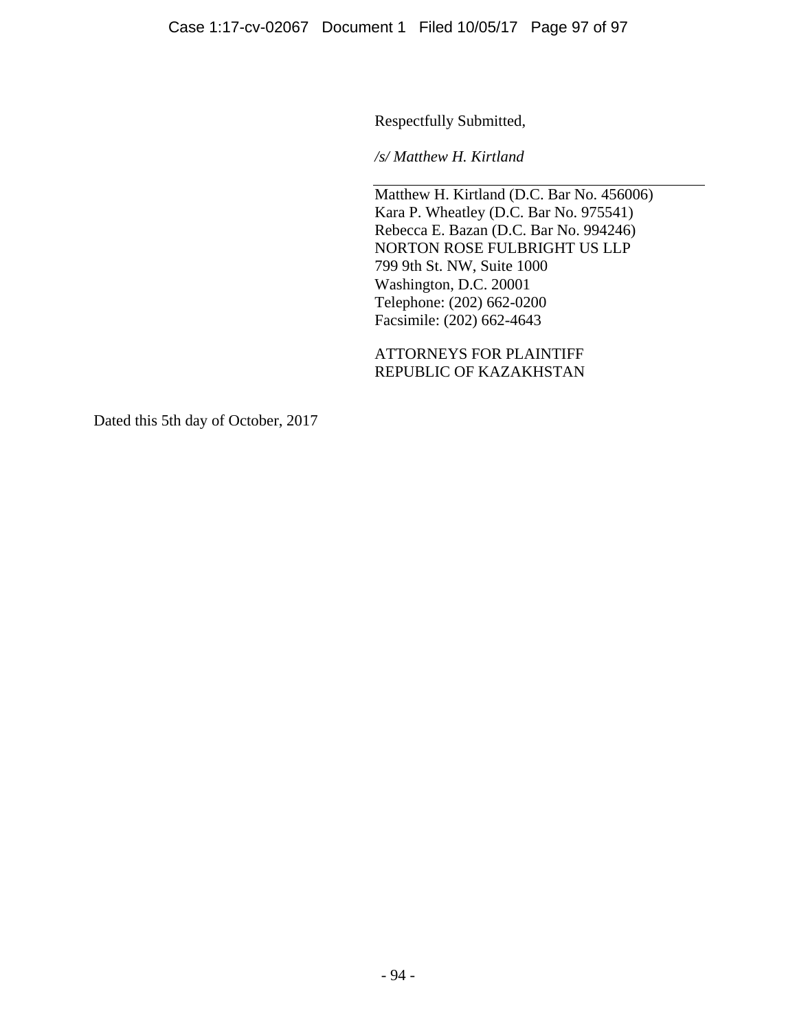Respectfully Submitted,

*/s/ Matthew H. Kirtland*

Matthew H. Kirtland (D.C. Bar No. 456006)
Kara P. Wheatley (D.C. Bar No. 975541)
Rebecca E. Bazan (D.C. Bar No. 994246)
NORTON ROSE FULBRIGHT US LLP
799 9th St. NW, Suite 1000
Washington, D.C. 20001
Telephone: (202) 662-0200
Facsimile: (202) 662-4643

ATTORNEYS FOR PLAINTIFF
REPUBLIC OF KAZAKHSTAN

Dated this 5th day of October, 2017